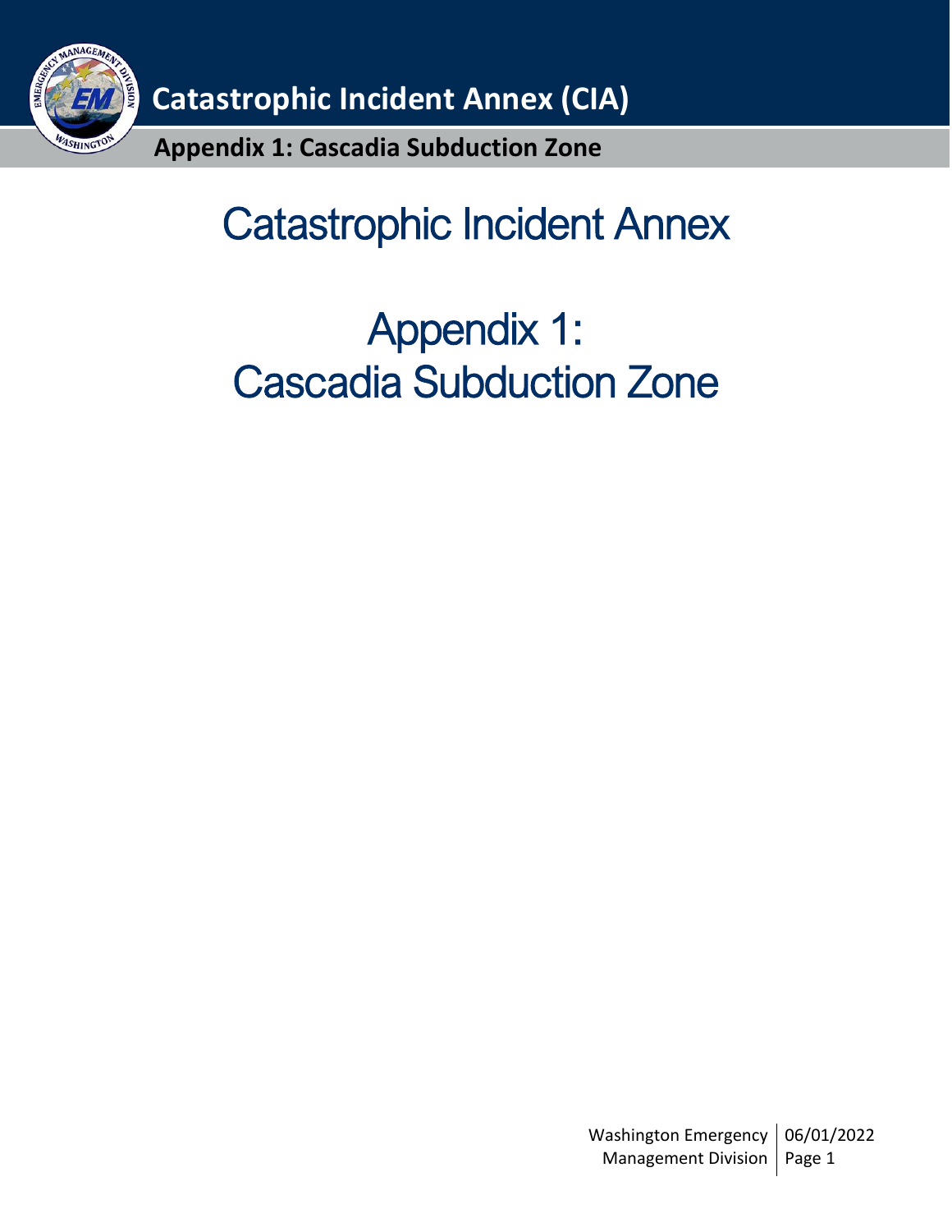# Catastrophic Incident Annex

# Appendix 1: Cascadia Subduction Zone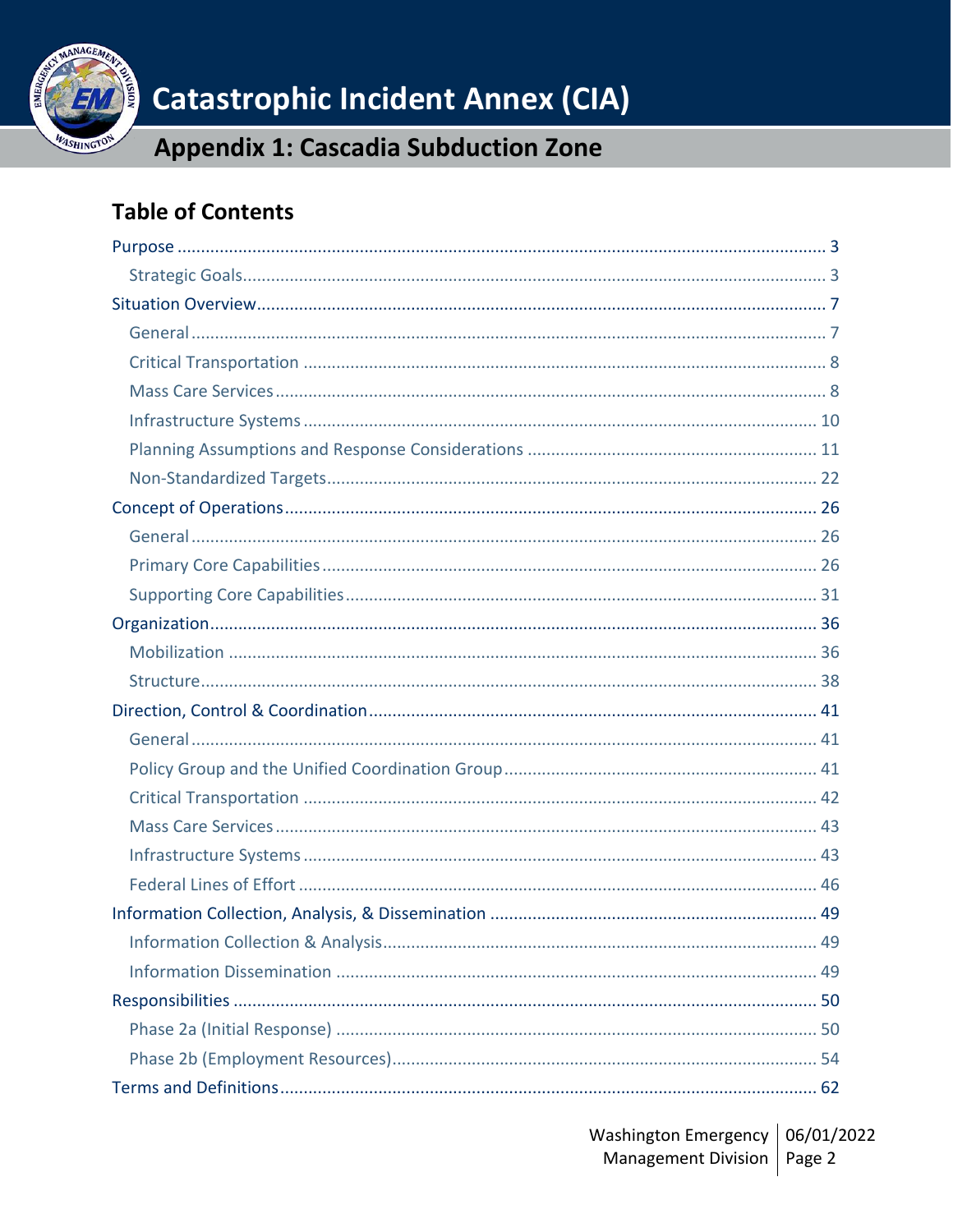# Catastrophic Incident Annex (CIA)

## Appendix 1: Cascadia Subduction Zone

### Table of Contents

- Purpose ........ 3
  - Strategic Goals ........ 3
- Situation Overview ........ 7
  - General ........ 7
  - Critical Transportation ........ 8
  - Mass Care Services ........ 8
  - Infrastructure Systems ........ 10
  - Planning Assumptions and Response Considerations ........ 11
  - Non-Standardized Targets ........ 22
- Concept of Operations ........ 26
  - General ........ 26
  - Primary Core Capabilities ........ 26
  - Supporting Core Capabilities ........ 31
- Organization ........ 36
  - Mobilization ........ 36
  - Structure ........ 38
- Direction, Control & Coordination ........ 41
  - General ........ 41
  - Policy Group and the Unified Coordination Group ........ 41
  - Critical Transportation ........ 42
  - Mass Care Services ........ 43
  - Infrastructure Systems ........ 43
  - Federal Lines of Effort ........ 46
- Information Collection, Analysis, & Dissemination ........ 49
  - Information Collection & Analysis ........ 49
  - Information Dissemination ........ 49
- Responsibilities ........ 50
  - Phase 2a (Initial Response) ........ 50
  - Phase 2b (Employment Resources) ........ 54
- Terms and Definitions ........ 62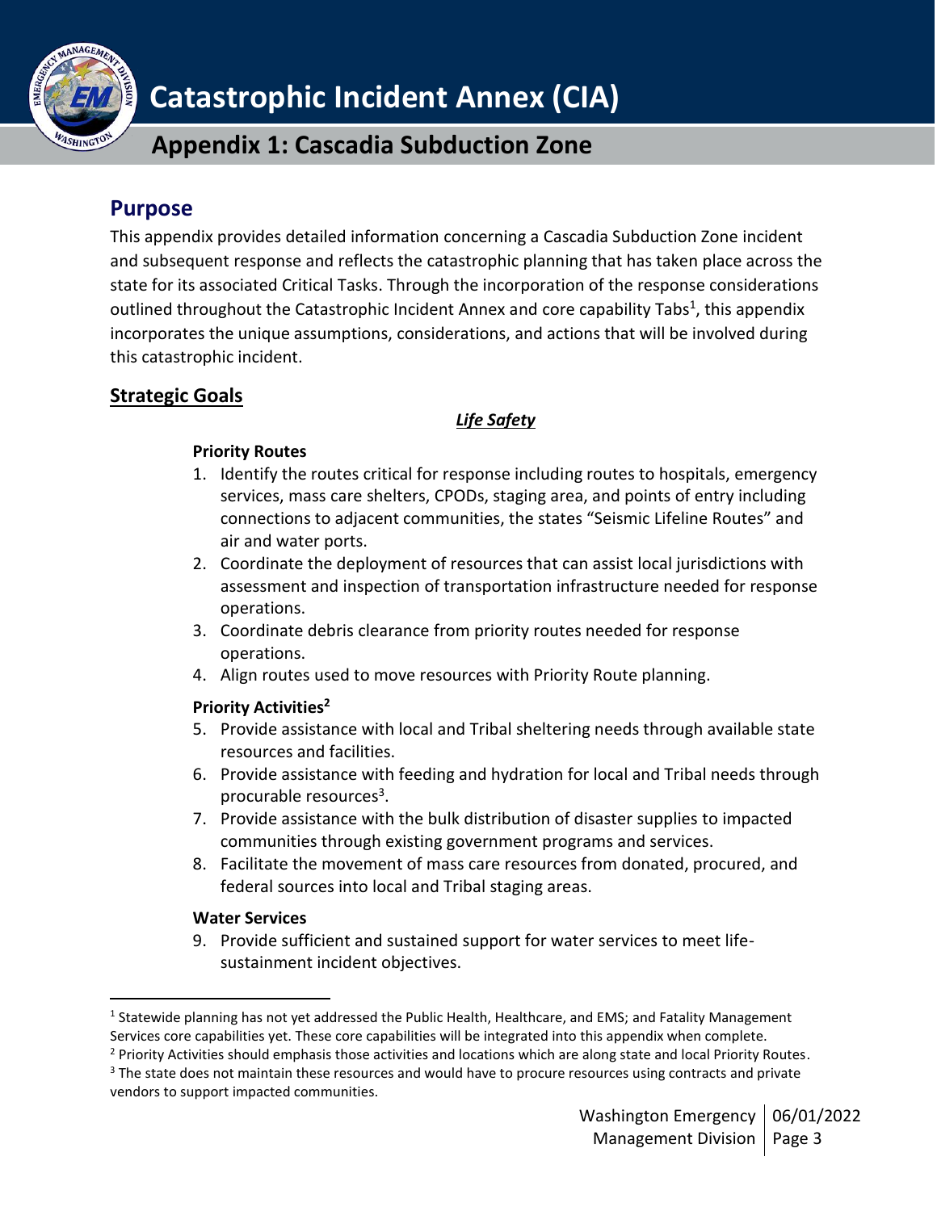# Catastrophic Incident Annex (CIA)

## Appendix 1: Cascadia Subduction Zone

## Purpose

This appendix provides detailed information concerning a Cascadia Subduction Zone incident and subsequent response and reflects the catastrophic planning that has taken place across the state for its associated Critical Tasks. Through the incorporation of the response considerations outlined throughout the Catastrophic Incident Annex and core capability Tabs[1], this appendix incorporates the unique assumptions, considerations, and actions that will be involved during this catastrophic incident.

## Strategic Goals

***Life Safety***

**Priority Routes**

1. Identify the routes critical for response including routes to hospitals, emergency services, mass care shelters, CPODs, staging area, and points of entry including connections to adjacent communities, the states "Seismic Lifeline Routes" and air and water ports.
2. Coordinate the deployment of resources that can assist local jurisdictions with assessment and inspection of transportation infrastructure needed for response operations.
3. Coordinate debris clearance from priority routes needed for response operations.
4. Align routes used to move resources with Priority Route planning.

**Priority Activities[2]**

5. Provide assistance with local and Tribal sheltering needs through available state resources and facilities.
6. Provide assistance with feeding and hydration for local and Tribal needs through procurable resources[3].
7. Provide assistance with the bulk distribution of disaster supplies to impacted communities through existing government programs and services.
8. Facilitate the movement of mass care resources from donated, procured, and federal sources into local and Tribal staging areas.

**Water Services**

9. Provide sufficient and sustained support for water services to meet life-sustainment incident objectives.

---

[1] Statewide planning has not yet addressed the Public Health, Healthcare, and EMS; and Fatality Management Services core capabilities yet. These core capabilities will be integrated into this appendix when complete.

[2] Priority Activities should emphasis those activities and locations which are along state and local Priority Routes.

[3] The state does not maintain these resources and would have to procure resources using contracts and private vendors to support impacted communities.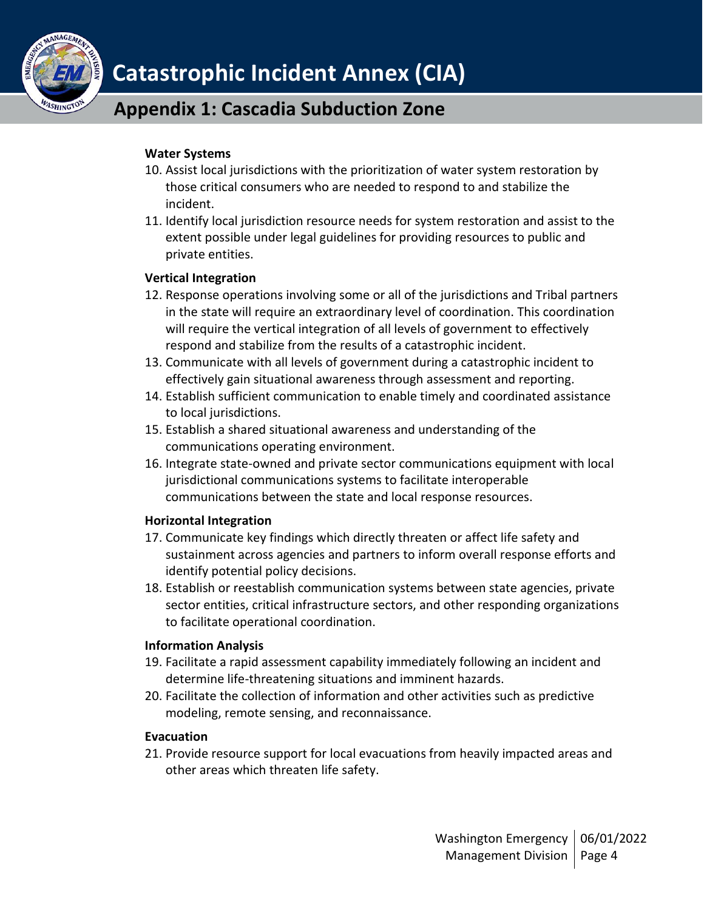**Water Systems**

10. Assist local jurisdictions with the prioritization of water system restoration by those critical consumers who are needed to respond to and stabilize the incident.
11. Identify local jurisdiction resource needs for system restoration and assist to the extent possible under legal guidelines for providing resources to public and private entities.

**Vertical Integration**

12. Response operations involving some or all of the jurisdictions and Tribal partners in the state will require an extraordinary level of coordination. This coordination will require the vertical integration of all levels of government to effectively respond and stabilize from the results of a catastrophic incident.
13. Communicate with all levels of government during a catastrophic incident to effectively gain situational awareness through assessment and reporting.
14. Establish sufficient communication to enable timely and coordinated assistance to local jurisdictions.
15. Establish a shared situational awareness and understanding of the communications operating environment.
16. Integrate state-owned and private sector communications equipment with local jurisdictional communications systems to facilitate interoperable communications between the state and local response resources.

**Horizontal Integration**

17. Communicate key findings which directly threaten or affect life safety and sustainment across agencies and partners to inform overall response efforts and identify potential policy decisions.
18. Establish or reestablish communication systems between state agencies, private sector entities, critical infrastructure sectors, and other responding organizations to facilitate operational coordination.

**Information Analysis**

19. Facilitate a rapid assessment capability immediately following an incident and determine life-threatening situations and imminent hazards.
20. Facilitate the collection of information and other activities such as predictive modeling, remote sensing, and reconnaissance.

**Evacuation**

21. Provide resource support for local evacuations from heavily impacted areas and other areas which threaten life safety.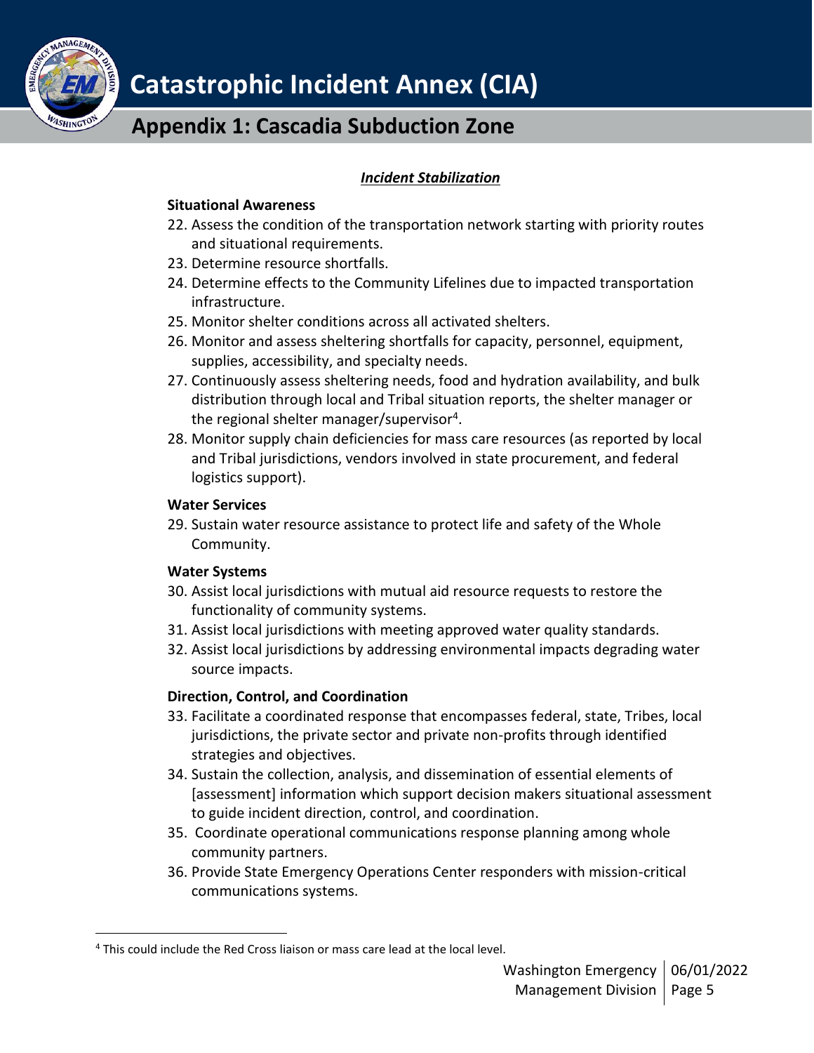***Incident Stabilization***

**Situational Awareness**

22. Assess the condition of the transportation network starting with priority routes and situational requirements.
23. Determine resource shortfalls.
24. Determine effects to the Community Lifelines due to impacted transportation infrastructure.
25. Monitor shelter conditions across all activated shelters.
26. Monitor and assess sheltering shortfalls for capacity, personnel, equipment, supplies, accessibility, and specialty needs.
27. Continuously assess sheltering needs, food and hydration availability, and bulk distribution through local and Tribal situation reports, the shelter manager or the regional shelter manager/supervisor[4].
28. Monitor supply chain deficiencies for mass care resources (as reported by local and Tribal jurisdictions, vendors involved in state procurement, and federal logistics support).

**Water Services**

29. Sustain water resource assistance to protect life and safety of the Whole Community.

**Water Systems**

30. Assist local jurisdictions with mutual aid resource requests to restore the functionality of community systems.
31. Assist local jurisdictions with meeting approved water quality standards.
32. Assist local jurisdictions by addressing environmental impacts degrading water source impacts.

**Direction, Control, and Coordination**

33. Facilitate a coordinated response that encompasses federal, state, Tribes, local jurisdictions, the private sector and private non-profits through identified strategies and objectives.
34. Sustain the collection, analysis, and dissemination of essential elements of [assessment] information which support decision makers situational assessment to guide incident direction, control, and coordination.
35. Coordinate operational communications response planning among whole community partners.
36. Provide State Emergency Operations Center responders with mission-critical communications systems.

[4] This could include the Red Cross liaison or mass care lead at the local level.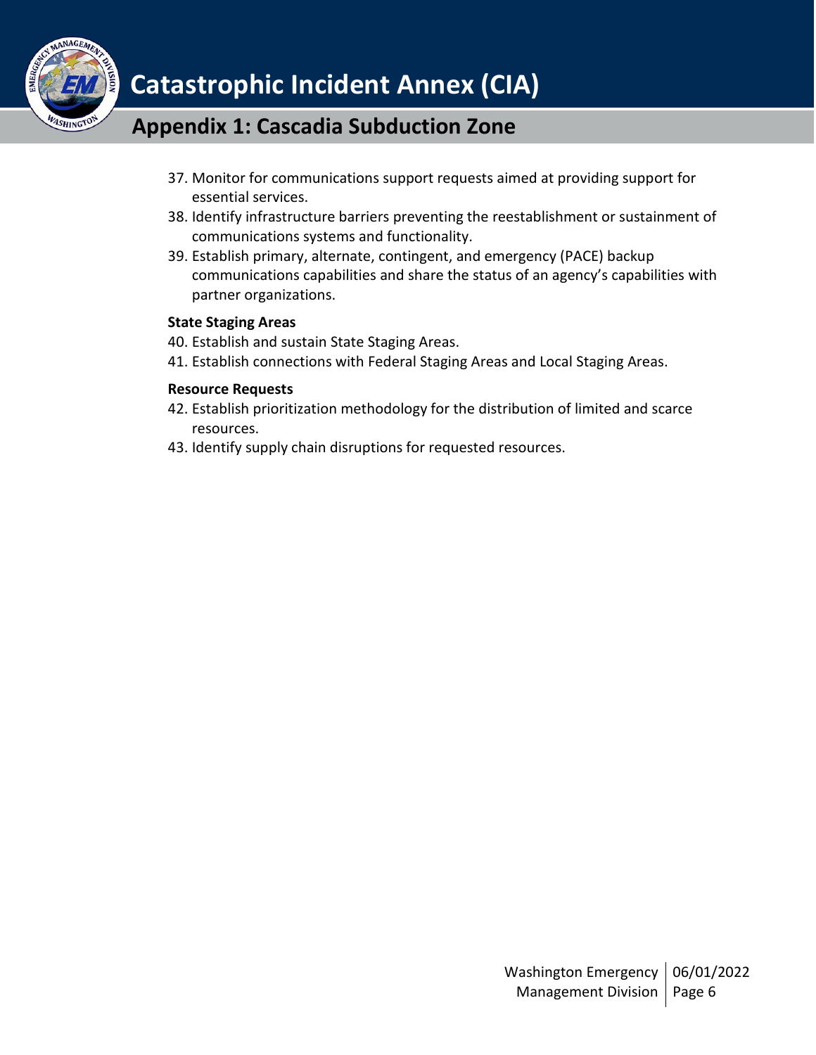37. Monitor for communications support requests aimed at providing support for essential services.
38. Identify infrastructure barriers preventing the reestablishment or sustainment of communications systems and functionality.
39. Establish primary, alternate, contingent, and emergency (PACE) backup communications capabilities and share the status of an agency's capabilities with partner organizations.

**State Staging Areas**

40. Establish and sustain State Staging Areas.
41. Establish connections with Federal Staging Areas and Local Staging Areas.

**Resource Requests**

42. Establish prioritization methodology for the distribution of limited and scarce resources.
43. Identify supply chain disruptions for requested resources.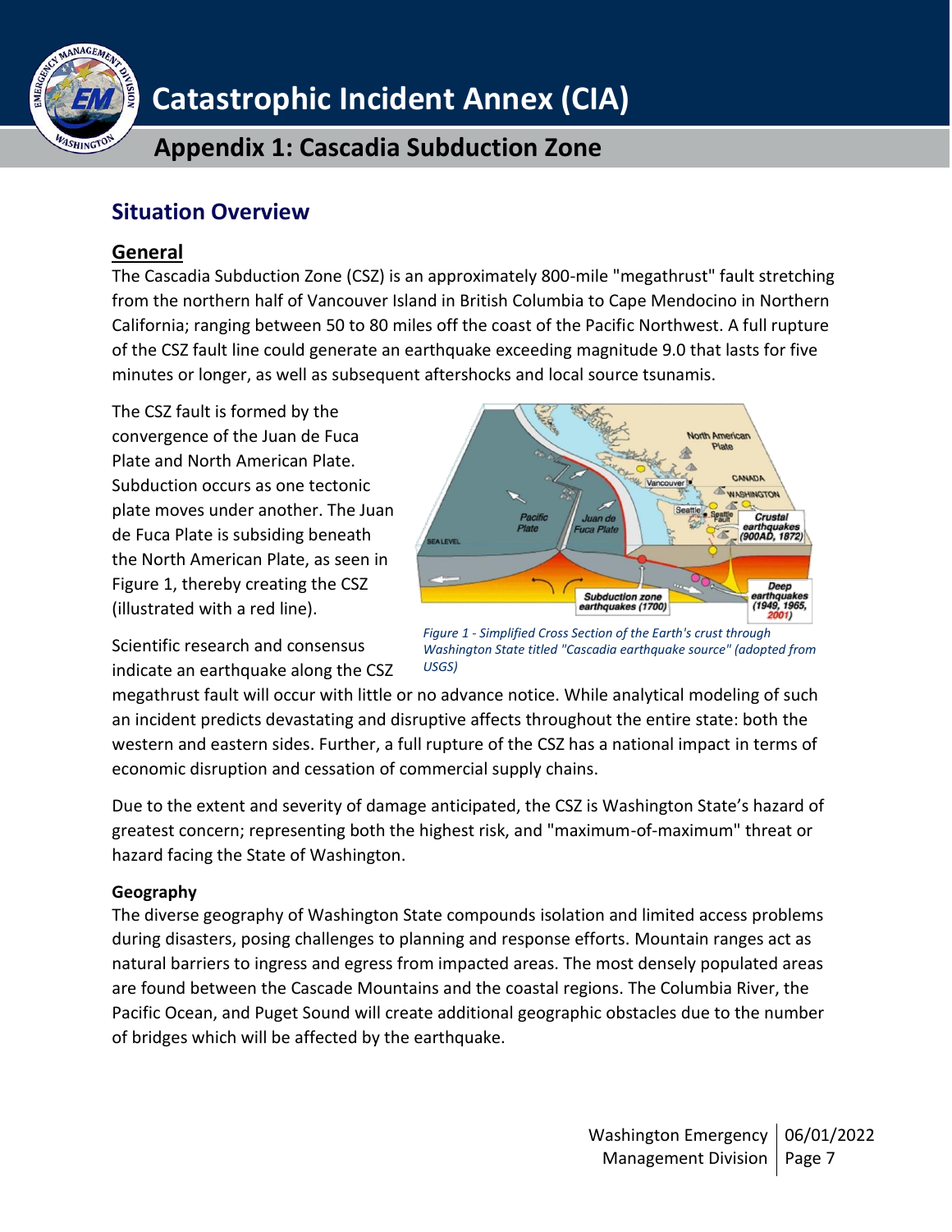# Catastrophic Incident Annex (CIA)

## Appendix 1: Cascadia Subduction Zone

## Situation Overview

### General

The Cascadia Subduction Zone (CSZ) is an approximately 800-mile "megathrust" fault stretching from the northern half of Vancouver Island in British Columbia to Cape Mendocino in Northern California; ranging between 50 to 80 miles off the coast of the Pacific Northwest. A full rupture of the CSZ fault line could generate an earthquake exceeding magnitude 9.0 that lasts for five minutes or longer, as well as subsequent aftershocks and local source tsunamis.

The CSZ fault is formed by the convergence of the Juan de Fuca Plate and North American Plate. Subduction occurs as one tectonic plate moves under another. The Juan de Fuca Plate is subsiding beneath the North American Plate, as seen in Figure 1, thereby creating the CSZ (illustrated with a red line).

*Figure 1 - Simplified Cross Section of the Earth's crust through Washington State titled "Cascadia earthquake source" (adopted from USGS)*

Scientific research and consensus indicate an earthquake along the CSZ megathrust fault will occur with little or no advance notice. While analytical modeling of such an incident predicts devastating and disruptive affects throughout the entire state: both the western and eastern sides. Further, a full rupture of the CSZ has a national impact in terms of economic disruption and cessation of commercial supply chains.

Due to the extent and severity of damage anticipated, the CSZ is Washington State's hazard of greatest concern; representing both the highest risk, and "maximum-of-maximum" threat or hazard facing the State of Washington.

#### Geography

The diverse geography of Washington State compounds isolation and limited access problems during disasters, posing challenges to planning and response efforts. Mountain ranges act as natural barriers to ingress and egress from impacted areas. The most densely populated areas are found between the Cascade Mountains and the coastal regions. The Columbia River, the Pacific Ocean, and Puget Sound will create additional geographic obstacles due to the number of bridges which will be affected by the earthquake.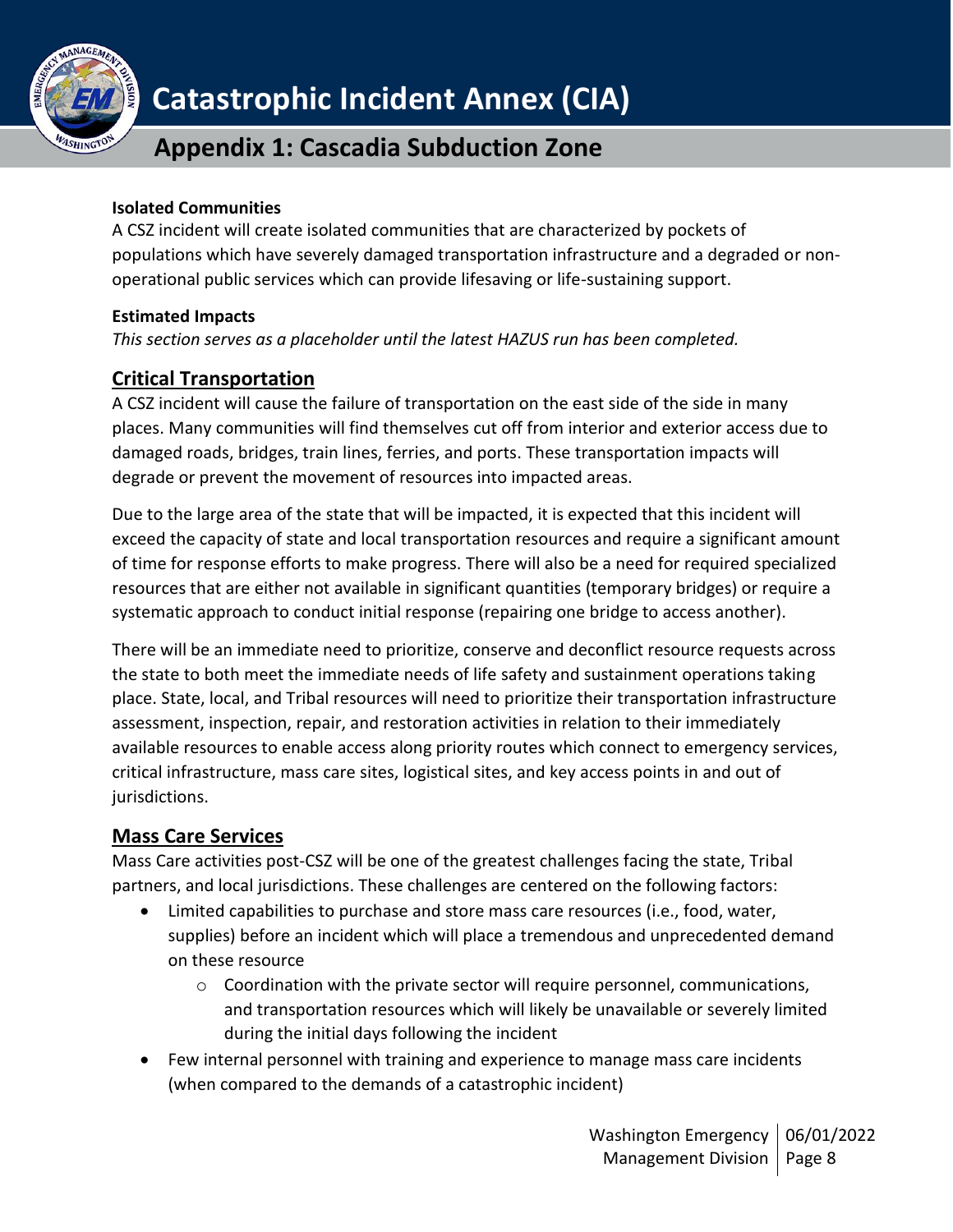**Isolated Communities**

A CSZ incident will create isolated communities that are characterized by pockets of populations which have severely damaged transportation infrastructure and a degraded or non-operational public services which can provide lifesaving or life-sustaining support.

**Estimated Impacts**

*This section serves as a placeholder until the latest HAZUS run has been completed.*

## Critical Transportation

A CSZ incident will cause the failure of transportation on the east side of the side in many places. Many communities will find themselves cut off from interior and exterior access due to damaged roads, bridges, train lines, ferries, and ports. These transportation impacts will degrade or prevent the movement of resources into impacted areas.

Due to the large area of the state that will be impacted, it is expected that this incident will exceed the capacity of state and local transportation resources and require a significant amount of time for response efforts to make progress. There will also be a need for required specialized resources that are either not available in significant quantities (temporary bridges) or require a systematic approach to conduct initial response (repairing one bridge to access another).

There will be an immediate need to prioritize, conserve and deconflict resource requests across the state to both meet the immediate needs of life safety and sustainment operations taking place. State, local, and Tribal resources will need to prioritize their transportation infrastructure assessment, inspection, repair, and restoration activities in relation to their immediately available resources to enable access along priority routes which connect to emergency services, critical infrastructure, mass care sites, logistical sites, and key access points in and out of jurisdictions.

## Mass Care Services

Mass Care activities post-CSZ will be one of the greatest challenges facing the state, Tribal partners, and local jurisdictions. These challenges are centered on the following factors:

- Limited capabilities to purchase and store mass care resources (i.e., food, water, supplies) before an incident which will place a tremendous and unprecedented demand on these resource
    - Coordination with the private sector will require personnel, communications, and transportation resources which will likely be unavailable or severely limited during the initial days following the incident
- Few internal personnel with training and experience to manage mass care incidents (when compared to the demands of a catastrophic incident)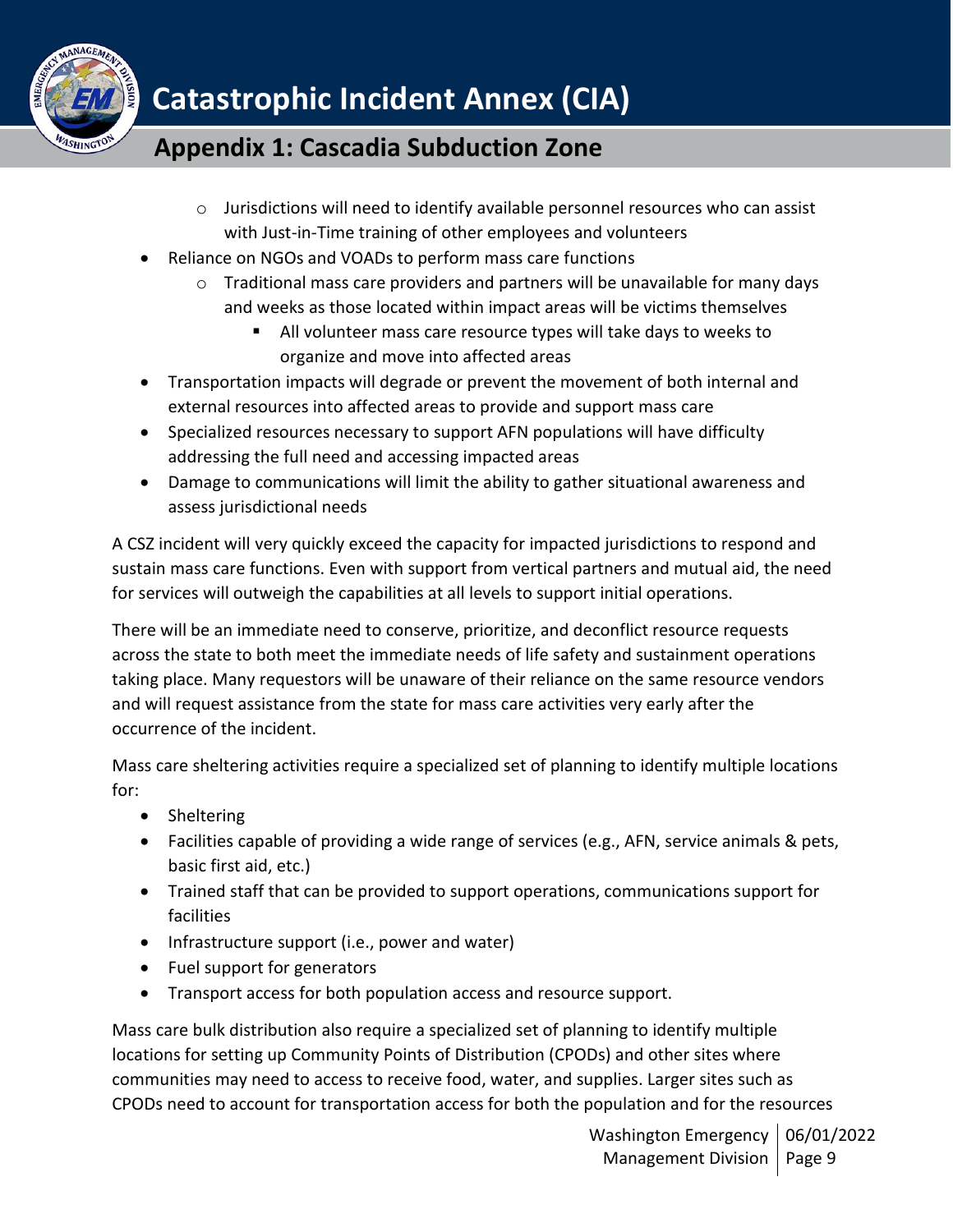- Jurisdictions will need to identify available personnel resources who can assist with Just-in-Time training of other employees and volunteers
- Reliance on NGOs and VOADs to perform mass care functions
    - Traditional mass care providers and partners will be unavailable for many days and weeks as those located within impact areas will be victims themselves
        - All volunteer mass care resource types will take days to weeks to organize and move into affected areas
- Transportation impacts will degrade or prevent the movement of both internal and external resources into affected areas to provide and support mass care
- Specialized resources necessary to support AFN populations will have difficulty addressing the full need and accessing impacted areas
- Damage to communications will limit the ability to gather situational awareness and assess jurisdictional needs

A CSZ incident will very quickly exceed the capacity for impacted jurisdictions to respond and sustain mass care functions. Even with support from vertical partners and mutual aid, the need for services will outweigh the capabilities at all levels to support initial operations.

There will be an immediate need to conserve, prioritize, and deconflict resource requests across the state to both meet the immediate needs of life safety and sustainment operations taking place. Many requestors will be unaware of their reliance on the same resource vendors and will request assistance from the state for mass care activities very early after the occurrence of the incident.

Mass care sheltering activities require a specialized set of planning to identify multiple locations for:

- Sheltering
- Facilities capable of providing a wide range of services (e.g., AFN, service animals & pets, basic first aid, etc.)
- Trained staff that can be provided to support operations, communications support for facilities
- Infrastructure support (i.e., power and water)
- Fuel support for generators
- Transport access for both population access and resource support.

Mass care bulk distribution also require a specialized set of planning to identify multiple locations for setting up Community Points of Distribution (CPODs) and other sites where communities may need to access to receive food, water, and supplies. Larger sites such as CPODs need to account for transportation access for both the population and for the resources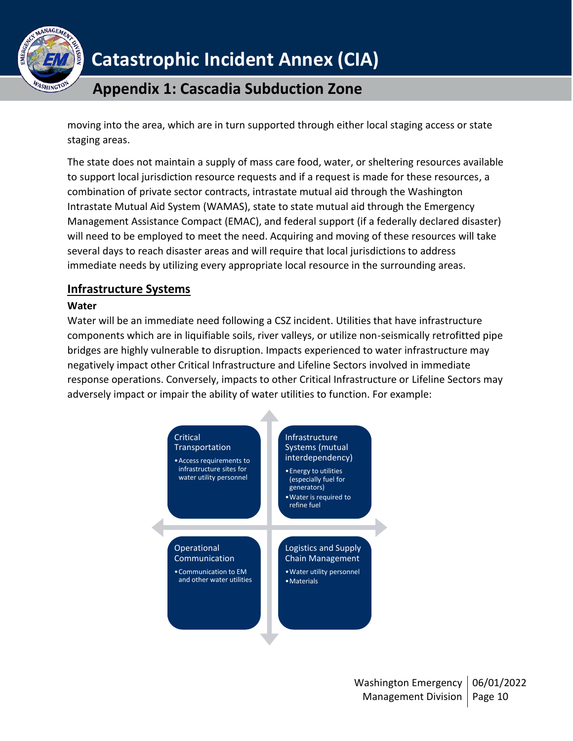moving into the area, which are in turn supported through either local staging access or state staging areas.

The state does not maintain a supply of mass care food, water, or sheltering resources available to support local jurisdiction resource requests and if a request is made for these resources, a combination of private sector contracts, intrastate mutual aid through the Washington Intrastate Mutual Aid System (WAMAS), state to state mutual aid through the Emergency Management Assistance Compact (EMAC), and federal support (if a federally declared disaster) will need to be employed to meet the need. Acquiring and moving of these resources will take several days to reach disaster areas and will require that local jurisdictions to address immediate needs by utilizing every appropriate local resource in the surrounding areas.

## Infrastructure Systems

### Water

Water will be an immediate need following a CSZ incident. Utilities that have infrastructure components which are in liquifiable soils, river valleys, or utilize non-seismically retrofitted pipe bridges are highly vulnerable to disruption. Impacts experienced to water infrastructure may negatively impact other Critical Infrastructure and Lifeline Sectors involved in immediate response operations. Conversely, impacts to other Critical Infrastructure or Lifeline Sectors may adversely impact or impair the ability of water utilities to function. For example:

**Critical Transportation**
- Access requirements to infrastructure sites for water utility personnel

**Infrastructure Systems (mutual interdependency)**
- Energy to utilities (especially fuel for generators)
- Water is required to refine fuel

**Operational Communication**
- Communication to EM and other water utilities

**Logistics and Supply Chain Management**
- Water utility personnel
- Materials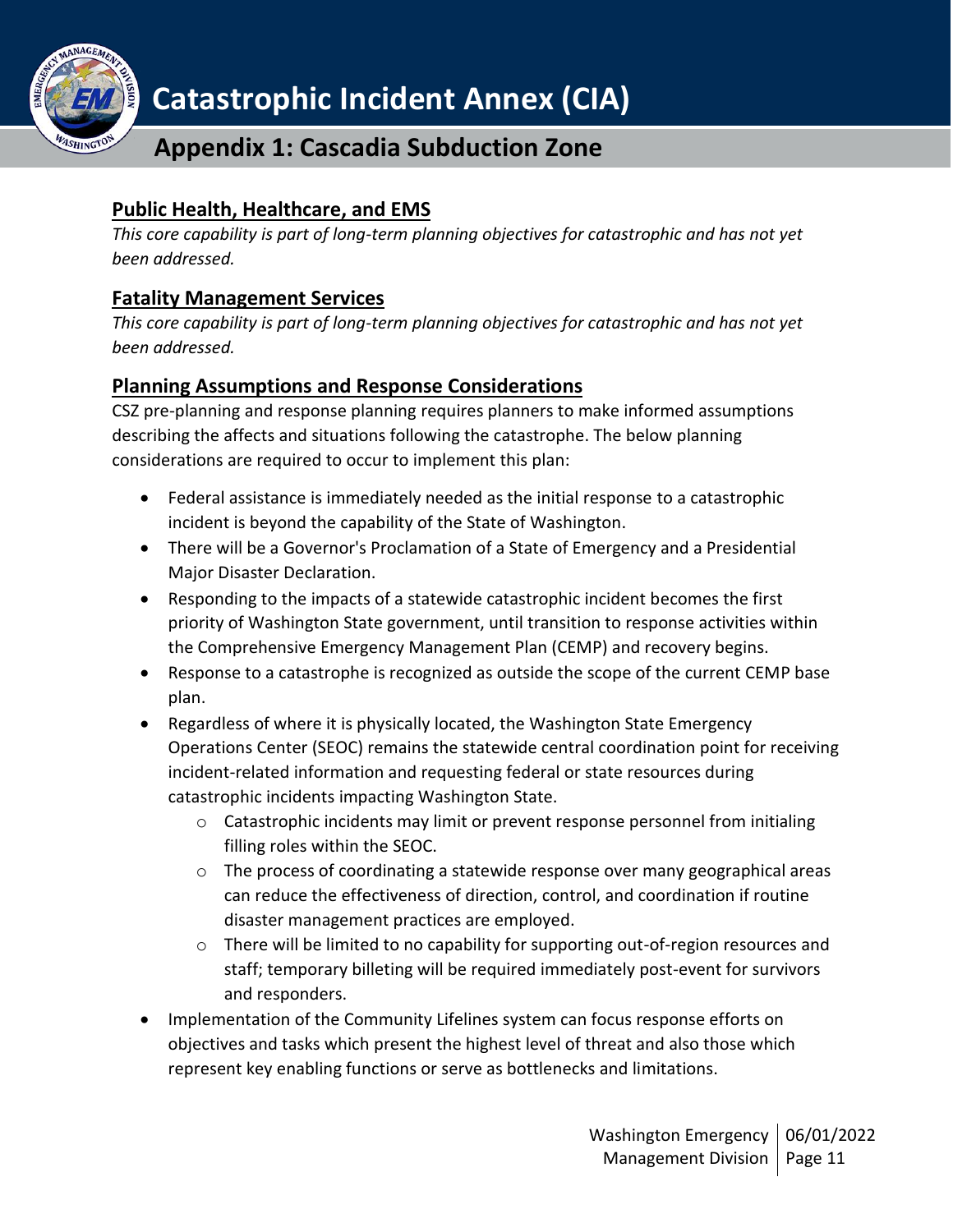## Public Health, Healthcare, and EMS

*This core capability is part of long-term planning objectives for catastrophic and has not yet been addressed.*

## Fatality Management Services

*This core capability is part of long-term planning objectives for catastrophic and has not yet been addressed.*

## Planning Assumptions and Response Considerations

CSZ pre-planning and response planning requires planners to make informed assumptions describing the affects and situations following the catastrophe. The below planning considerations are required to occur to implement this plan:

- Federal assistance is immediately needed as the initial response to a catastrophic incident is beyond the capability of the State of Washington.
- There will be a Governor's Proclamation of a State of Emergency and a Presidential Major Disaster Declaration.
- Responding to the impacts of a statewide catastrophic incident becomes the first priority of Washington State government, until transition to response activities within the Comprehensive Emergency Management Plan (CEMP) and recovery begins.
- Response to a catastrophe is recognized as outside the scope of the current CEMP base plan.
- Regardless of where it is physically located, the Washington State Emergency Operations Center (SEOC) remains the statewide central coordination point for receiving incident-related information and requesting federal or state resources during catastrophic incidents impacting Washington State.
  - Catastrophic incidents may limit or prevent response personnel from initialing filling roles within the SEOC.
  - The process of coordinating a statewide response over many geographical areas can reduce the effectiveness of direction, control, and coordination if routine disaster management practices are employed.
  - There will be limited to no capability for supporting out-of-region resources and staff; temporary billeting will be required immediately post-event for survivors and responders.
- Implementation of the Community Lifelines system can focus response efforts on objectives and tasks which present the highest level of threat and also those which represent key enabling functions or serve as bottlenecks and limitations.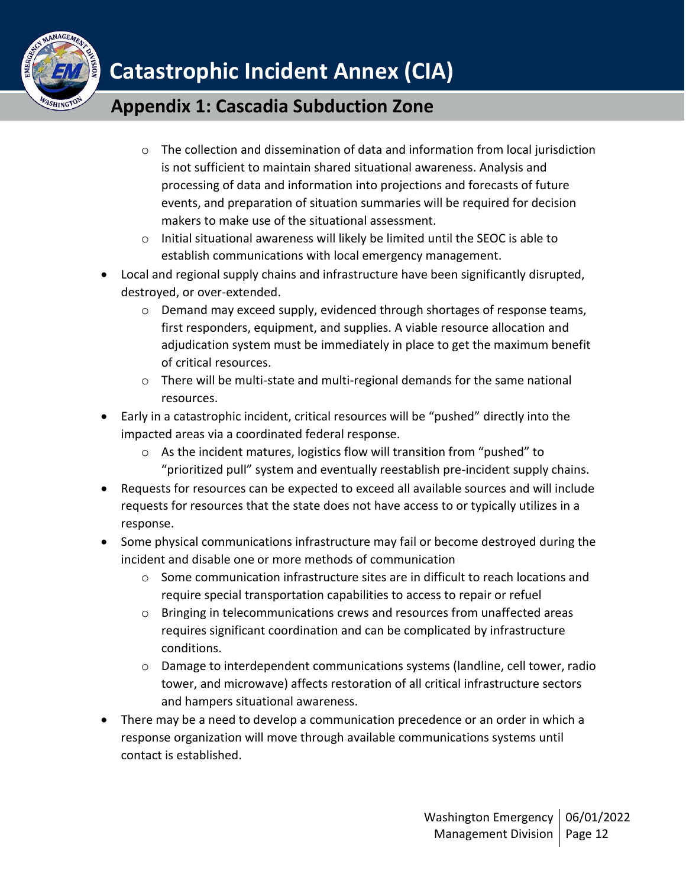- The collection and dissemination of data and information from local jurisdiction is not sufficient to maintain shared situational awareness. Analysis and processing of data and information into projections and forecasts of future events, and preparation of situation summaries will be required for decision makers to make use of the situational assessment.
  - Initial situational awareness will likely be limited until the SEOC is able to establish communications with local emergency management.
- Local and regional supply chains and infrastructure have been significantly disrupted, destroyed, or over-extended.
  - Demand may exceed supply, evidenced through shortages of response teams, first responders, equipment, and supplies. A viable resource allocation and adjudication system must be immediately in place to get the maximum benefit of critical resources.
  - There will be multi-state and multi-regional demands for the same national resources.
- Early in a catastrophic incident, critical resources will be "pushed" directly into the impacted areas via a coordinated federal response.
  - As the incident matures, logistics flow will transition from "pushed" to "prioritized pull" system and eventually reestablish pre-incident supply chains.
- Requests for resources can be expected to exceed all available sources and will include requests for resources that the state does not have access to or typically utilizes in a response.
- Some physical communications infrastructure may fail or become destroyed during the incident and disable one or more methods of communication
  - Some communication infrastructure sites are in difficult to reach locations and require special transportation capabilities to access to repair or refuel
  - Bringing in telecommunications crews and resources from unaffected areas requires significant coordination and can be complicated by infrastructure conditions.
  - Damage to interdependent communications systems (landline, cell tower, radio tower, and microwave) affects restoration of all critical infrastructure sectors and hampers situational awareness.
- There may be a need to develop a communication precedence or an order in which a response organization will move through available communications systems until contact is established.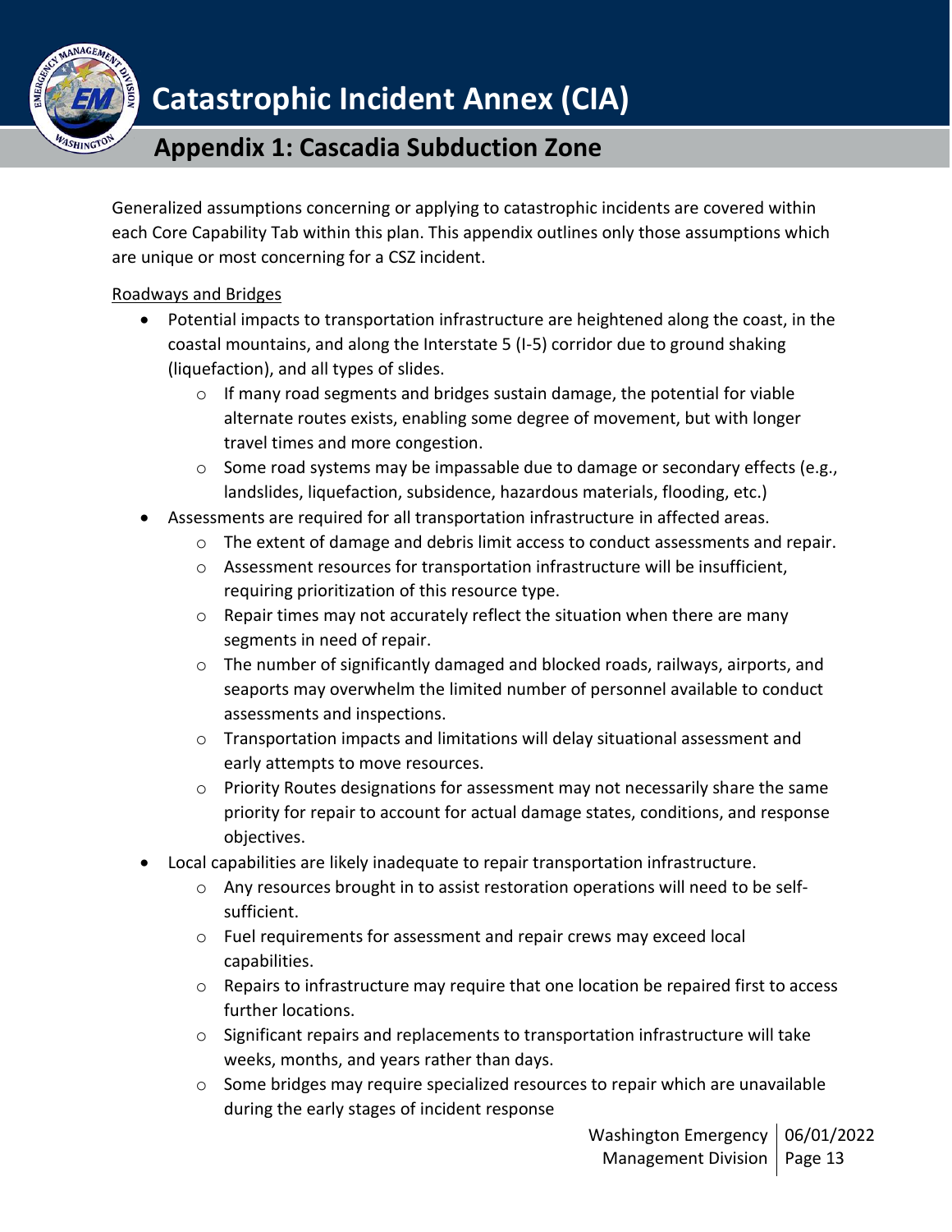Generalized assumptions concerning or applying to catastrophic incidents are covered within each Core Capability Tab within this plan. This appendix outlines only those assumptions which are unique or most concerning for a CSZ incident.

Roadways and Bridges

- Potential impacts to transportation infrastructure are heightened along the coast, in the coastal mountains, and along the Interstate 5 (I-5) corridor due to ground shaking (liquefaction), and all types of slides.
  - If many road segments and bridges sustain damage, the potential for viable alternate routes exists, enabling some degree of movement, but with longer travel times and more congestion.
  - Some road systems may be impassable due to damage or secondary effects (e.g., landslides, liquefaction, subsidence, hazardous materials, flooding, etc.)
- Assessments are required for all transportation infrastructure in affected areas.
  - The extent of damage and debris limit access to conduct assessments and repair.
  - Assessment resources for transportation infrastructure will be insufficient, requiring prioritization of this resource type.
  - Repair times may not accurately reflect the situation when there are many segments in need of repair.
  - The number of significantly damaged and blocked roads, railways, airports, and seaports may overwhelm the limited number of personnel available to conduct assessments and inspections.
  - Transportation impacts and limitations will delay situational assessment and early attempts to move resources.
  - Priority Routes designations for assessment may not necessarily share the same priority for repair to account for actual damage states, conditions, and response objectives.
- Local capabilities are likely inadequate to repair transportation infrastructure.
  - Any resources brought in to assist restoration operations will need to be self-sufficient.
  - Fuel requirements for assessment and repair crews may exceed local capabilities.
  - Repairs to infrastructure may require that one location be repaired first to access further locations.
  - Significant repairs and replacements to transportation infrastructure will take weeks, months, and years rather than days.
  - Some bridges may require specialized resources to repair which are unavailable during the early stages of incident response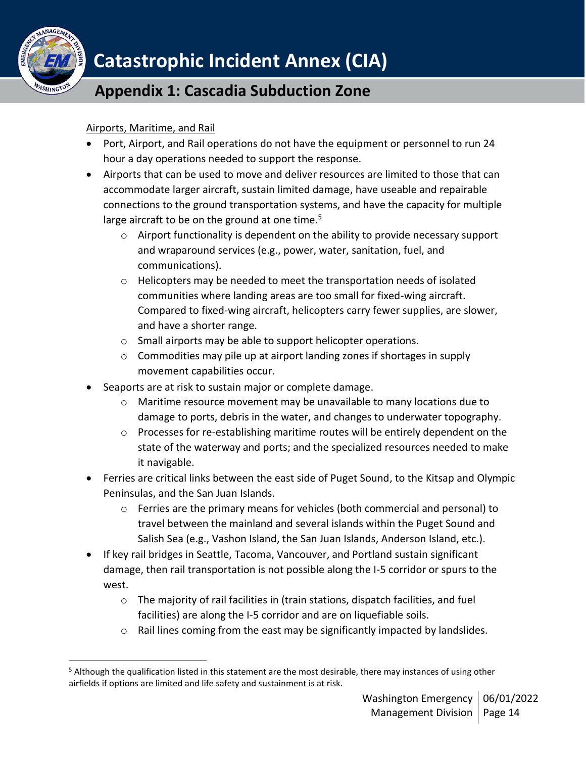<u>Airports, Maritime, and Rail</u>

- Port, Airport, and Rail operations do not have the equipment or personnel to run 24 hour a day operations needed to support the response.
- Airports that can be used to move and deliver resources are limited to those that can accommodate larger aircraft, sustain limited damage, have useable and repairable connections to the ground transportation systems, and have the capacity for multiple large aircraft to be on the ground at one time.[5]
  - Airport functionality is dependent on the ability to provide necessary support and wraparound services (e.g., power, water, sanitation, fuel, and communications).
  - Helicopters may be needed to meet the transportation needs of isolated communities where landing areas are too small for fixed-wing aircraft. Compared to fixed-wing aircraft, helicopters carry fewer supplies, are slower, and have a shorter range.
  - Small airports may be able to support helicopter operations.
  - Commodities may pile up at airport landing zones if shortages in supply movement capabilities occur.
- Seaports are at risk to sustain major or complete damage.
  - Maritime resource movement may be unavailable to many locations due to damage to ports, debris in the water, and changes to underwater topography.
  - Processes for re-establishing maritime routes will be entirely dependent on the state of the waterway and ports; and the specialized resources needed to make it navigable.
- Ferries are critical links between the east side of Puget Sound, to the Kitsap and Olympic Peninsulas, and the San Juan Islands.
  - Ferries are the primary means for vehicles (both commercial and personal) to travel between the mainland and several islands within the Puget Sound and Salish Sea (e.g., Vashon Island, the San Juan Islands, Anderson Island, etc.).
- If key rail bridges in Seattle, Tacoma, Vancouver, and Portland sustain significant damage, then rail transportation is not possible along the I-5 corridor or spurs to the west.
  - The majority of rail facilities in (train stations, dispatch facilities, and fuel facilities) are along the I-5 corridor and are on liquefiable soils.
  - Rail lines coming from the east may be significantly impacted by landslides.

[5] Although the qualification listed in this statement are the most desirable, there may instances of using other airfields if options are limited and life safety and sustainment is at risk.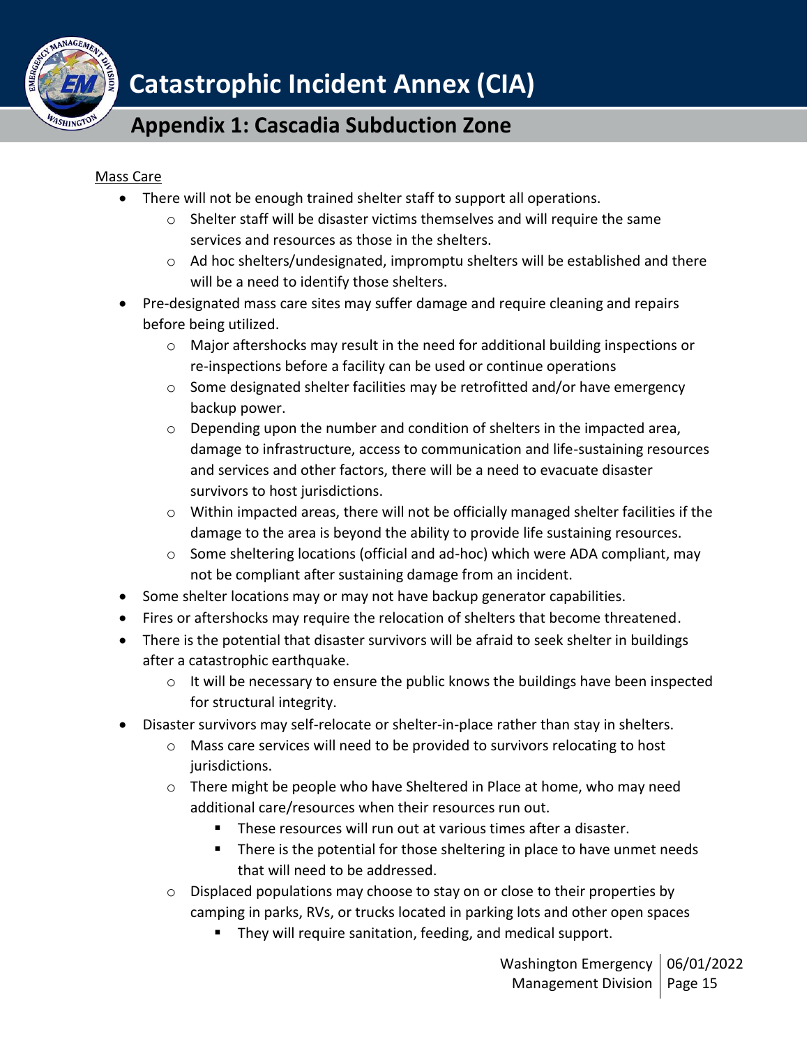Mass Care

- There will not be enough trained shelter staff to support all operations.
  - Shelter staff will be disaster victims themselves and will require the same services and resources as those in the shelters.
  - Ad hoc shelters/undesignated, impromptu shelters will be established and there will be a need to identify those shelters.
- Pre-designated mass care sites may suffer damage and require cleaning and repairs before being utilized.
  - Major aftershocks may result in the need for additional building inspections or re-inspections before a facility can be used or continue operations
  - Some designated shelter facilities may be retrofitted and/or have emergency backup power.
  - Depending upon the number and condition of shelters in the impacted area, damage to infrastructure, access to communication and life-sustaining resources and services and other factors, there will be a need to evacuate disaster survivors to host jurisdictions.
  - Within impacted areas, there will not be officially managed shelter facilities if the damage to the area is beyond the ability to provide life sustaining resources.
  - Some sheltering locations (official and ad-hoc) which were ADA compliant, may not be compliant after sustaining damage from an incident.
- Some shelter locations may or may not have backup generator capabilities.
- Fires or aftershocks may require the relocation of shelters that become threatened.
- There is the potential that disaster survivors will be afraid to seek shelter in buildings after a catastrophic earthquake.
  - It will be necessary to ensure the public knows the buildings have been inspected for structural integrity.
- Disaster survivors may self-relocate or shelter-in-place rather than stay in shelters.
  - Mass care services will need to be provided to survivors relocating to host jurisdictions.
  - There might be people who have Sheltered in Place at home, who may need additional care/resources when their resources run out.
    - These resources will run out at various times after a disaster.
    - There is the potential for those sheltering in place to have unmet needs that will need to be addressed.
  - Displaced populations may choose to stay on or close to their properties by camping in parks, RVs, or trucks located in parking lots and other open spaces
    - They will require sanitation, feeding, and medical support.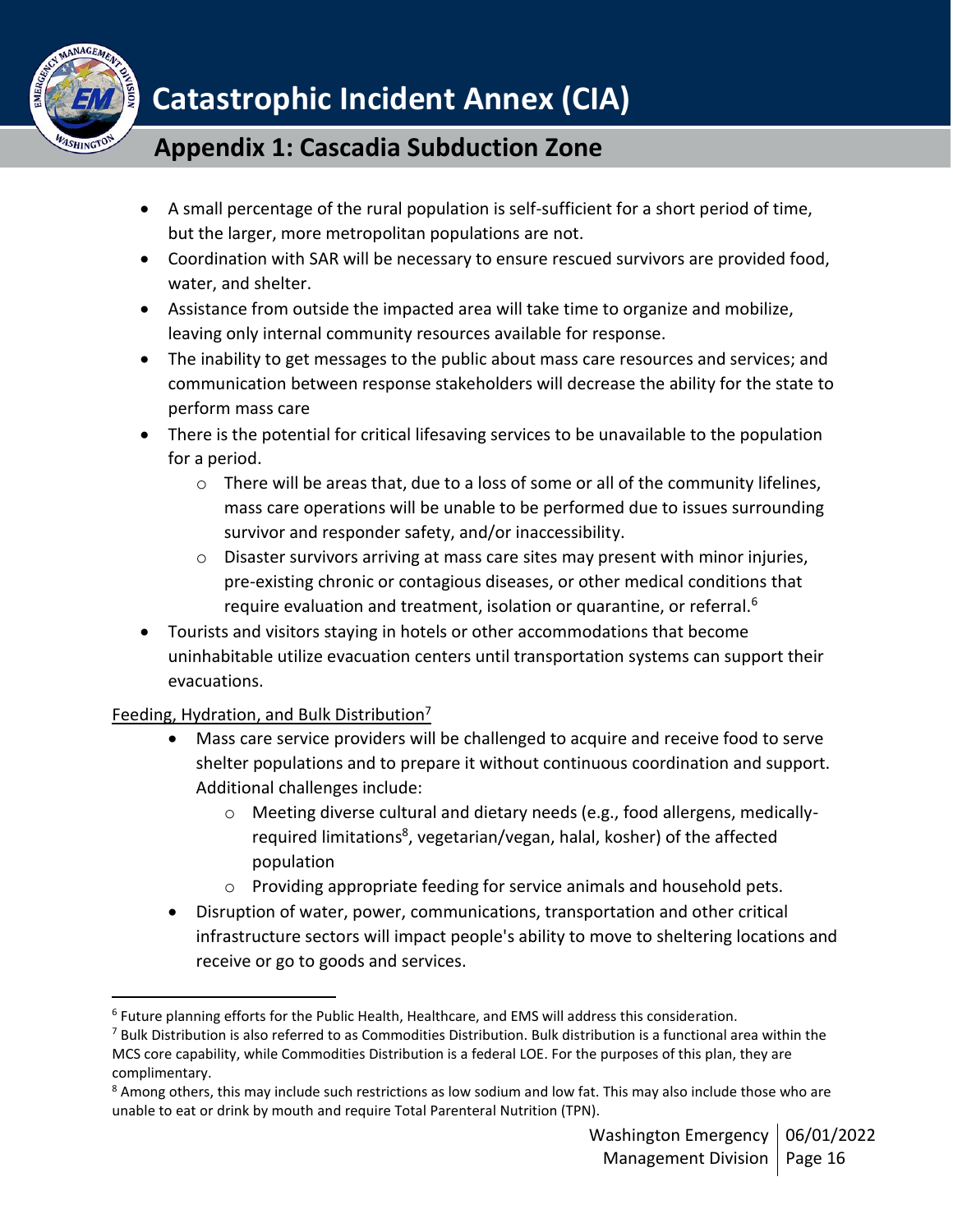- A small percentage of the rural population is self-sufficient for a short period of time, but the larger, more metropolitan populations are not.
- Coordination with SAR will be necessary to ensure rescued survivors are provided food, water, and shelter.
- Assistance from outside the impacted area will take time to organize and mobilize, leaving only internal community resources available for response.
- The inability to get messages to the public about mass care resources and services; and communication between response stakeholders will decrease the ability for the state to perform mass care
- There is the potential for critical lifesaving services to be unavailable to the population for a period.
  - There will be areas that, due to a loss of some or all of the community lifelines, mass care operations will be unable to be performed due to issues surrounding survivor and responder safety, and/or inaccessibility.
  - Disaster survivors arriving at mass care sites may present with minor injuries, pre-existing chronic or contagious diseases, or other medical conditions that require evaluation and treatment, isolation or quarantine, or referral.[6]
- Tourists and visitors staying in hotels or other accommodations that become uninhabitable utilize evacuation centers until transportation systems can support their evacuations.

<u>Feeding, Hydration, and Bulk Distribution</u>[7]

- Mass care service providers will be challenged to acquire and receive food to serve shelter populations and to prepare it without continuous coordination and support. Additional challenges include:
  - Meeting diverse cultural and dietary needs (e.g., food allergens, medically-required limitations[8], vegetarian/vegan, halal, kosher) of the affected population
  - Providing appropriate feeding for service animals and household pets.
- Disruption of water, power, communications, transportation and other critical infrastructure sectors will impact people's ability to move to sheltering locations and receive or go to goods and services.

---

[6] Future planning efforts for the Public Health, Healthcare, and EMS will address this consideration.

[7] Bulk Distribution is also referred to as Commodities Distribution. Bulk distribution is a functional area within the MCS core capability, while Commodities Distribution is a federal LOE. For the purposes of this plan, they are complimentary.

[8] Among others, this may include such restrictions as low sodium and low fat. This may also include those who are unable to eat or drink by mouth and require Total Parenteral Nutrition (TPN).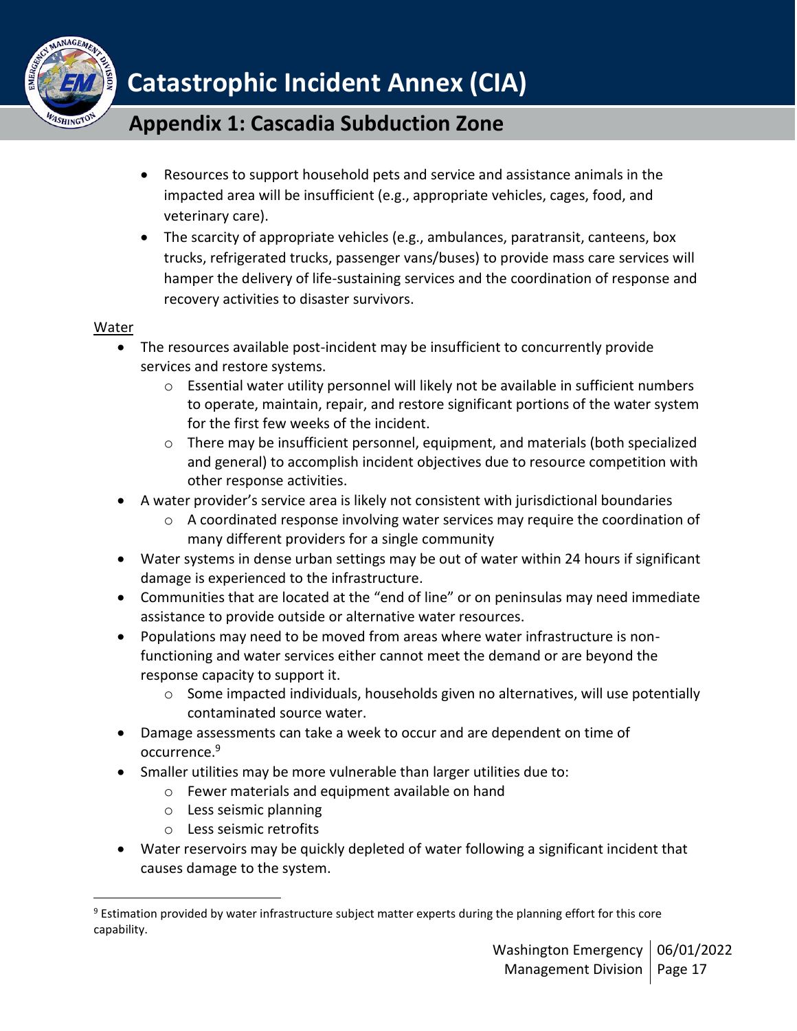- Resources to support household pets and service and assistance animals in the impacted area will be insufficient (e.g., appropriate vehicles, cages, food, and veterinary care).
- The scarcity of appropriate vehicles (e.g., ambulances, paratransit, canteens, box trucks, refrigerated trucks, passenger vans/buses) to provide mass care services will hamper the delivery of life-sustaining services and the coordination of response and recovery activities to disaster survivors.

Water

- The resources available post-incident may be insufficient to concurrently provide services and restore systems.
  - Essential water utility personnel will likely not be available in sufficient numbers to operate, maintain, repair, and restore significant portions of the water system for the first few weeks of the incident.
  - There may be insufficient personnel, equipment, and materials (both specialized and general) to accomplish incident objectives due to resource competition with other response activities.
- A water provider's service area is likely not consistent with jurisdictional boundaries
  - A coordinated response involving water services may require the coordination of many different providers for a single community
- Water systems in dense urban settings may be out of water within 24 hours if significant damage is experienced to the infrastructure.
- Communities that are located at the "end of line" or on peninsulas may need immediate assistance to provide outside or alternative water resources.
- Populations may need to be moved from areas where water infrastructure is non-functioning and water services either cannot meet the demand or are beyond the response capacity to support it.
  - Some impacted individuals, households given no alternatives, will use potentially contaminated source water.
- Damage assessments can take a week to occur and are dependent on time of occurrence.[9]
- Smaller utilities may be more vulnerable than larger utilities due to:
  - Fewer materials and equipment available on hand
  - Less seismic planning
  - Less seismic retrofits
- Water reservoirs may be quickly depleted of water following a significant incident that causes damage to the system.

[9] Estimation provided by water infrastructure subject matter experts during the planning effort for this core capability.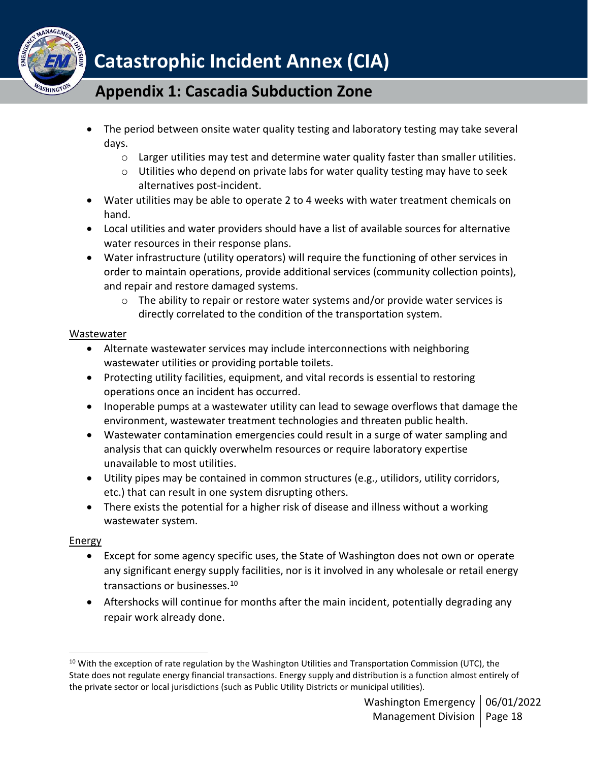- The period between onsite water quality testing and laboratory testing may take several days.
  - Larger utilities may test and determine water quality faster than smaller utilities.
  - Utilities who depend on private labs for water quality testing may have to seek alternatives post-incident.
- Water utilities may be able to operate 2 to 4 weeks with water treatment chemicals on hand.
- Local utilities and water providers should have a list of available sources for alternative water resources in their response plans.
- Water infrastructure (utility operators) will require the functioning of other services in order to maintain operations, provide additional services (community collection points), and repair and restore damaged systems.
  - The ability to repair or restore water systems and/or provide water services is directly correlated to the condition of the transportation system.

Wastewater

- Alternate wastewater services may include interconnections with neighboring wastewater utilities or providing portable toilets.
- Protecting utility facilities, equipment, and vital records is essential to restoring operations once an incident has occurred.
- Inoperable pumps at a wastewater utility can lead to sewage overflows that damage the environment, wastewater treatment technologies and threaten public health.
- Wastewater contamination emergencies could result in a surge of water sampling and analysis that can quickly overwhelm resources or require laboratory expertise unavailable to most utilities.
- Utility pipes may be contained in common structures (e.g., utilidors, utility corridors, etc.) that can result in one system disrupting others.
- There exists the potential for a higher risk of disease and illness without a working wastewater system.

Energy

- Except for some agency specific uses, the State of Washington does not own or operate any significant energy supply facilities, nor is it involved in any wholesale or retail energy transactions or businesses.[10]
- Aftershocks will continue for months after the main incident, potentially degrading any repair work already done.

[10] With the exception of rate regulation by the Washington Utilities and Transportation Commission (UTC), the State does not regulate energy financial transactions. Energy supply and distribution is a function almost entirely of the private sector or local jurisdictions (such as Public Utility Districts or municipal utilities).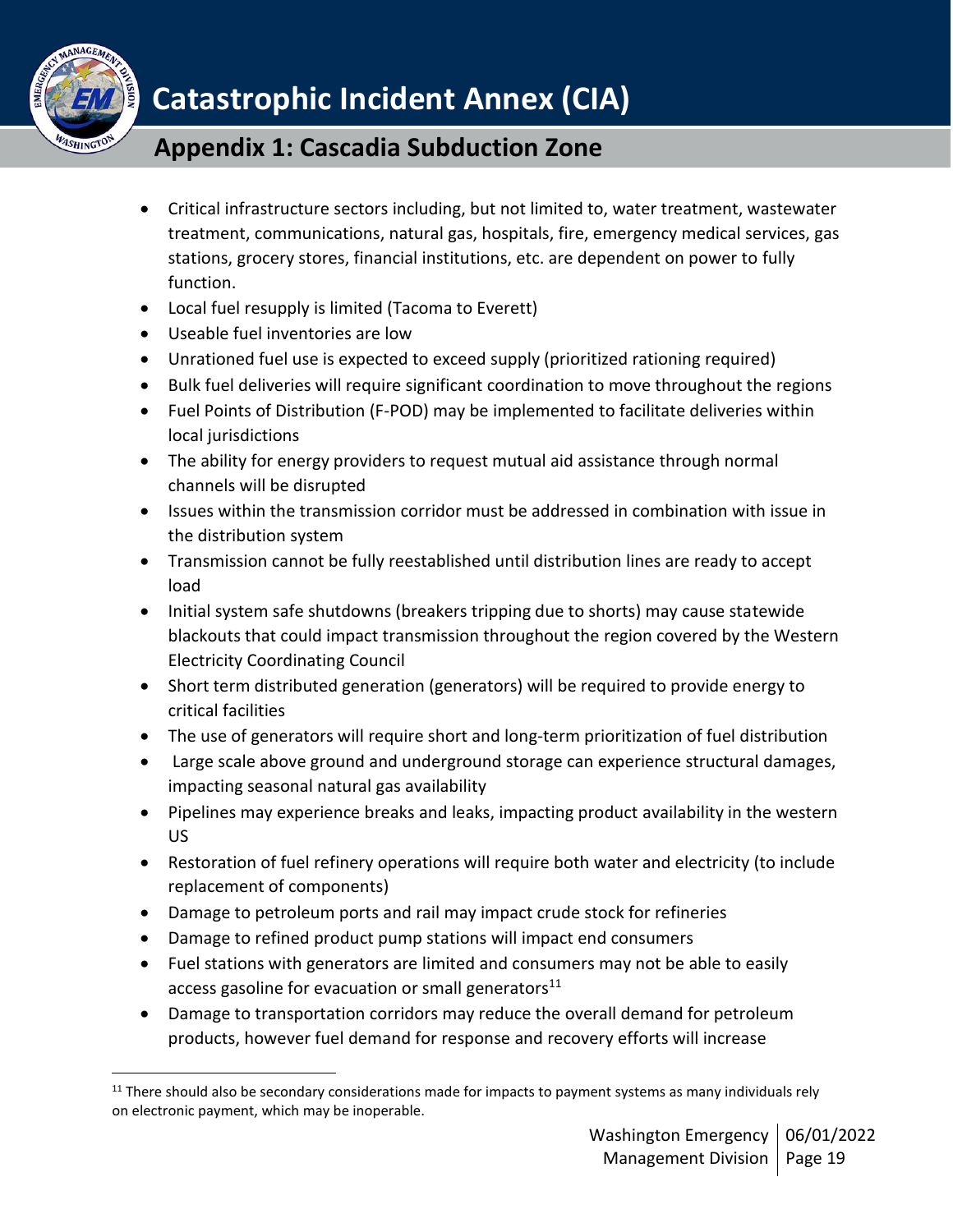- Critical infrastructure sectors including, but not limited to, water treatment, wastewater treatment, communications, natural gas, hospitals, fire, emergency medical services, gas stations, grocery stores, financial institutions, etc. are dependent on power to fully function.
- Local fuel resupply is limited (Tacoma to Everett)
- Useable fuel inventories are low
- Unrationed fuel use is expected to exceed supply (prioritized rationing required)
- Bulk fuel deliveries will require significant coordination to move throughout the regions
- Fuel Points of Distribution (F-POD) may be implemented to facilitate deliveries within local jurisdictions
- The ability for energy providers to request mutual aid assistance through normal channels will be disrupted
- Issues within the transmission corridor must be addressed in combination with issue in the distribution system
- Transmission cannot be fully reestablished until distribution lines are ready to accept load
- Initial system safe shutdowns (breakers tripping due to shorts) may cause statewide blackouts that could impact transmission throughout the region covered by the Western Electricity Coordinating Council
- Short term distributed generation (generators) will be required to provide energy to critical facilities
- The use of generators will require short and long-term prioritization of fuel distribution
- Large scale above ground and underground storage can experience structural damages, impacting seasonal natural gas availability
- Pipelines may experience breaks and leaks, impacting product availability in the western US
- Restoration of fuel refinery operations will require both water and electricity (to include replacement of components)
- Damage to petroleum ports and rail may impact crude stock for refineries
- Damage to refined product pump stations will impact end consumers
- Fuel stations with generators are limited and consumers may not be able to easily access gasoline for evacuation or small generators[11]
- Damage to transportation corridors may reduce the overall demand for petroleum products, however fuel demand for response and recovery efforts will increase

[11] There should also be secondary considerations made for impacts to payment systems as many individuals rely on electronic payment, which may be inoperable.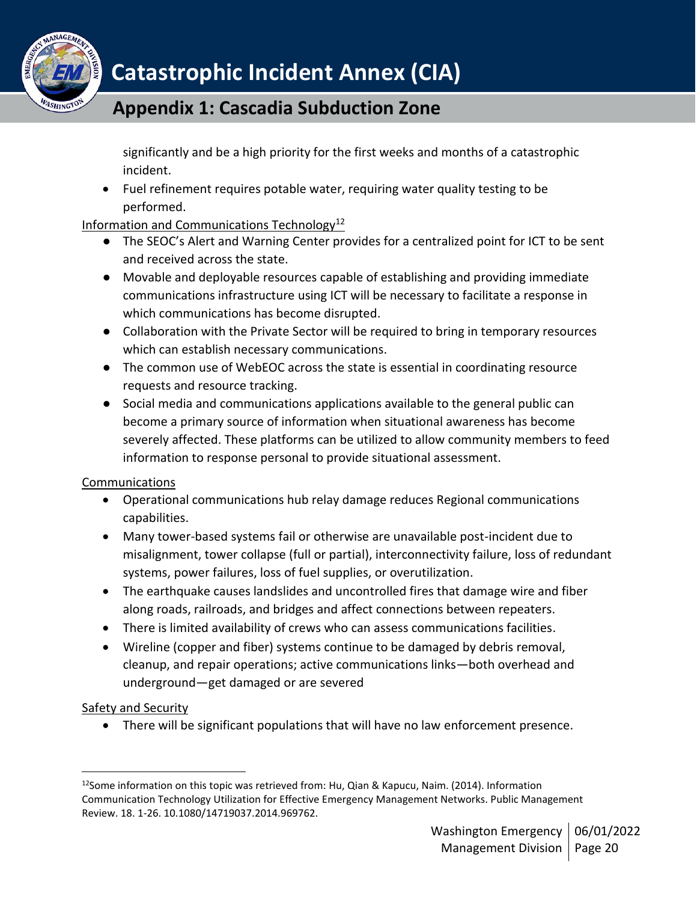significantly and be a high priority for the first weeks and months of a catastrophic incident.

- Fuel refinement requires potable water, requiring water quality testing to be performed.

Information and Communications Technology[12]

- The SEOC's Alert and Warning Center provides for a centralized point for ICT to be sent and received across the state.
- Movable and deployable resources capable of establishing and providing immediate communications infrastructure using ICT will be necessary to facilitate a response in which communications has become disrupted.
- Collaboration with the Private Sector will be required to bring in temporary resources which can establish necessary communications.
- The common use of WebEOC across the state is essential in coordinating resource requests and resource tracking.
- Social media and communications applications available to the general public can become a primary source of information when situational awareness has become severely affected. These platforms can be utilized to allow community members to feed information to response personal to provide situational assessment.

Communications

- Operational communications hub relay damage reduces Regional communications capabilities.
- Many tower-based systems fail or otherwise are unavailable post-incident due to misalignment, tower collapse (full or partial), interconnectivity failure, loss of redundant systems, power failures, loss of fuel supplies, or overutilization.
- The earthquake causes landslides and uncontrolled fires that damage wire and fiber along roads, railroads, and bridges and affect connections between repeaters.
- There is limited availability of crews who can assess communications facilities.
- Wireline (copper and fiber) systems continue to be damaged by debris removal, cleanup, and repair operations; active communications links—both overhead and underground—get damaged or are severed

Safety and Security

- There will be significant populations that will have no law enforcement presence.

[12]Some information on this topic was retrieved from: Hu, Qian & Kapucu, Naim. (2014). Information Communication Technology Utilization for Effective Emergency Management Networks. Public Management Review. 18. 1-26. 10.1080/14719037.2014.969762.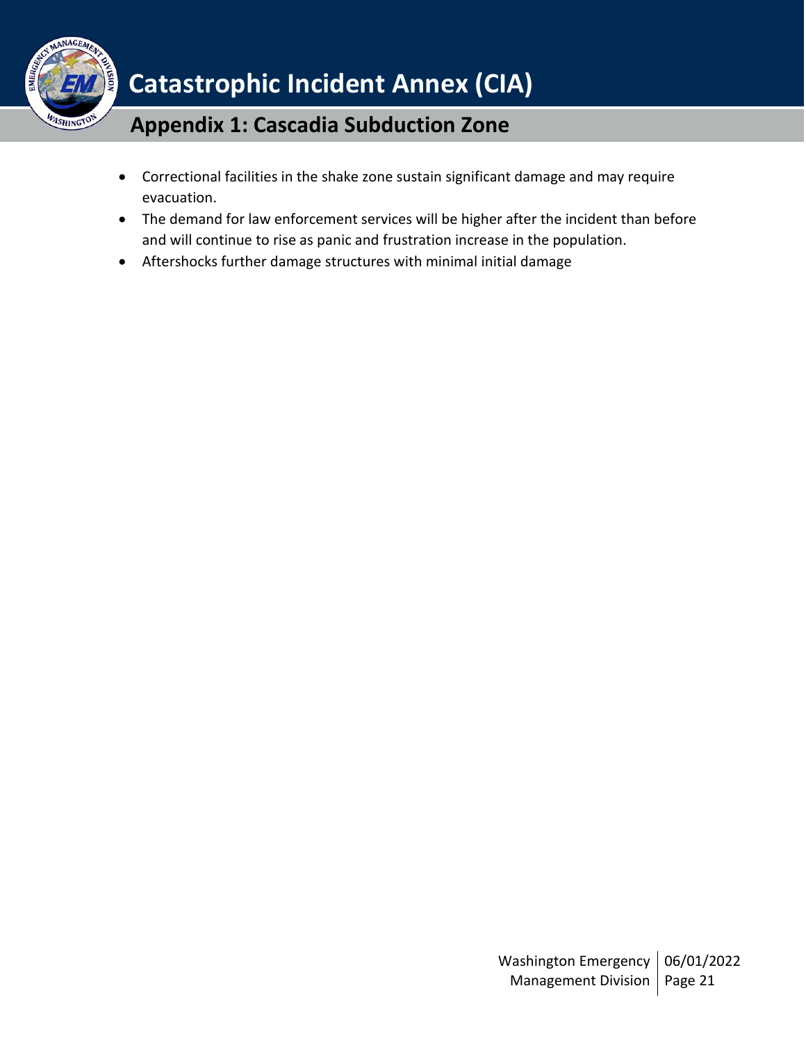- Correctional facilities in the shake zone sustain significant damage and may require evacuation.
- The demand for law enforcement services will be higher after the incident than before and will continue to rise as panic and frustration increase in the population.
- Aftershocks further damage structures with minimal initial damage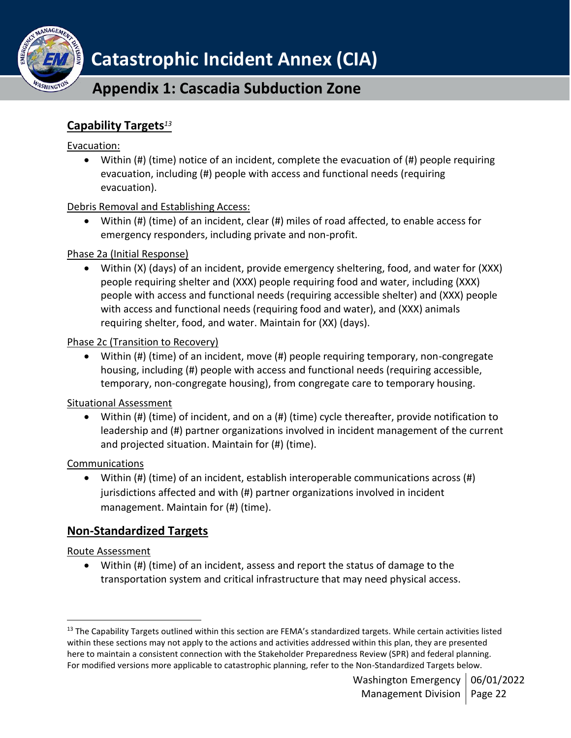## Capability Targets[13]

Evacuation:

- Within (#) (time) notice of an incident, complete the evacuation of (#) people requiring evacuation, including (#) people with access and functional needs (requiring evacuation).

Debris Removal and Establishing Access:

- Within (#) (time) of an incident, clear (#) miles of road affected, to enable access for emergency responders, including private and non-profit.

Phase 2a (Initial Response)

- Within (X) (days) of an incident, provide emergency sheltering, food, and water for (XXX) people requiring shelter and (XXX) people requiring food and water, including (XXX) people with access and functional needs (requiring accessible shelter) and (XXX) people with access and functional needs (requiring food and water), and (XXX) animals requiring shelter, food, and water. Maintain for (XX) (days).

Phase 2c (Transition to Recovery)

- Within (#) (time) of an incident, move (#) people requiring temporary, non-congregate housing, including (#) people with access and functional needs (requiring accessible, temporary, non-congregate housing), from congregate care to temporary housing.

Situational Assessment

- Within (#) (time) of incident, and on a (#) (time) cycle thereafter, provide notification to leadership and (#) partner organizations involved in incident management of the current and projected situation. Maintain for (#) (time).

Communications

- Within (#) (time) of an incident, establish interoperable communications across (#) jurisdictions affected and with (#) partner organizations involved in incident management. Maintain for (#) (time).

## Non-Standardized Targets

Route Assessment

- Within (#) (time) of an incident, assess and report the status of damage to the transportation system and critical infrastructure that may need physical access.

---

[13] The Capability Targets outlined within this section are FEMA's standardized targets. While certain activities listed within these sections may not apply to the actions and activities addressed within this plan, they are presented here to maintain a consistent connection with the Stakeholder Preparedness Review (SPR) and federal planning. For modified versions more applicable to catastrophic planning, refer to the Non-Standardized Targets below.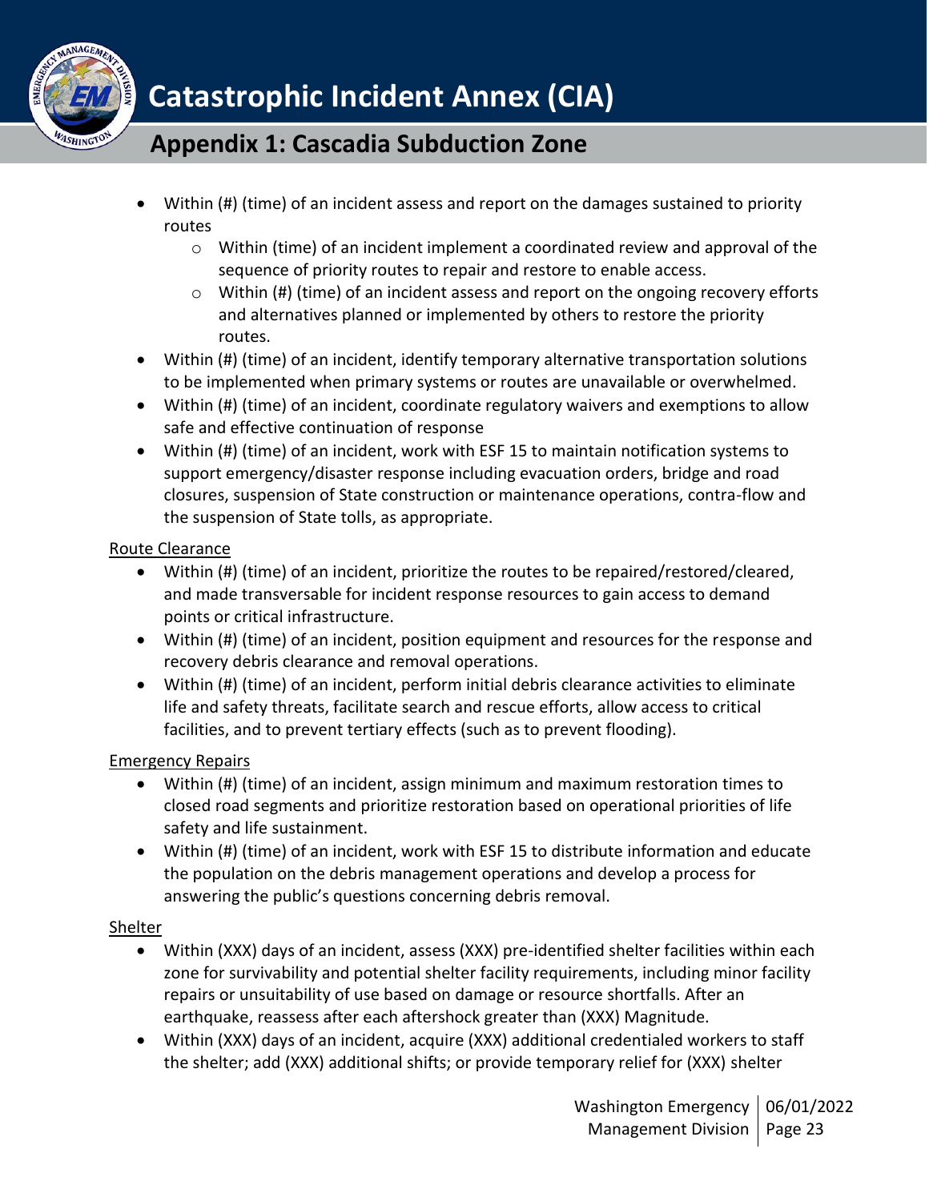- Within (#) (time) of an incident assess and report on the damages sustained to priority routes
    - Within (time) of an incident implement a coordinated review and approval of the sequence of priority routes to repair and restore to enable access.
    - Within (#) (time) of an incident assess and report on the ongoing recovery efforts and alternatives planned or implemented by others to restore the priority routes.
- Within (#) (time) of an incident, identify temporary alternative transportation solutions to be implemented when primary systems or routes are unavailable or overwhelmed.
- Within (#) (time) of an incident, coordinate regulatory waivers and exemptions to allow safe and effective continuation of response
- Within (#) (time) of an incident, work with ESF 15 to maintain notification systems to support emergency/disaster response including evacuation orders, bridge and road closures, suspension of State construction or maintenance operations, contra-flow and the suspension of State tolls, as appropriate.

Route Clearance

- Within (#) (time) of an incident, prioritize the routes to be repaired/restored/cleared, and made transversable for incident response resources to gain access to demand points or critical infrastructure.
- Within (#) (time) of an incident, position equipment and resources for the response and recovery debris clearance and removal operations.
- Within (#) (time) of an incident, perform initial debris clearance activities to eliminate life and safety threats, facilitate search and rescue efforts, allow access to critical facilities, and to prevent tertiary effects (such as to prevent flooding).

Emergency Repairs

- Within (#) (time) of an incident, assign minimum and maximum restoration times to closed road segments and prioritize restoration based on operational priorities of life safety and life sustainment.
- Within (#) (time) of an incident, work with ESF 15 to distribute information and educate the population on the debris management operations and develop a process for answering the public's questions concerning debris removal.

Shelter

- Within (XXX) days of an incident, assess (XXX) pre-identified shelter facilities within each zone for survivability and potential shelter facility requirements, including minor facility repairs or unsuitability of use based on damage or resource shortfalls. After an earthquake, reassess after each aftershock greater than (XXX) Magnitude.
- Within (XXX) days of an incident, acquire (XXX) additional credentialed workers to staff the shelter; add (XXX) additional shifts; or provide temporary relief for (XXX) shelter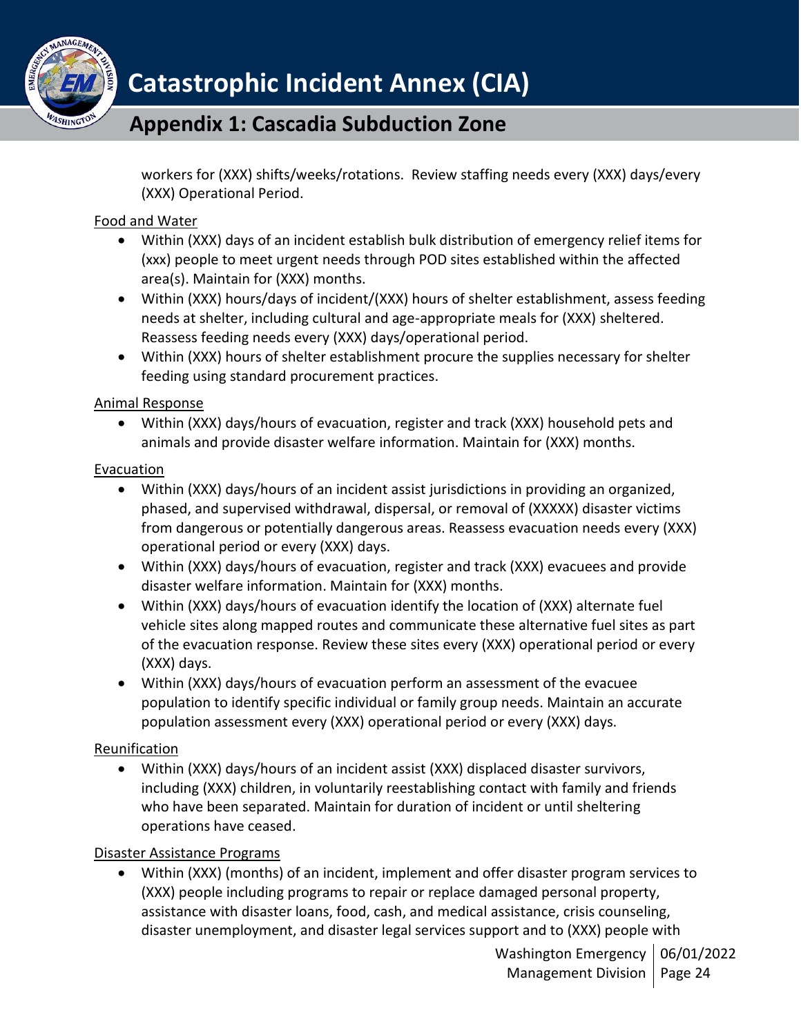workers for (XXX) shifts/weeks/rotations. Review staffing needs every (XXX) days/every (XXX) Operational Period.

Food and Water

- Within (XXX) days of an incident establish bulk distribution of emergency relief items for (xxx) people to meet urgent needs through POD sites established within the affected area(s). Maintain for (XXX) months.
- Within (XXX) hours/days of incident/(XXX) hours of shelter establishment, assess feeding needs at shelter, including cultural and age-appropriate meals for (XXX) sheltered. Reassess feeding needs every (XXX) days/operational period.
- Within (XXX) hours of shelter establishment procure the supplies necessary for shelter feeding using standard procurement practices.

Animal Response

- Within (XXX) days/hours of evacuation, register and track (XXX) household pets and animals and provide disaster welfare information. Maintain for (XXX) months.

Evacuation

- Within (XXX) days/hours of an incident assist jurisdictions in providing an organized, phased, and supervised withdrawal, dispersal, or removal of (XXXXX) disaster victims from dangerous or potentially dangerous areas. Reassess evacuation needs every (XXX) operational period or every (XXX) days.
- Within (XXX) days/hours of evacuation, register and track (XXX) evacuees and provide disaster welfare information. Maintain for (XXX) months.
- Within (XXX) days/hours of evacuation identify the location of (XXX) alternate fuel vehicle sites along mapped routes and communicate these alternative fuel sites as part of the evacuation response. Review these sites every (XXX) operational period or every (XXX) days.
- Within (XXX) days/hours of evacuation perform an assessment of the evacuee population to identify specific individual or family group needs. Maintain an accurate population assessment every (XXX) operational period or every (XXX) days.

Reunification

- Within (XXX) days/hours of an incident assist (XXX) displaced disaster survivors, including (XXX) children, in voluntarily reestablishing contact with family and friends who have been separated. Maintain for duration of incident or until sheltering operations have ceased.

Disaster Assistance Programs

- Within (XXX) (months) of an incident, implement and offer disaster program services to (XXX) people including programs to repair or replace damaged personal property, assistance with disaster loans, food, cash, and medical assistance, crisis counseling, disaster unemployment, and disaster legal services support and to (XXX) people with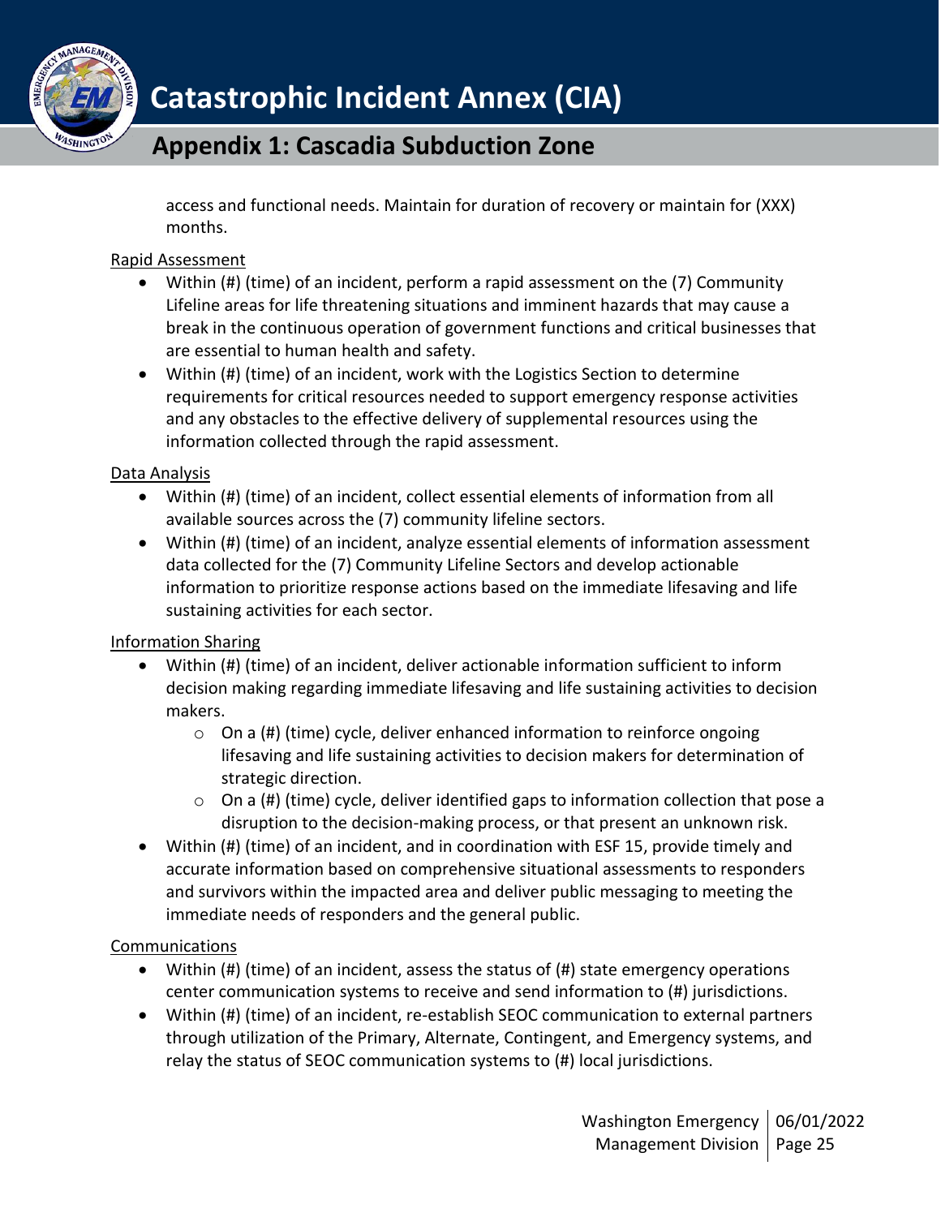access and functional needs. Maintain for duration of recovery or maintain for (XXX) months.

Rapid Assessment

- Within (#) (time) of an incident, perform a rapid assessment on the (7) Community Lifeline areas for life threatening situations and imminent hazards that may cause a break in the continuous operation of government functions and critical businesses that are essential to human health and safety.
- Within (#) (time) of an incident, work with the Logistics Section to determine requirements for critical resources needed to support emergency response activities and any obstacles to the effective delivery of supplemental resources using the information collected through the rapid assessment.

Data Analysis

- Within (#) (time) of an incident, collect essential elements of information from all available sources across the (7) community lifeline sectors.
- Within (#) (time) of an incident, analyze essential elements of information assessment data collected for the (7) Community Lifeline Sectors and develop actionable information to prioritize response actions based on the immediate lifesaving and life sustaining activities for each sector.

Information Sharing

- Within (#) (time) of an incident, deliver actionable information sufficient to inform decision making regarding immediate lifesaving and life sustaining activities to decision makers.
  - On a (#) (time) cycle, deliver enhanced information to reinforce ongoing lifesaving and life sustaining activities to decision makers for determination of strategic direction.
  - On a (#) (time) cycle, deliver identified gaps to information collection that pose a disruption to the decision-making process, or that present an unknown risk.
- Within (#) (time) of an incident, and in coordination with ESF 15, provide timely and accurate information based on comprehensive situational assessments to responders and survivors within the impacted area and deliver public messaging to meeting the immediate needs of responders and the general public.

Communications

- Within (#) (time) of an incident, assess the status of (#) state emergency operations center communication systems to receive and send information to (#) jurisdictions.
- Within (#) (time) of an incident, re-establish SEOC communication to external partners through utilization of the Primary, Alternate, Contingent, and Emergency systems, and relay the status of SEOC communication systems to (#) local jurisdictions.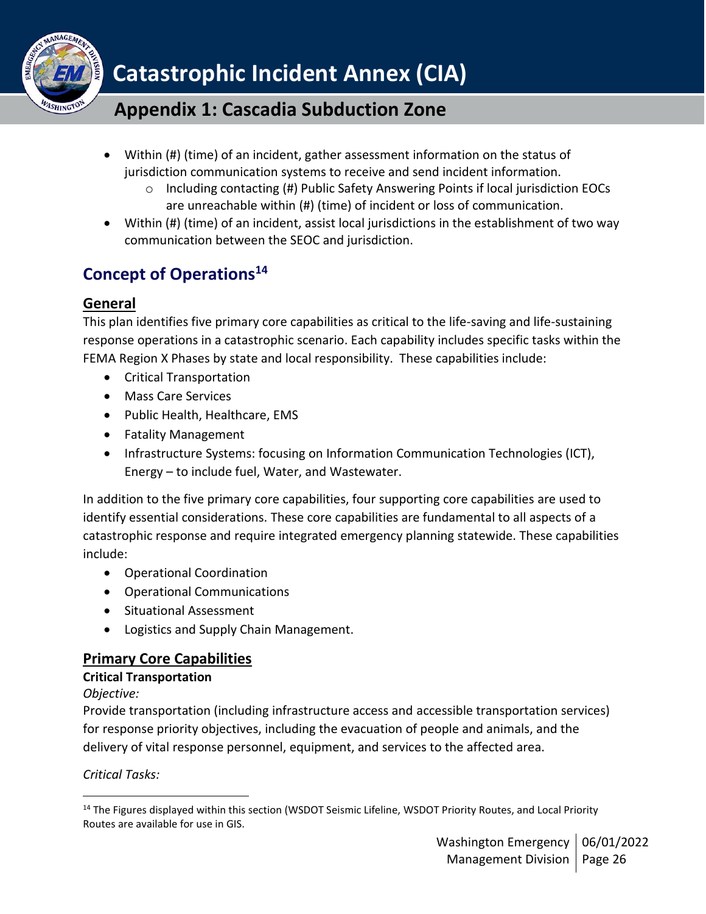- Within (#) (time) of an incident, gather assessment information on the status of jurisdiction communication systems to receive and send incident information.
    - Including contacting (#) Public Safety Answering Points if local jurisdiction EOCs are unreachable within (#) (time) of incident or loss of communication.
- Within (#) (time) of an incident, assist local jurisdictions in the establishment of two way communication between the SEOC and jurisdiction.

## Concept of Operations[14]

### General

This plan identifies five primary core capabilities as critical to the life-saving and life-sustaining response operations in a catastrophic scenario. Each capability includes specific tasks within the FEMA Region X Phases by state and local responsibility. These capabilities include:

- Critical Transportation
- Mass Care Services
- Public Health, Healthcare, EMS
- Fatality Management
- Infrastructure Systems: focusing on Information Communication Technologies (ICT), Energy – to include fuel, Water, and Wastewater.

In addition to the five primary core capabilities, four supporting core capabilities are used to identify essential considerations. These core capabilities are fundamental to all aspects of a catastrophic response and require integrated emergency planning statewide. These capabilities include:

- Operational Coordination
- Operational Communications
- Situational Assessment
- Logistics and Supply Chain Management.

### Primary Core Capabilities

**Critical Transportation**

*Objective:*

Provide transportation (including infrastructure access and accessible transportation services) for response priority objectives, including the evacuation of people and animals, and the delivery of vital response personnel, equipment, and services to the affected area.

*Critical Tasks:*

---

[14] The Figures displayed within this section (WSDOT Seismic Lifeline, WSDOT Priority Routes, and Local Priority Routes are available for use in GIS.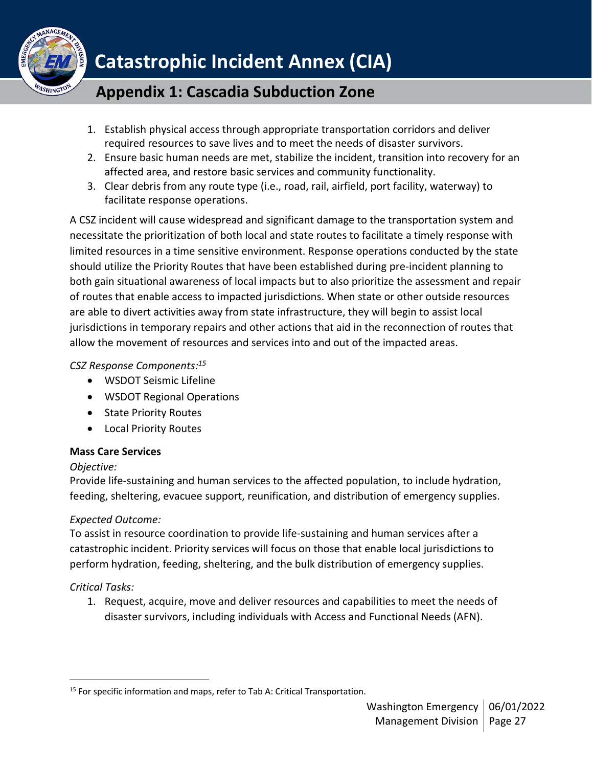1. Establish physical access through appropriate transportation corridors and deliver required resources to save lives and to meet the needs of disaster survivors.
2. Ensure basic human needs are met, stabilize the incident, transition into recovery for an affected area, and restore basic services and community functionality.
3. Clear debris from any route type (i.e., road, rail, airfield, port facility, waterway) to facilitate response operations.

A CSZ incident will cause widespread and significant damage to the transportation system and necessitate the prioritization of both local and state routes to facilitate a timely response with limited resources in a time sensitive environment. Response operations conducted by the state should utilize the Priority Routes that have been established during pre-incident planning to both gain situational awareness of local impacts but to also prioritize the assessment and repair of routes that enable access to impacted jurisdictions. When state or other outside resources are able to divert activities away from state infrastructure, they will begin to assist local jurisdictions in temporary repairs and other actions that aid in the reconnection of routes that allow the movement of resources and services into and out of the impacted areas.

*CSZ Response Components:*[15]

- WSDOT Seismic Lifeline
- WSDOT Regional Operations
- State Priority Routes
- Local Priority Routes

**Mass Care Services**

*Objective:*

Provide life-sustaining and human services to the affected population, to include hydration, feeding, sheltering, evacuee support, reunification, and distribution of emergency supplies.

*Expected Outcome:*

To assist in resource coordination to provide life-sustaining and human services after a catastrophic incident. Priority services will focus on those that enable local jurisdictions to perform hydration, feeding, sheltering, and the bulk distribution of emergency supplies.

*Critical Tasks:*

1. Request, acquire, move and deliver resources and capabilities to meet the needs of disaster survivors, including individuals with Access and Functional Needs (AFN).

[15] For specific information and maps, refer to Tab A: Critical Transportation.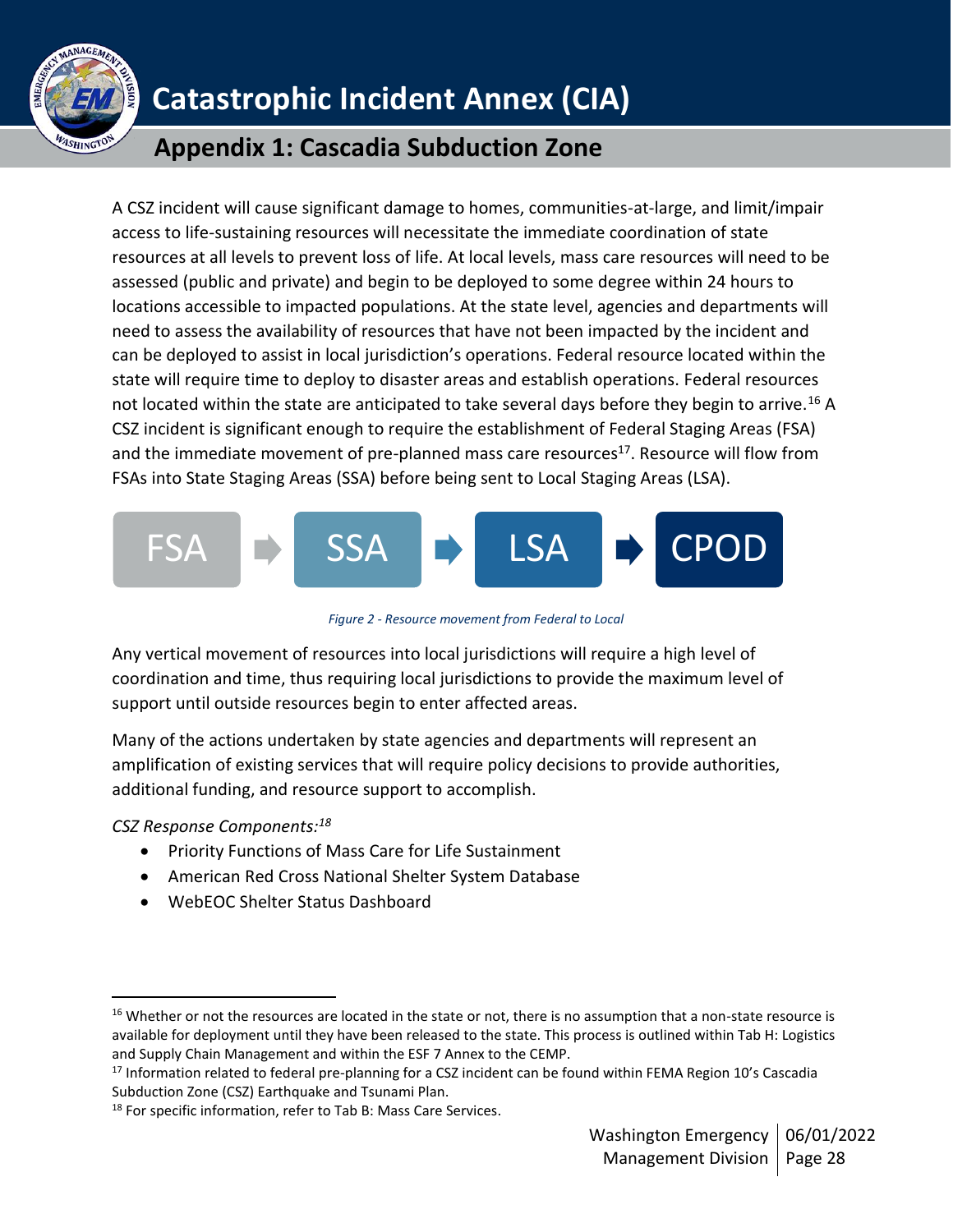A CSZ incident will cause significant damage to homes, communities-at-large, and limit/impair access to life-sustaining resources will necessitate the immediate coordination of state resources at all levels to prevent loss of life. At local levels, mass care resources will need to be assessed (public and private) and begin to be deployed to some degree within 24 hours to locations accessible to impacted populations. At the state level, agencies and departments will need to assess the availability of resources that have not been impacted by the incident and can be deployed to assist in local jurisdiction's operations. Federal resource located within the state will require time to deploy to disaster areas and establish operations. Federal resources not located within the state are anticipated to take several days before they begin to arrive.[16] A CSZ incident is significant enough to require the establishment of Federal Staging Areas (FSA) and the immediate movement of pre-planned mass care resources[17]. Resource will flow from FSAs into State Staging Areas (SSA) before being sent to Local Staging Areas (LSA).

FSA → SSA → LSA → CPOD

*Figure 2 - Resource movement from Federal to Local*

Any vertical movement of resources into local jurisdictions will require a high level of coordination and time, thus requiring local jurisdictions to provide the maximum level of support until outside resources begin to enter affected areas.

Many of the actions undertaken by state agencies and departments will represent an amplification of existing services that will require policy decisions to provide authorities, additional funding, and resource support to accomplish.

*CSZ Response Components:*[18]

- Priority Functions of Mass Care for Life Sustainment
- American Red Cross National Shelter System Database
- WebEOC Shelter Status Dashboard

---

[16] Whether or not the resources are located in the state or not, there is no assumption that a non-state resource is available for deployment until they have been released to the state. This process is outlined within Tab H: Logistics and Supply Chain Management and within the ESF 7 Annex to the CEMP.

[17] Information related to federal pre-planning for a CSZ incident can be found within FEMA Region 10's Cascadia Subduction Zone (CSZ) Earthquake and Tsunami Plan.

[18] For specific information, refer to Tab B: Mass Care Services.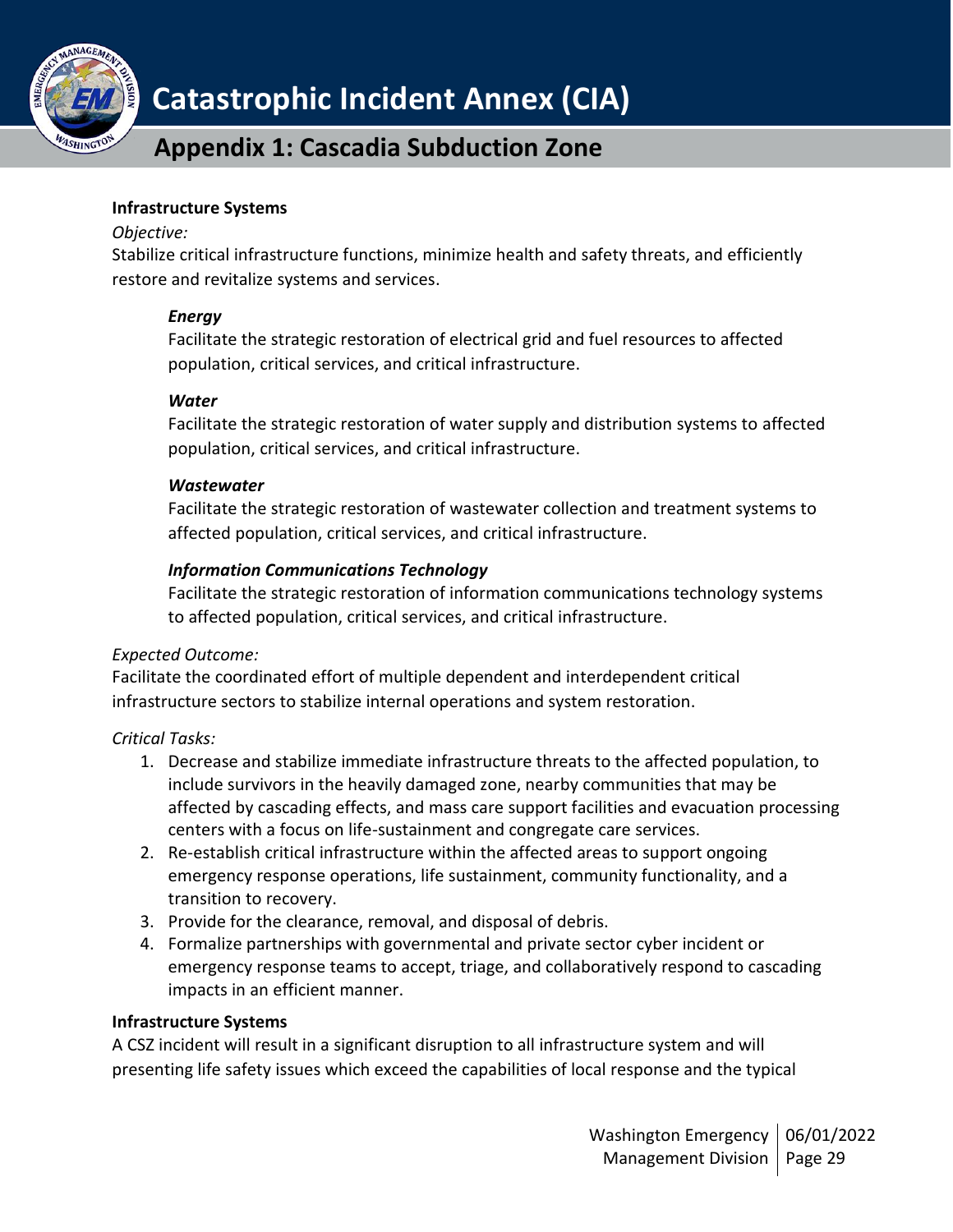**Infrastructure Systems**

*Objective:*

Stabilize critical infrastructure functions, minimize health and safety threats, and efficiently restore and revitalize systems and services.

***Energy***

Facilitate the strategic restoration of electrical grid and fuel resources to affected population, critical services, and critical infrastructure.

***Water***

Facilitate the strategic restoration of water supply and distribution systems to affected population, critical services, and critical infrastructure.

***Wastewater***

Facilitate the strategic restoration of wastewater collection and treatment systems to affected population, critical services, and critical infrastructure.

***Information Communications Technology***

Facilitate the strategic restoration of information communications technology systems to affected population, critical services, and critical infrastructure.

*Expected Outcome:*

Facilitate the coordinated effort of multiple dependent and interdependent critical infrastructure sectors to stabilize internal operations and system restoration.

*Critical Tasks:*

1. Decrease and stabilize immediate infrastructure threats to the affected population, to include survivors in the heavily damaged zone, nearby communities that may be affected by cascading effects, and mass care support facilities and evacuation processing centers with a focus on life-sustainment and congregate care services.
2. Re-establish critical infrastructure within the affected areas to support ongoing emergency response operations, life sustainment, community functionality, and a transition to recovery.
3. Provide for the clearance, removal, and disposal of debris.
4. Formalize partnerships with governmental and private sector cyber incident or emergency response teams to accept, triage, and collaboratively respond to cascading impacts in an efficient manner.

**Infrastructure Systems**

A CSZ incident will result in a significant disruption to all infrastructure system and will presenting life safety issues which exceed the capabilities of local response and the typical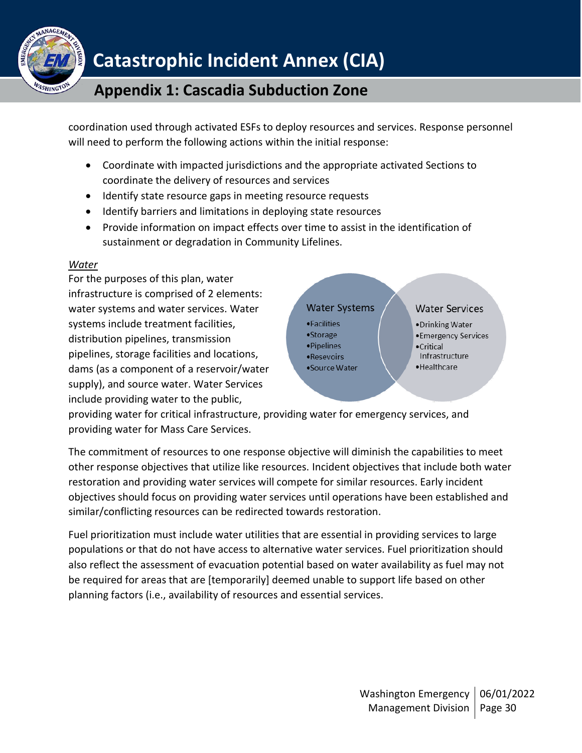coordination used through activated ESFs to deploy resources and services. Response personnel will need to perform the following actions within the initial response:

- Coordinate with impacted jurisdictions and the appropriate activated Sections to coordinate the delivery of resources and services
- Identify state resource gaps in meeting resource requests
- Identify barriers and limitations in deploying state resources
- Provide information on impact effects over time to assist in the identification of sustainment or degradation in Community Lifelines.

*Water*

For the purposes of this plan, water infrastructure is comprised of 2 elements: water systems and water services. Water systems include treatment facilities, distribution pipelines, transmission pipelines, storage facilities and locations, dams (as a component of a reservoir/water supply), and source water. Water Services include providing water to the public, providing water for critical infrastructure, providing water for emergency services, and providing water for Mass Care Services.

Water Systems
- Facilities
- Storage
- Pipelines
- Resevoirs
- Source Water

Water Services
- Drinking Water
- Emergency Services
- Critical Infrastructure
- Healthcare

The commitment of resources to one response objective will diminish the capabilities to meet other response objectives that utilize like resources. Incident objectives that include both water restoration and providing water services will compete for similar resources. Early incident objectives should focus on providing water services until operations have been established and similar/conflicting resources can be redirected towards restoration.

Fuel prioritization must include water utilities that are essential in providing services to large populations or that do not have access to alternative water services. Fuel prioritization should also reflect the assessment of evacuation potential based on water availability as fuel may not be required for areas that are [temporarily] deemed unable to support life based on other planning factors (i.e., availability of resources and essential services.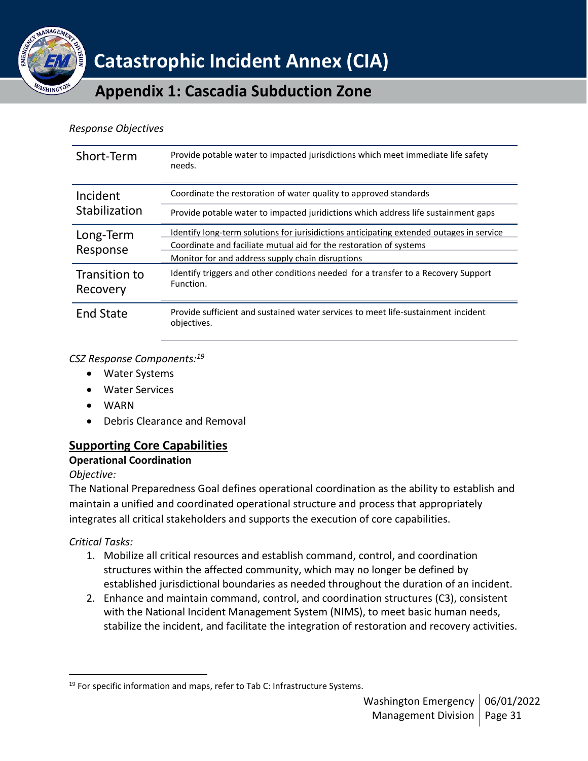*Response Objectives*

| | |
|---|---|
| Short-Term | Provide potable water to impacted jurisdictions which meet immediate life safety needs. |
| Incident Stabilization | Coordinate the restoration of water quality to approved standards |
| | Provide potable water to impacted juridictions which address life sustainment gaps |
| Long-Term Response | Identify long-term solutions for jurisidictions anticipating extended outages in service |
| | Coordinate and faciliate mutual aid for the restoration of systems |
| | Monitor for and address supply chain disruptions |
| Transition to Recovery | Identify triggers and other conditions needed for a transfer to a Recovery Support Function. |
| End State | Provide sufficient and sustained water services to meet life-sustainment incident objectives. |

*CSZ Response Components:*[19]

- Water Systems
- Water Services
- WARN
- Debris Clearance and Removal

## Supporting Core Capabilities

### Operational Coordination

*Objective:*

The National Preparedness Goal defines operational coordination as the ability to establish and maintain a unified and coordinated operational structure and process that appropriately integrates all critical stakeholders and supports the execution of core capabilities.

*Critical Tasks:*

1. Mobilize all critical resources and establish command, control, and coordination structures within the affected community, which may no longer be defined by established jurisdictional boundaries as needed throughout the duration of an incident.
2. Enhance and maintain command, control, and coordination structures (C3), consistent with the National Incident Management System (NIMS), to meet basic human needs, stabilize the incident, and facilitate the integration of restoration and recovery activities.

[19] For specific information and maps, refer to Tab C: Infrastructure Systems.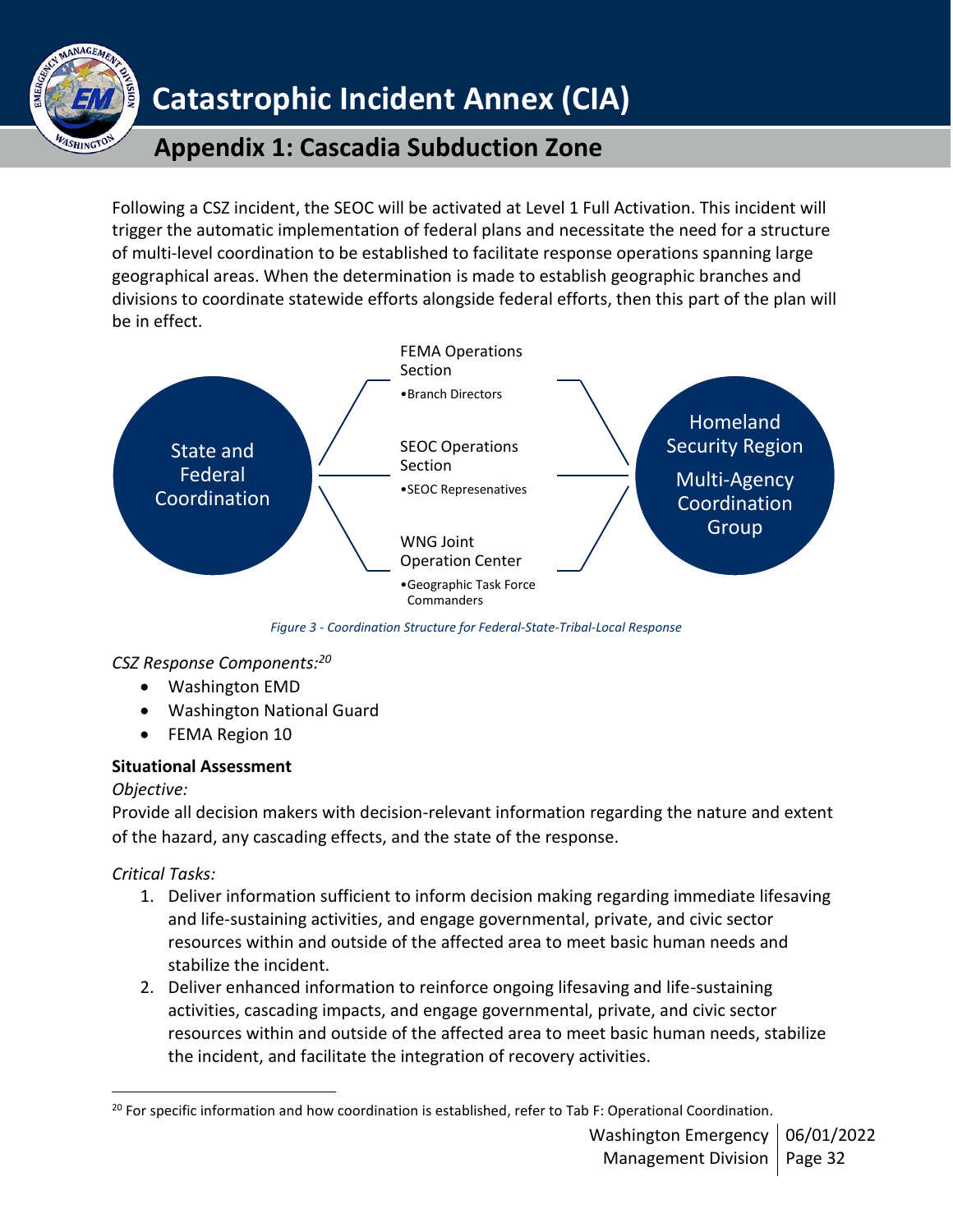Following a CSZ incident, the SEOC will be activated at Level 1 Full Activation. This incident will trigger the automatic implementation of federal plans and necessitate the need for a structure of multi-level coordination to be established to facilitate response operations spanning large geographical areas. When the determination is made to establish geographic branches and divisions to coordinate statewide efforts alongside federal efforts, then this part of the plan will be in effect.

State and Federal Coordination

FEMA Operations Section
- Branch Directors

SEOC Operations Section
- SEOC Represenatives

WNG Joint Operation Center
- Geographic Task Force Commanders

Homeland Security Region Multi-Agency Coordination Group

*Figure 3 - Coordination Structure for Federal-State-Tribal-Local Response*

*CSZ Response Components:*[20]

- Washington EMD
- Washington National Guard
- FEMA Region 10

**Situational Assessment**

*Objective:*

Provide all decision makers with decision-relevant information regarding the nature and extent of the hazard, any cascading effects, and the state of the response.

*Critical Tasks:*

1. Deliver information sufficient to inform decision making regarding immediate lifesaving and life-sustaining activities, and engage governmental, private, and civic sector resources within and outside of the affected area to meet basic human needs and stabilize the incident.
2. Deliver enhanced information to reinforce ongoing lifesaving and life-sustaining activities, cascading impacts, and engage governmental, private, and civic sector resources within and outside of the affected area to meet basic human needs, stabilize the incident, and facilitate the integration of recovery activities.

[20] For specific information and how coordination is established, refer to Tab F: Operational Coordination.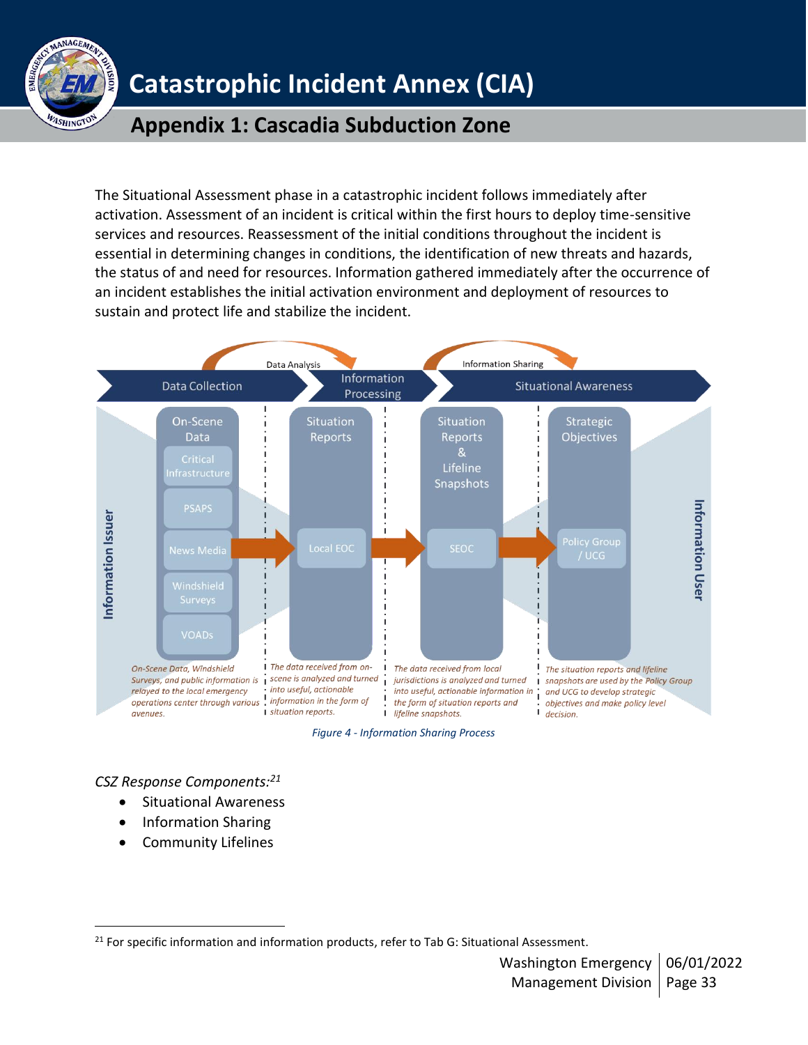The Situational Assessment phase in a catastrophic incident follows immediately after activation. Assessment of an incident is critical within the first hours to deploy time-sensitive services and resources. Reassessment of the initial conditions throughout the incident is essential in determining changes in conditions, the identification of new threats and hazards, the status of and need for resources. Information gathered immediately after the occurrence of an incident establishes the initial activation environment and deployment of resources to sustain and protect life and stabilize the incident.

Data Analysis | Information Sharing

Data Collection → Information Processing → Situational Awareness

Information Issuer

| On-Scene Data | Situation Reports | Situation Reports & Lifeline Snapshots | Strategic Objectives |
|---|---|---|---|
| Critical Infrastructure, PSAPS, News Media, Windshield Surveys, VOADs | Local EOC | SEOC | Policy Group / UCG |
| *On-Scene Data, Windshield Surveys, and public information is relayed to the local emergency operations center through various avenues.* | *The data received from on-scene is analyzed and turned into useful, actionable information in the form of situation reports.* | *The data received from local jurisdictions is analyzed and turned into useful, actionable information in the form of situation reports and lifeline snapshots.* | *The situation reports and lifeline snapshots are used by the Policy Group and UCG to develop strategic objectives and make policy level decision.* |

Information User

*Figure 4 - Information Sharing Process*

*CSZ Response Components:*[21]

- Situational Awareness
- Information Sharing
- Community Lifelines

[21] For specific information and information products, refer to Tab G: Situational Assessment.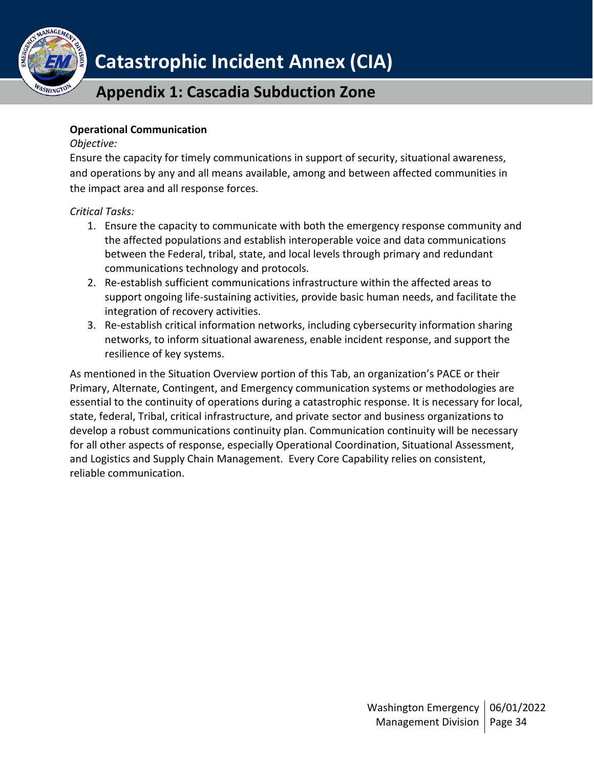**Operational Communication**

*Objective:*

Ensure the capacity for timely communications in support of security, situational awareness, and operations by any and all means available, among and between affected communities in the impact area and all response forces.

*Critical Tasks:*

1. Ensure the capacity to communicate with both the emergency response community and the affected populations and establish interoperable voice and data communications between the Federal, tribal, state, and local levels through primary and redundant communications technology and protocols.
2. Re-establish sufficient communications infrastructure within the affected areas to support ongoing life-sustaining activities, provide basic human needs, and facilitate the integration of recovery activities.
3. Re-establish critical information networks, including cybersecurity information sharing networks, to inform situational awareness, enable incident response, and support the resilience of key systems.

As mentioned in the Situation Overview portion of this Tab, an organization's PACE or their Primary, Alternate, Contingent, and Emergency communication systems or methodologies are essential to the continuity of operations during a catastrophic response. It is necessary for local, state, federal, Tribal, critical infrastructure, and private sector and business organizations to develop a robust communications continuity plan. Communication continuity will be necessary for all other aspects of response, especially Operational Coordination, Situational Assessment, and Logistics and Supply Chain Management. Every Core Capability relies on consistent, reliable communication.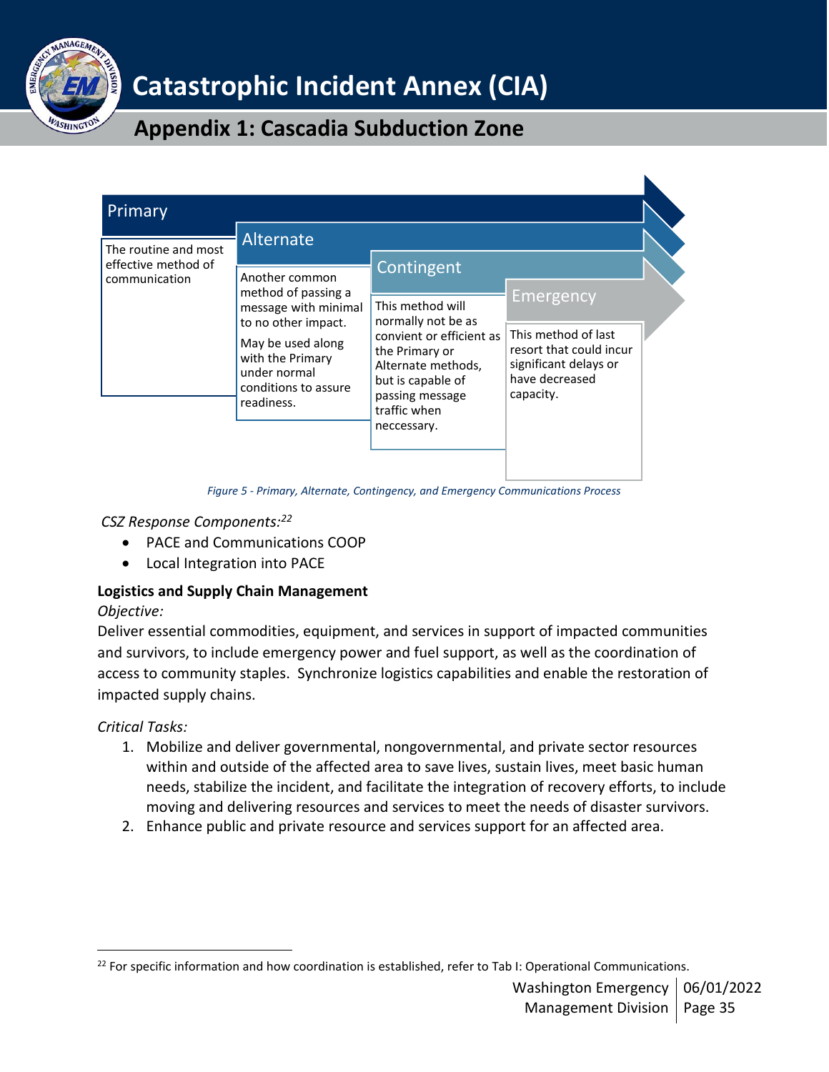Primary

The routine and most effective method of communication

Alternate

Another common method of passing a message with minimal to no other impact.

May be used along with the Primary under normal conditions to assure readiness.

Contingent

This method will normally not be as convient or efficient as the Primary or Alternate methods, but is capable of passing message traffic when neccessary.

Emergency

This method of last resort that could incur significant delays or have decreased capacity.

*Figure 5 - Primary, Alternate, Contingency, and Emergency Communications Process*

*CSZ Response Components:*[22]

- PACE and Communications COOP
- Local Integration into PACE

**Logistics and Supply Chain Management**

*Objective:*

Deliver essential commodities, equipment, and services in support of impacted communities and survivors, to include emergency power and fuel support, as well as the coordination of access to community staples. Synchronize logistics capabilities and enable the restoration of impacted supply chains.

*Critical Tasks:*

1. Mobilize and deliver governmental, nongovernmental, and private sector resources within and outside of the affected area to save lives, sustain lives, meet basic human needs, stabilize the incident, and facilitate the integration of recovery efforts, to include moving and delivering resources and services to meet the needs of disaster survivors.
2. Enhance public and private resource and services support for an affected area.

[22] For specific information and how coordination is established, refer to Tab I: Operational Communications.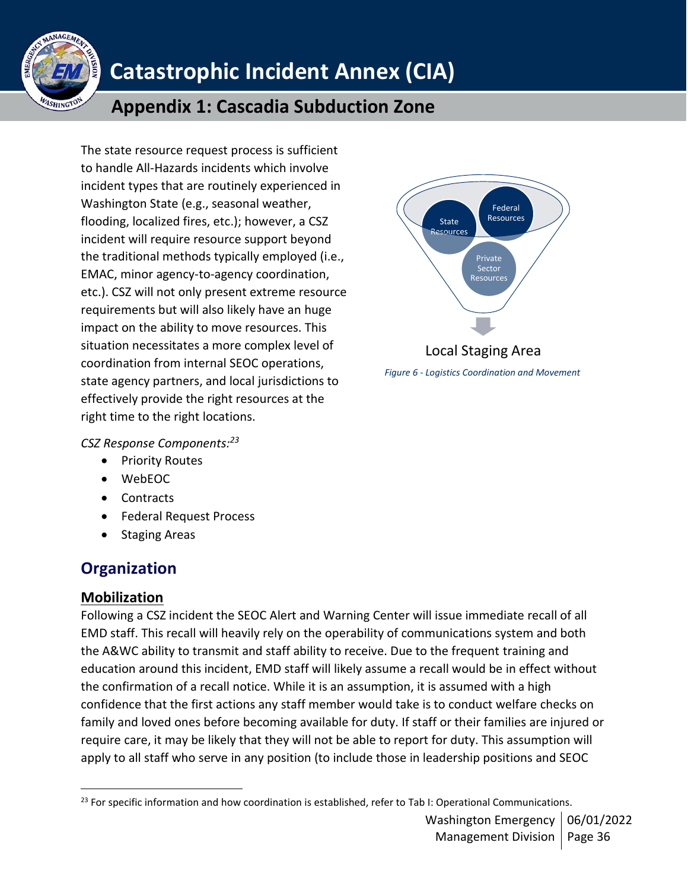The state resource request process is sufficient to handle All-Hazards incidents which involve incident types that are routinely experienced in Washington State (e.g., seasonal weather, flooding, localized fires, etc.); however, a CSZ incident will require resource support beyond the traditional methods typically employed (i.e., EMAC, minor agency-to-agency coordination, etc.). CSZ will not only present extreme resource requirements but will also likely have an huge impact on the ability to move resources. This situation necessitates a more complex level of coordination from internal SEOC operations, state agency partners, and local jurisdictions to effectively provide the right resources at the right time to the right locations.

State Resources

Federal Resources

Private Sector Resources

Local Staging Area

*Figure 6 - Logistics Coordination and Movement*

*CSZ Response Components:*[23]

- Priority Routes
- WebEOC
- Contracts
- Federal Request Process
- Staging Areas

## Organization

### Mobilization

Following a CSZ incident the SEOC Alert and Warning Center will issue immediate recall of all EMD staff. This recall will heavily rely on the operability of communications system and both the A&WC ability to transmit and staff ability to receive. Due to the frequent training and education around this incident, EMD staff will likely assume a recall would be in effect without the confirmation of a recall notice. While it is an assumption, it is assumed with a high confidence that the first actions any staff member would take is to conduct welfare checks on family and loved ones before becoming available for duty. If staff or their families are injured or require care, it may be likely that they will not be able to report for duty. This assumption will apply to all staff who serve in any position (to include those in leadership positions and SEOC

[23] For specific information and how coordination is established, refer to Tab I: Operational Communications.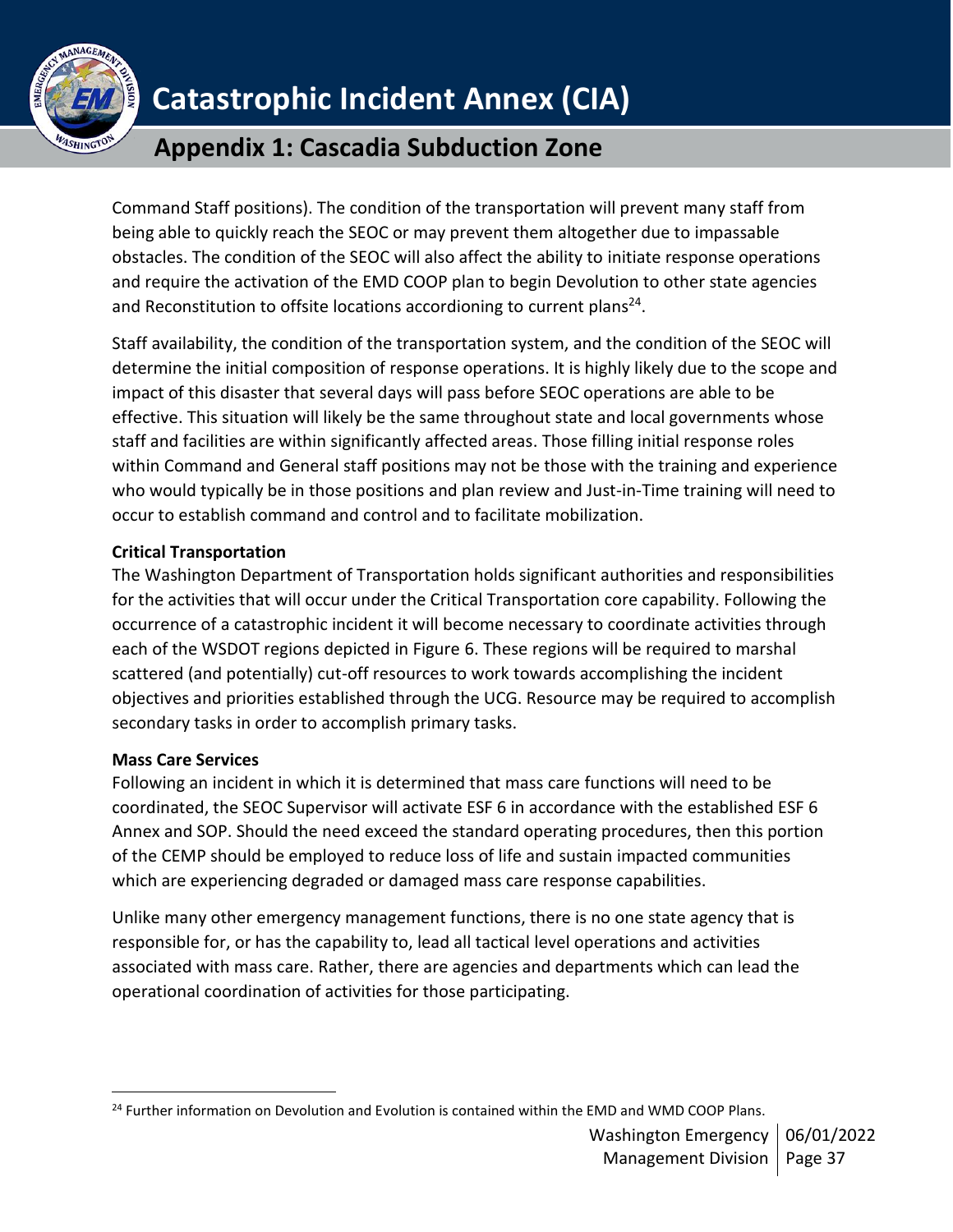Command Staff positions). The condition of the transportation will prevent many staff from being able to quickly reach the SEOC or may prevent them altogether due to impassable obstacles. The condition of the SEOC will also affect the ability to initiate response operations and require the activation of the EMD COOP plan to begin Devolution to other state agencies and Reconstitution to offsite locations accordioning to current plans[24].

Staff availability, the condition of the transportation system, and the condition of the SEOC will determine the initial composition of response operations. It is highly likely due to the scope and impact of this disaster that several days will pass before SEOC operations are able to be effective. This situation will likely be the same throughout state and local governments whose staff and facilities are within significantly affected areas. Those filling initial response roles within Command and General staff positions may not be those with the training and experience who would typically be in those positions and plan review and Just-in-Time training will need to occur to establish command and control and to facilitate mobilization.

**Critical Transportation**

The Washington Department of Transportation holds significant authorities and responsibilities for the activities that will occur under the Critical Transportation core capability. Following the occurrence of a catastrophic incident it will become necessary to coordinate activities through each of the WSDOT regions depicted in Figure 6. These regions will be required to marshal scattered (and potentially) cut-off resources to work towards accomplishing the incident objectives and priorities established through the UCG. Resource may be required to accomplish secondary tasks in order to accomplish primary tasks.

**Mass Care Services**

Following an incident in which it is determined that mass care functions will need to be coordinated, the SEOC Supervisor will activate ESF 6 in accordance with the established ESF 6 Annex and SOP. Should the need exceed the standard operating procedures, then this portion of the CEMP should be employed to reduce loss of life and sustain impacted communities which are experiencing degraded or damaged mass care response capabilities.

Unlike many other emergency management functions, there is no one state agency that is responsible for, or has the capability to, lead all tactical level operations and activities associated with mass care. Rather, there are agencies and departments which can lead the operational coordination of activities for those participating.

[24] Further information on Devolution and Evolution is contained within the EMD and WMD COOP Plans.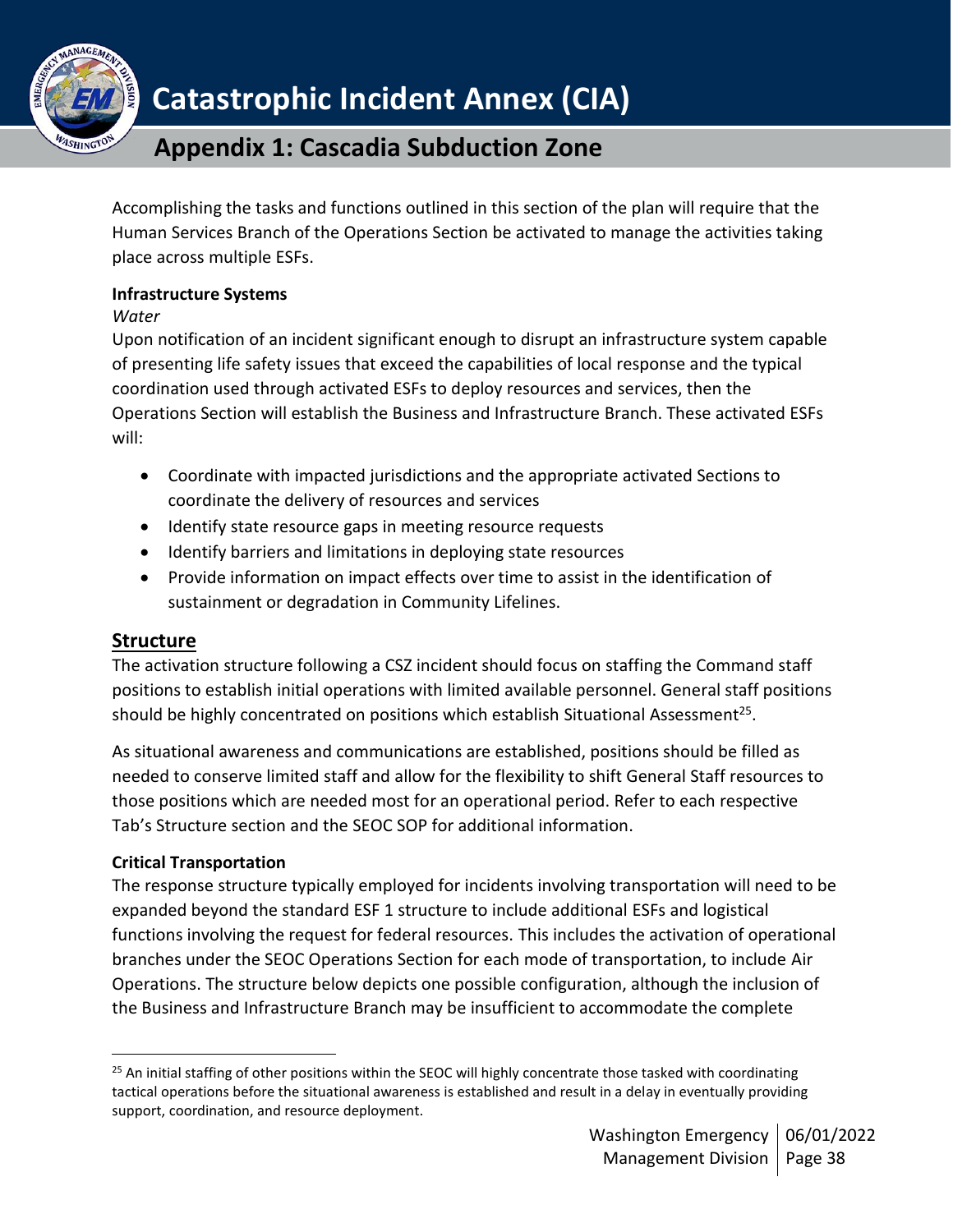Accomplishing the tasks and functions outlined in this section of the plan will require that the Human Services Branch of the Operations Section be activated to manage the activities taking place across multiple ESFs.

**Infrastructure Systems**

*Water*

Upon notification of an incident significant enough to disrupt an infrastructure system capable of presenting life safety issues that exceed the capabilities of local response and the typical coordination used through activated ESFs to deploy resources and services, then the Operations Section will establish the Business and Infrastructure Branch. These activated ESFs will:

- Coordinate with impacted jurisdictions and the appropriate activated Sections to coordinate the delivery of resources and services
- Identify state resource gaps in meeting resource requests
- Identify barriers and limitations in deploying state resources
- Provide information on impact effects over time to assist in the identification of sustainment or degradation in Community Lifelines.

## Structure

The activation structure following a CSZ incident should focus on staffing the Command staff positions to establish initial operations with limited available personnel. General staff positions should be highly concentrated on positions which establish Situational Assessment[25].

As situational awareness and communications are established, positions should be filled as needed to conserve limited staff and allow for the flexibility to shift General Staff resources to those positions which are needed most for an operational period. Refer to each respective Tab's Structure section and the SEOC SOP for additional information.

**Critical Transportation**

The response structure typically employed for incidents involving transportation will need to be expanded beyond the standard ESF 1 structure to include additional ESFs and logistical functions involving the request for federal resources. This includes the activation of operational branches under the SEOC Operations Section for each mode of transportation, to include Air Operations. The structure below depicts one possible configuration, although the inclusion of the Business and Infrastructure Branch may be insufficient to accommodate the complete

---

[25] An initial staffing of other positions within the SEOC will highly concentrate those tasked with coordinating tactical operations before the situational awareness is established and result in a delay in eventually providing support, coordination, and resource deployment.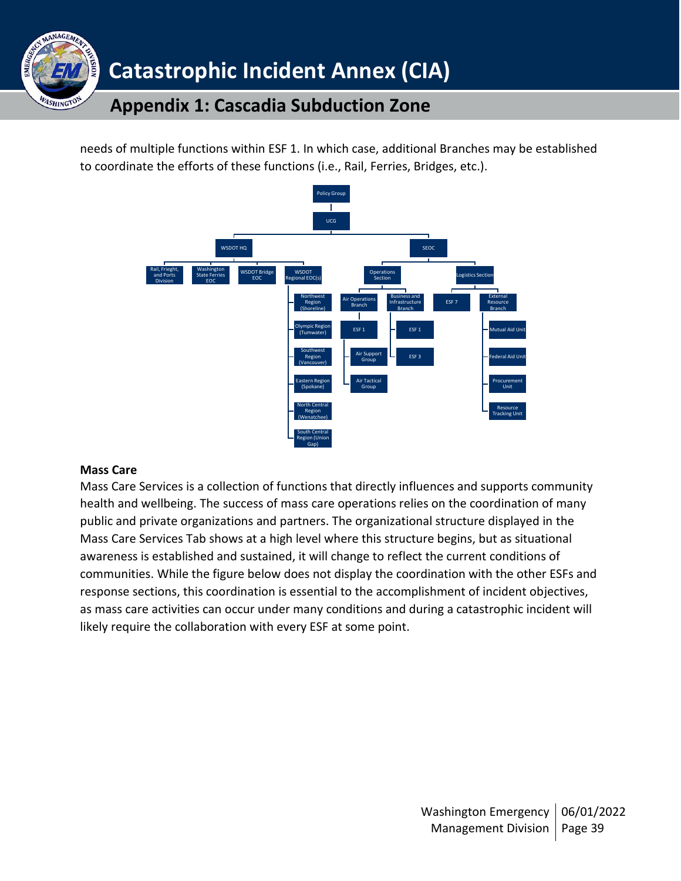needs of multiple functions within ESF 1. In which case, additional Branches may be established to coordinate the efforts of these functions (i.e., Rail, Ferries, Bridges, etc.).

- Policy Group
  - UCG
    - WSDOT HQ
      - Rail, Frieght, and Ports Division
      - Washington State Ferries EOC
      - WSDOT Bridge EOC
      - WSDOT Regional EOC(s)
        - Northwest Region (Shoreline)
        - Olympic Region (Tumwater)
        - Southwest Region (Vancouver)
        - Eastern Region (Spokane)
        - North Central Region (Wenatchee)
        - South Central Region (Union Gap)
    - SEOC
      - Operations Section
        - Air Operations Branch
          - ESF 1
          - Air Support Group
          - Air Tactical Group
        - Business and Infrastructure Branch
          - ESF 1
          - ESF 3
      - Logistics Section
        - ESF 7
        - External Resource Branch
          - Mutual Aid Unit
          - Federal Aid Unit
          - Procurement Unit
          - Resource Tracking Unit

**Mass Care**

Mass Care Services is a collection of functions that directly influences and supports community health and wellbeing. The success of mass care operations relies on the coordination of many public and private organizations and partners. The organizational structure displayed in the Mass Care Services Tab shows at a high level where this structure begins, but as situational awareness is established and sustained, it will change to reflect the current conditions of communities. While the figure below does not display the coordination with the other ESFs and response sections, this coordination is essential to the accomplishment of incident objectives, as mass care activities can occur under many conditions and during a catastrophic incident will likely require the collaboration with every ESF at some point.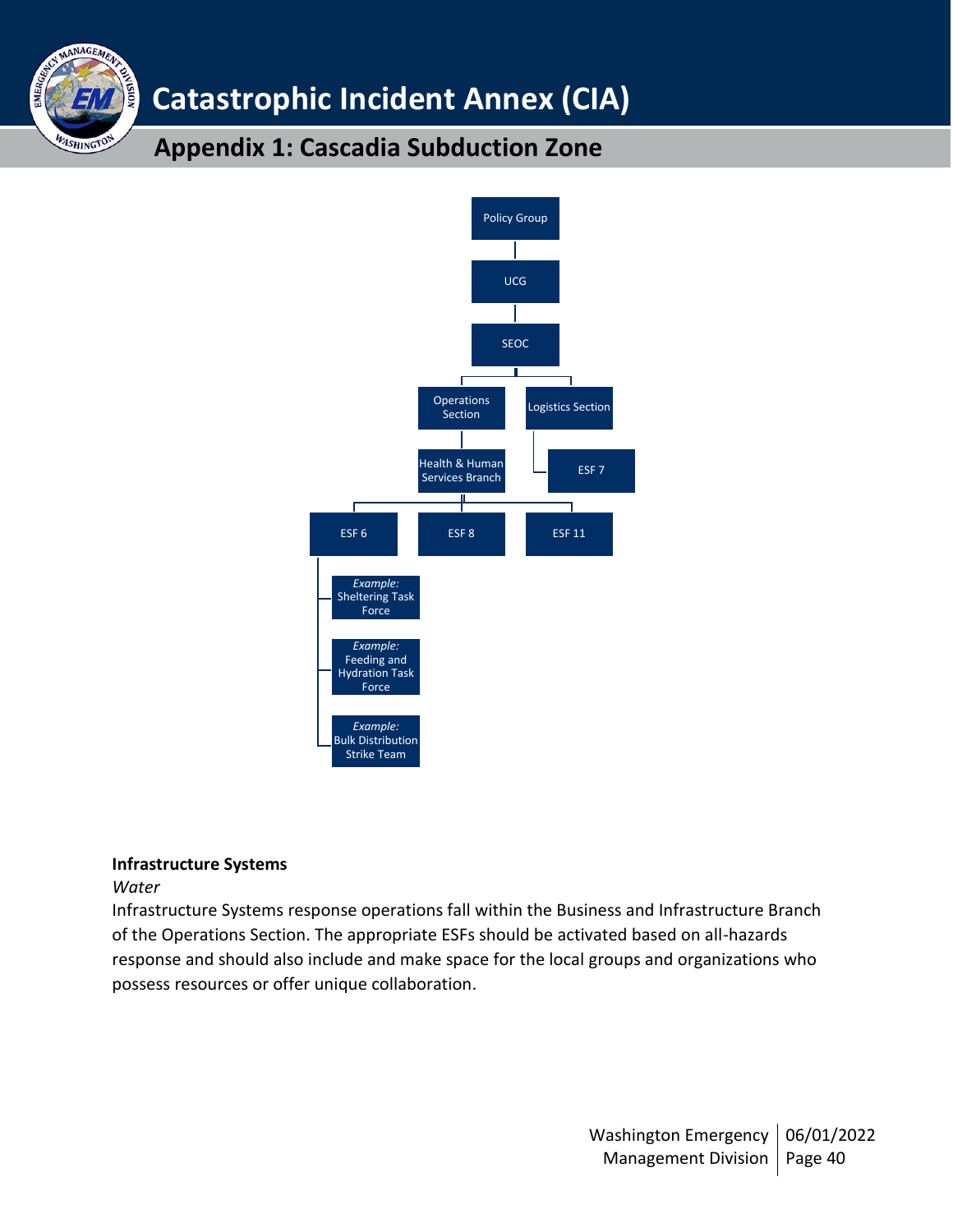Policy Group

UCG

SEOC

- Operations Section
  - Health & Human Services Branch
    - ESF 6
      - *Example:* Sheltering Task Force
      - *Example:* Feeding and Hydration Task Force
      - *Example:* Bulk Distribution Strike Team
    - ESF 8
    - ESF 11
- Logistics Section
  - ESF 7

**Infrastructure Systems**

*Water*

Infrastructure Systems response operations fall within the Business and Infrastructure Branch of the Operations Section. The appropriate ESFs should be activated based on all-hazards response and should also include and make space for the local groups and organizations who possess resources or offer unique collaboration.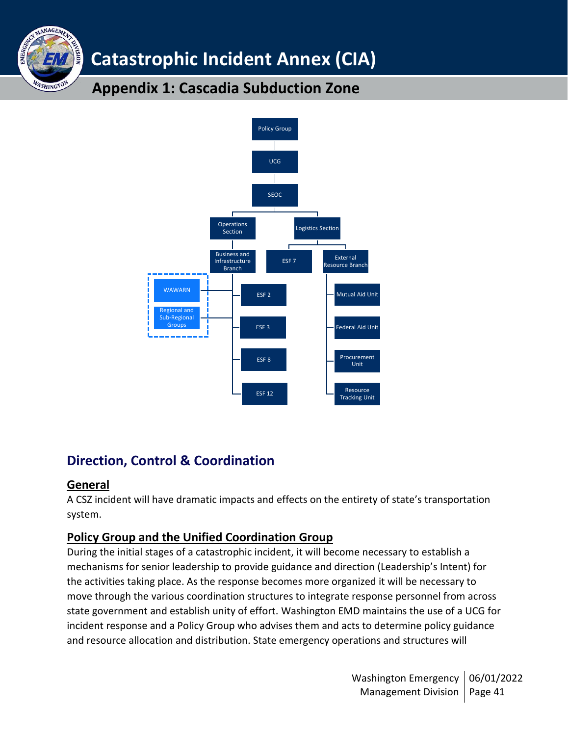- Policy Group
  - UCG
    - SEOC
      - Operations Section
        - Business and Infrastructure Branch
          - ESF 2
          - ESF 3
          - ESF 8
          - ESF 12
          - WAWARN
          - Regional and Sub-Regional Groups
      - Logistics Section
        - ESF 7
        - External Resource Branch
          - Mutual Aid Unit
          - Federal Aid Unit
          - Procurement Unit
          - Resource Tracking Unit

## Direction, Control & Coordination

### General

A CSZ incident will have dramatic impacts and effects on the entirety of state's transportation system.

### Policy Group and the Unified Coordination Group

During the initial stages of a catastrophic incident, it will become necessary to establish a mechanisms for senior leadership to provide guidance and direction (Leadership's Intent) for the activities taking place. As the response becomes more organized it will be necessary to move through the various coordination structures to integrate response personnel from across state government and establish unity of effort. Washington EMD maintains the use of a UCG for incident response and a Policy Group who advises them and acts to determine policy guidance and resource allocation and distribution. State emergency operations and structures will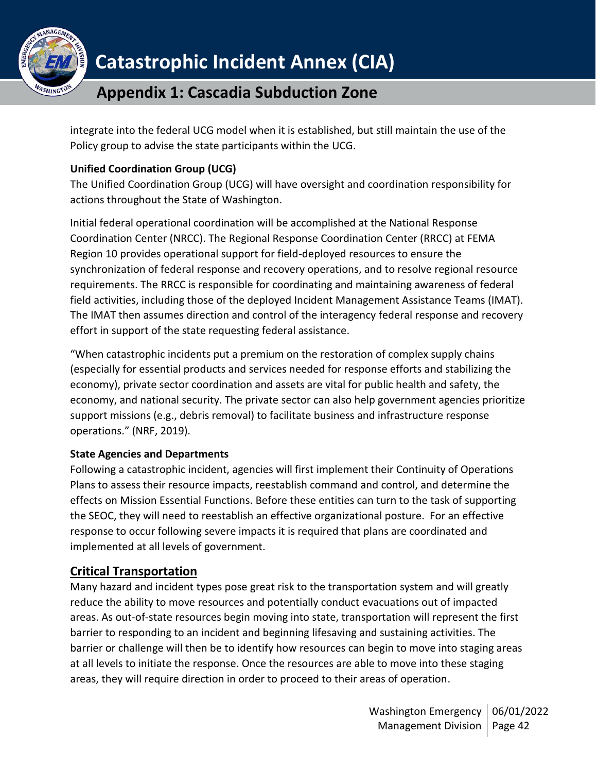integrate into the federal UCG model when it is established, but still maintain the use of the Policy group to advise the state participants within the UCG.

**Unified Coordination Group (UCG)**

The Unified Coordination Group (UCG) will have oversight and coordination responsibility for actions throughout the State of Washington.

Initial federal operational coordination will be accomplished at the National Response Coordination Center (NRCC). The Regional Response Coordination Center (RRCC) at FEMA Region 10 provides operational support for field-deployed resources to ensure the synchronization of federal response and recovery operations, and to resolve regional resource requirements. The RRCC is responsible for coordinating and maintaining awareness of federal field activities, including those of the deployed Incident Management Assistance Teams (IMAT). The IMAT then assumes direction and control of the interagency federal response and recovery effort in support of the state requesting federal assistance.

"When catastrophic incidents put a premium on the restoration of complex supply chains (especially for essential products and services needed for response efforts and stabilizing the economy), private sector coordination and assets are vital for public health and safety, the economy, and national security. The private sector can also help government agencies prioritize support missions (e.g., debris removal) to facilitate business and infrastructure response operations." (NRF, 2019).

**State Agencies and Departments**

Following a catastrophic incident, agencies will first implement their Continuity of Operations Plans to assess their resource impacts, reestablish command and control, and determine the effects on Mission Essential Functions. Before these entities can turn to the task of supporting the SEOC, they will need to reestablish an effective organizational posture. For an effective response to occur following severe impacts it is required that plans are coordinated and implemented at all levels of government.

## Critical Transportation

Many hazard and incident types pose great risk to the transportation system and will greatly reduce the ability to move resources and potentially conduct evacuations out of impacted areas. As out-of-state resources begin moving into state, transportation will represent the first barrier to responding to an incident and beginning lifesaving and sustaining activities. The barrier or challenge will then be to identify how resources can begin to move into staging areas at all levels to initiate the response. Once the resources are able to move into these staging areas, they will require direction in order to proceed to their areas of operation.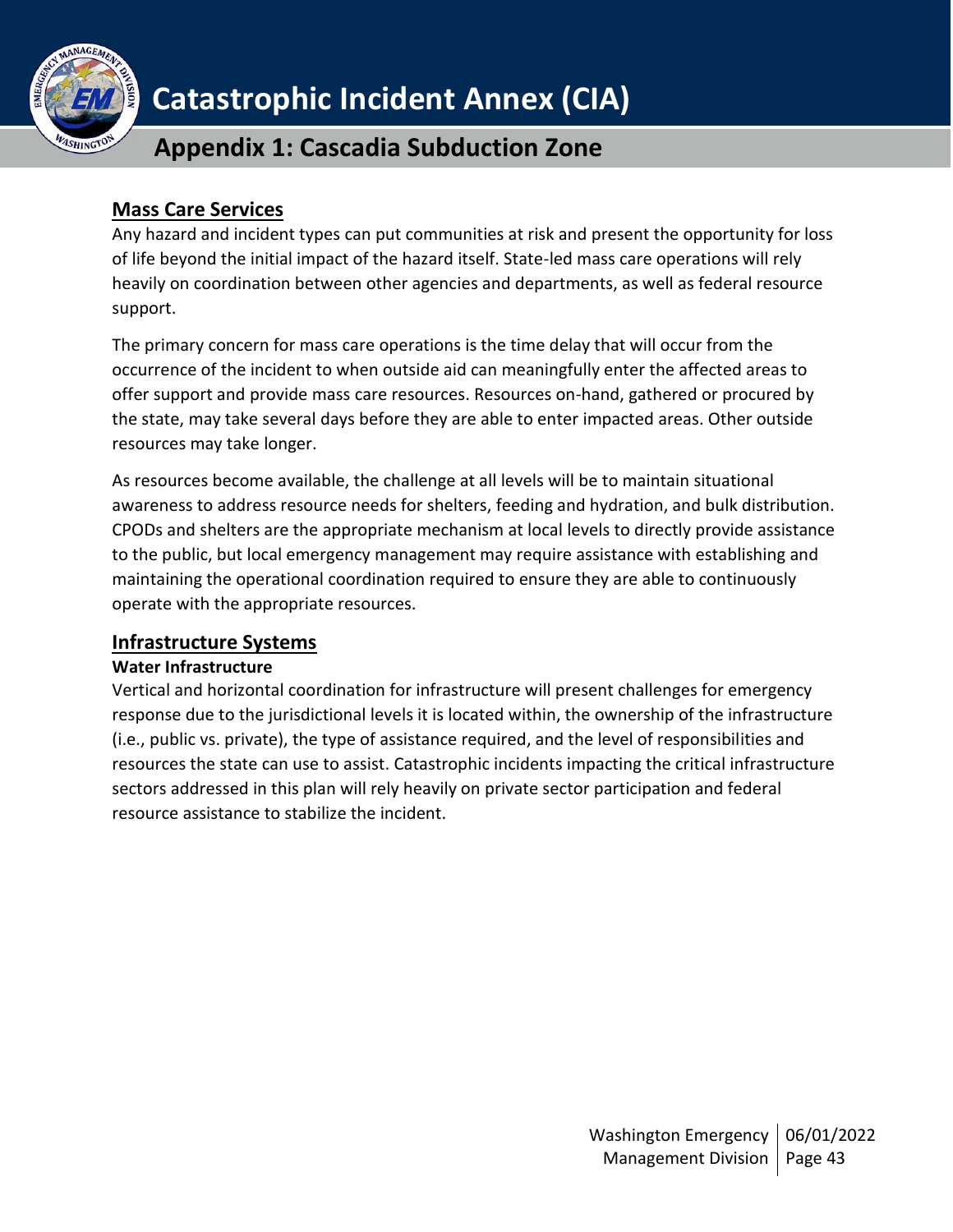## Mass Care Services

Any hazard and incident types can put communities at risk and present the opportunity for loss of life beyond the initial impact of the hazard itself. State-led mass care operations will rely heavily on coordination between other agencies and departments, as well as federal resource support.

The primary concern for mass care operations is the time delay that will occur from the occurrence of the incident to when outside aid can meaningfully enter the affected areas to offer support and provide mass care resources. Resources on-hand, gathered or procured by the state, may take several days before they are able to enter impacted areas. Other outside resources may take longer.

As resources become available, the challenge at all levels will be to maintain situational awareness to address resource needs for shelters, feeding and hydration, and bulk distribution. CPODs and shelters are the appropriate mechanism at local levels to directly provide assistance to the public, but local emergency management may require assistance with establishing and maintaining the operational coordination required to ensure they are able to continuously operate with the appropriate resources.

## Infrastructure Systems

### Water Infrastructure

Vertical and horizontal coordination for infrastructure will present challenges for emergency response due to the jurisdictional levels it is located within, the ownership of the infrastructure (i.e., public vs. private), the type of assistance required, and the level of responsibilities and resources the state can use to assist. Catastrophic incidents impacting the critical infrastructure sectors addressed in this plan will rely heavily on private sector participation and federal resource assistance to stabilize the incident.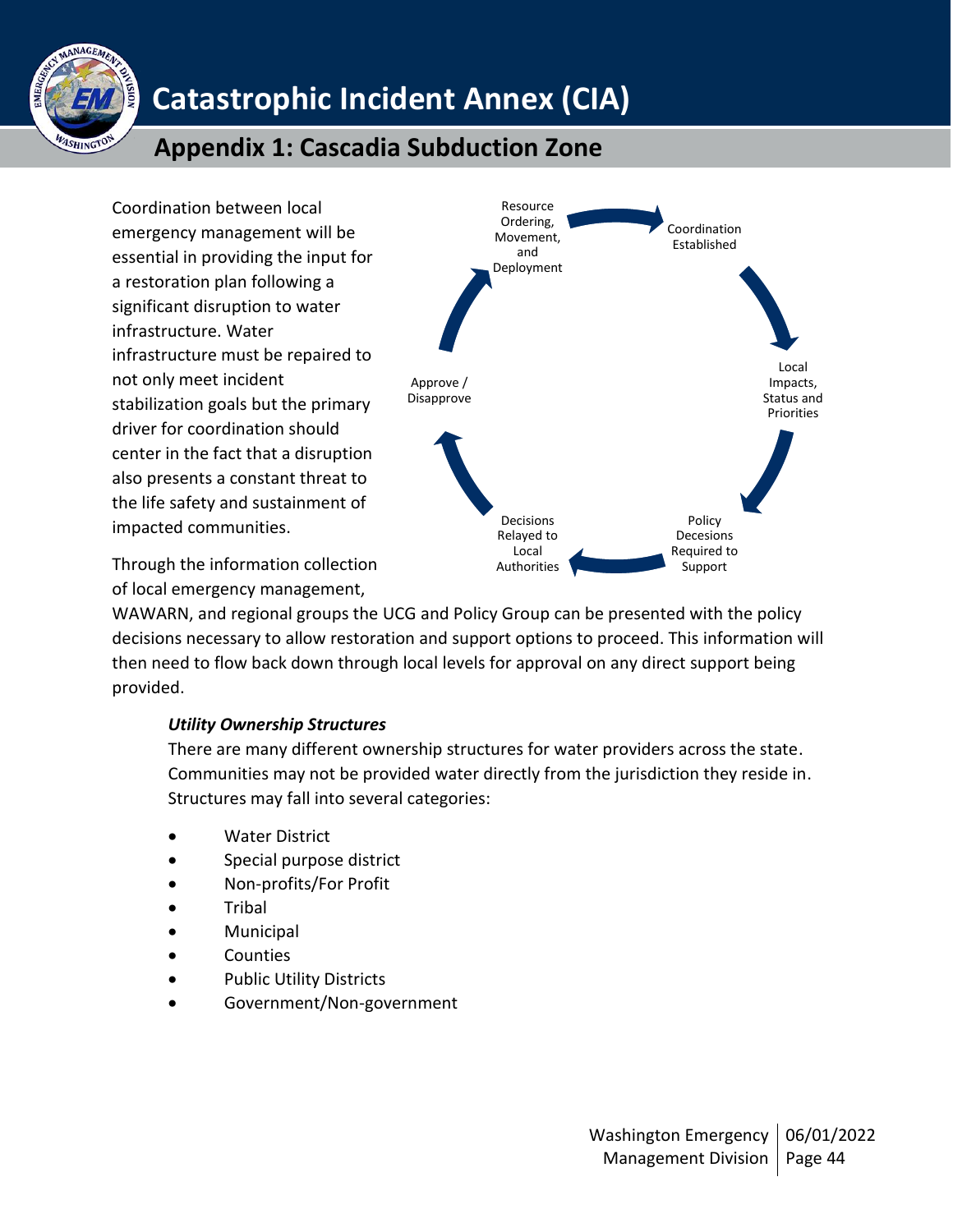Coordination between local emergency management will be essential in providing the input for a restoration plan following a significant disruption to water infrastructure. Water infrastructure must be repaired to not only meet incident stabilization goals but the primary driver for coordination should center in the fact that a disruption also presents a constant threat to the life safety and sustainment of impacted communities.

Resource Ordering, Movement, and Deployment → Coordination Established → Local Impacts, Status and Priorities → Policy Decesions Required to Support → Decisions Relayed to Local Authorities → Approve / Disapprove → Resource Ordering, Movement, and Deployment

Through the information collection of local emergency management, WAWARN, and regional groups the UCG and Policy Group can be presented with the policy decisions necessary to allow restoration and support options to proceed. This information will then need to flow back down through local levels for approval on any direct support being provided.

***Utility Ownership Structures***

There are many different ownership structures for water providers across the state. Communities may not be provided water directly from the jurisdiction they reside in. Structures may fall into several categories:

- Water District
- Special purpose district
- Non-profits/For Profit
- Tribal
- Municipal
- Counties
- Public Utility Districts
- Government/Non-government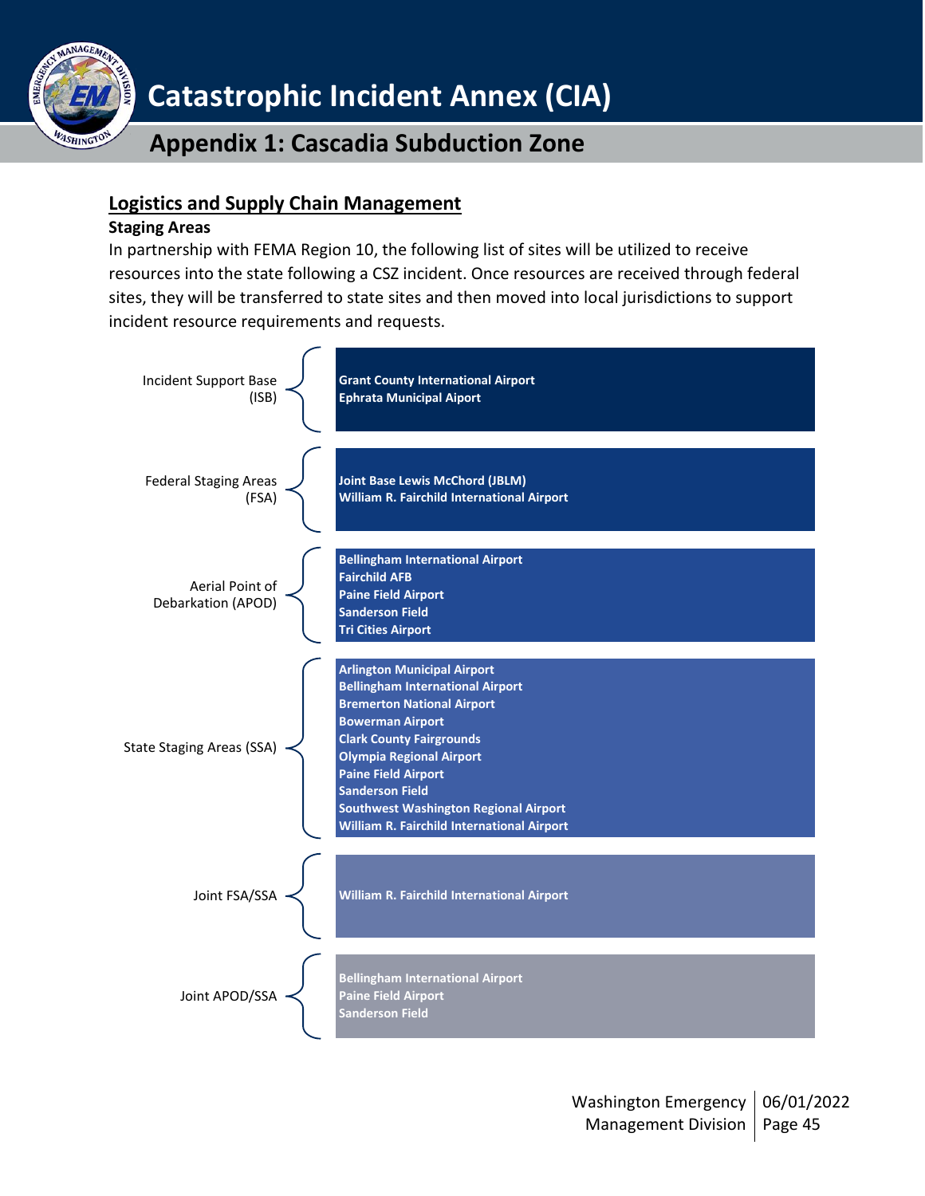## Logistics and Supply Chain Management

### Staging Areas

In partnership with FEMA Region 10, the following list of sites will be utilized to receive resources into the state following a CSZ incident. Once resources are received through federal sites, they will be transferred to state sites and then moved into local jurisdictions to support incident resource requirements and requests.

| Staging Area Type | Sites |
|---|---|
| Incident Support Base (ISB) | Grant County International Airport<br>Ephrata Municipal Aiport |
| Federal Staging Areas (FSA) | Joint Base Lewis McChord (JBLM)<br>William R. Fairchild International Airport |
| Aerial Point of Debarkation (APOD) | Bellingham International Airport<br>Fairchild AFB<br>Paine Field Airport<br>Sanderson Field<br>Tri Cities Airport |
| State Staging Areas (SSA) | Arlington Municipal Airport<br>Bellingham International Airport<br>Bremerton National Airport<br>Bowerman Airport<br>Clark County Fairgrounds<br>Olympia Regional Airport<br>Paine Field Airport<br>Sanderson Field<br>Southwest Washington Regional Airport<br>William R. Fairchild International Airport |
| Joint FSA/SSA | William R. Fairchild International Airport |
| Joint APOD/SSA | Bellingham International Airport<br>Paine Field Airport<br>Sanderson Field |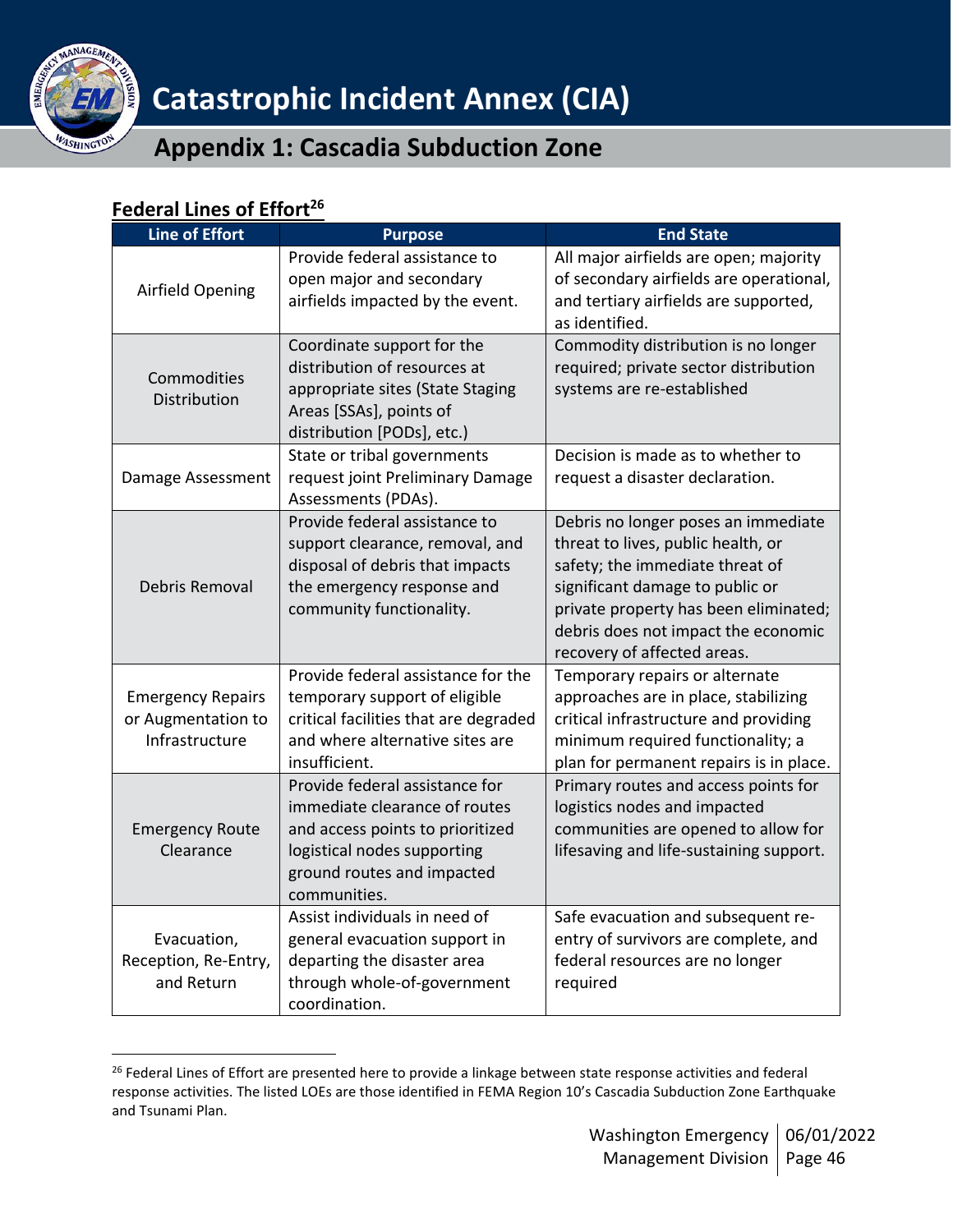## Federal Lines of Effort[26]

| Line of Effort | Purpose | End State |
|---|---|---|
| Airfield Opening | Provide federal assistance to open major and secondary airfields impacted by the event. | All major airfields are open; majority of secondary airfields are operational, and tertiary airfields are supported, as identified. |
| Commodities Distribution | Coordinate support for the distribution of resources at appropriate sites (State Staging Areas [SSAs], points of distribution [PODs], etc.) | Commodity distribution is no longer required; private sector distribution systems are re-established |
| Damage Assessment | State or tribal governments request joint Preliminary Damage Assessments (PDAs). | Decision is made as to whether to request a disaster declaration. |
| Debris Removal | Provide federal assistance to support clearance, removal, and disposal of debris that impacts the emergency response and community functionality. | Debris no longer poses an immediate threat to lives, public health, or safety; the immediate threat of significant damage to public or private property has been eliminated; debris does not impact the economic recovery of affected areas. |
| Emergency Repairs or Augmentation to Infrastructure | Provide federal assistance for the temporary support of eligible critical facilities that are degraded and where alternative sites are insufficient. | Temporary repairs or alternate approaches are in place, stabilizing critical infrastructure and providing minimum required functionality; a plan for permanent repairs is in place. |
| Emergency Route Clearance | Provide federal assistance for immediate clearance of routes and access points to prioritized logistical nodes supporting ground routes and impacted communities. | Primary routes and access points for logistics nodes and impacted communities are opened to allow for lifesaving and life-sustaining support. |
| Evacuation, Reception, Re-Entry, and Return | Assist individuals in need of general evacuation support in departing the disaster area through whole-of-government coordination. | Safe evacuation and subsequent re-entry of survivors are complete, and federal resources are no longer required |

[26] Federal Lines of Effort are presented here to provide a linkage between state response activities and federal response activities. The listed LOEs are those identified in FEMA Region 10's Cascadia Subduction Zone Earthquake and Tsunami Plan.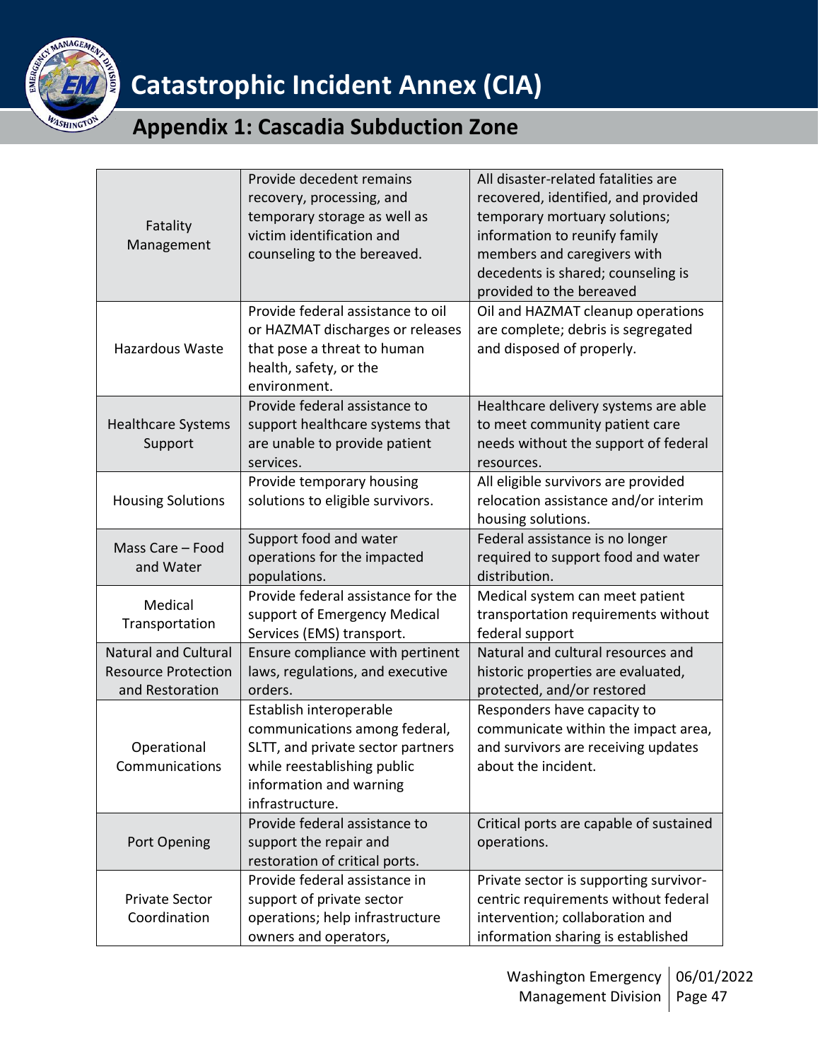| | | |
|---|---|---|
| Fatality Management | Provide decedent remains recovery, processing, and temporary storage as well as victim identification and counseling to the bereaved. | All disaster-related fatalities are recovered, identified, and provided temporary mortuary solutions; information to reunify family members and caregivers with decedents is shared; counseling is provided to the bereaved |
| Hazardous Waste | Provide federal assistance to oil or HAZMAT discharges or releases that pose a threat to human health, safety, or the environment. | Oil and HAZMAT cleanup operations are complete; debris is segregated and disposed of properly. |
| Healthcare Systems Support | Provide federal assistance to support healthcare systems that are unable to provide patient services. | Healthcare delivery systems are able to meet community patient care needs without the support of federal resources. |
| Housing Solutions | Provide temporary housing solutions to eligible survivors. | All eligible survivors are provided relocation assistance and/or interim housing solutions. |
| Mass Care – Food and Water | Support food and water operations for the impacted populations. | Federal assistance is no longer required to support food and water distribution. |
| Medical Transportation | Provide federal assistance for the support of Emergency Medical Services (EMS) transport. | Medical system can meet patient transportation requirements without federal support |
| Natural and Cultural Resource Protection and Restoration | Ensure compliance with pertinent laws, regulations, and executive orders. | Natural and cultural resources and historic properties are evaluated, protected, and/or restored |
| Operational Communications | Establish interoperable communications among federal, SLTT, and private sector partners while reestablishing public information and warning infrastructure. | Responders have capacity to communicate within the impact area, and survivors are receiving updates about the incident. |
| Port Opening | Provide federal assistance to support the repair and restoration of critical ports. | Critical ports are capable of sustained operations. |
| Private Sector Coordination | Provide federal assistance in support of private sector operations; help infrastructure owners and operators, | Private sector is supporting survivor-centric requirements without federal intervention; collaboration and information sharing is established |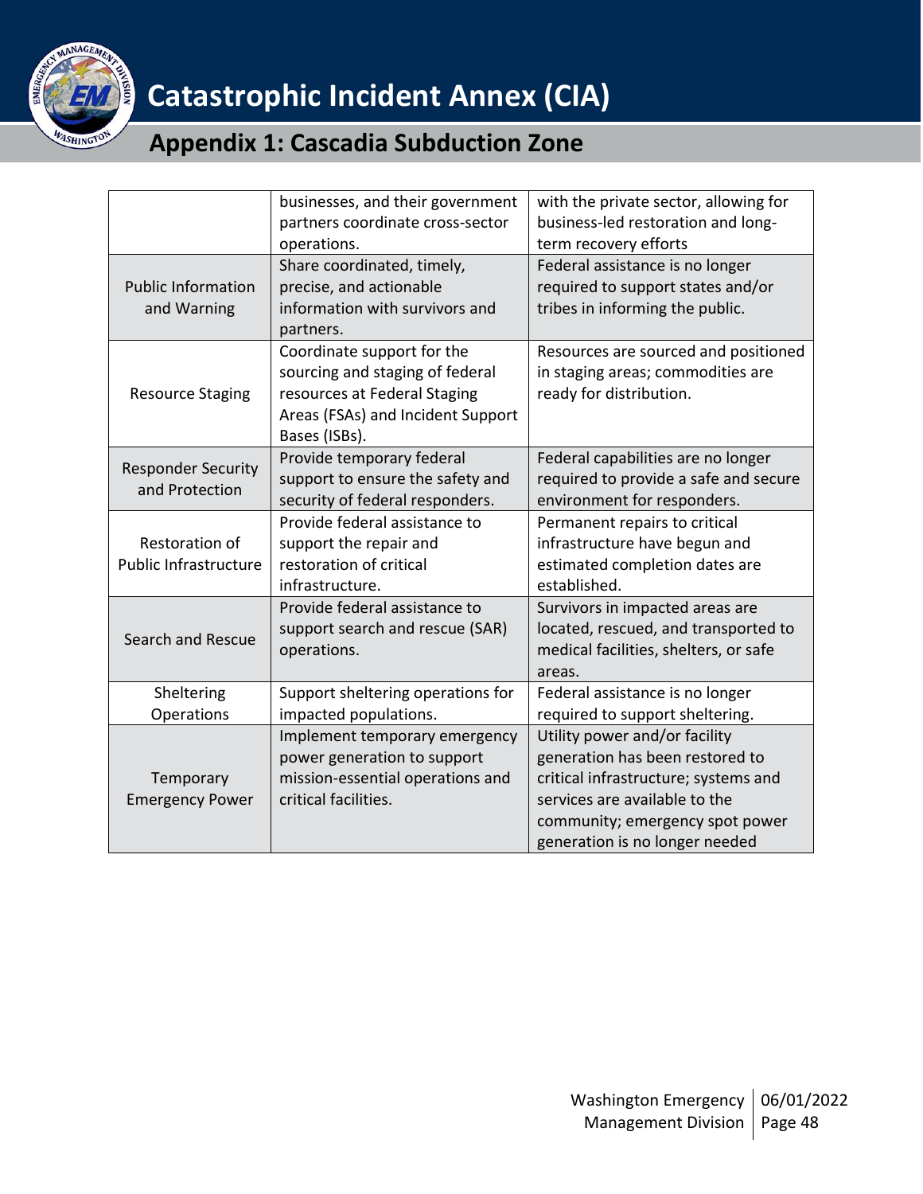|  |  |  |
|---|---|---|
|  | businesses, and their government partners coordinate cross-sector operations. | with the private sector, allowing for business-led restoration and long-term recovery efforts |
| Public Information and Warning | Share coordinated, timely, precise, and actionable information with survivors and partners. | Federal assistance is no longer required to support states and/or tribes in informing the public. |
| Resource Staging | Coordinate support for the sourcing and staging of federal resources at Federal Staging Areas (FSAs) and Incident Support Bases (ISBs). | Resources are sourced and positioned in staging areas; commodities are ready for distribution. |
| Responder Security and Protection | Provide temporary federal support to ensure the safety and security of federal responders. | Federal capabilities are no longer required to provide a safe and secure environment for responders. |
| Restoration of Public Infrastructure | Provide federal assistance to support the repair and restoration of critical infrastructure. | Permanent repairs to critical infrastructure have begun and estimated completion dates are established. |
| Search and Rescue | Provide federal assistance to support search and rescue (SAR) operations. | Survivors in impacted areas are located, rescued, and transported to medical facilities, shelters, or safe areas. |
| Sheltering Operations | Support sheltering operations for impacted populations. | Federal assistance is no longer required to support sheltering. |
| Temporary Emergency Power | Implement temporary emergency power generation to support mission-essential operations and critical facilities. | Utility power and/or facility generation has been restored to critical infrastructure; systems and services are available to the community; emergency spot power generation is no longer needed |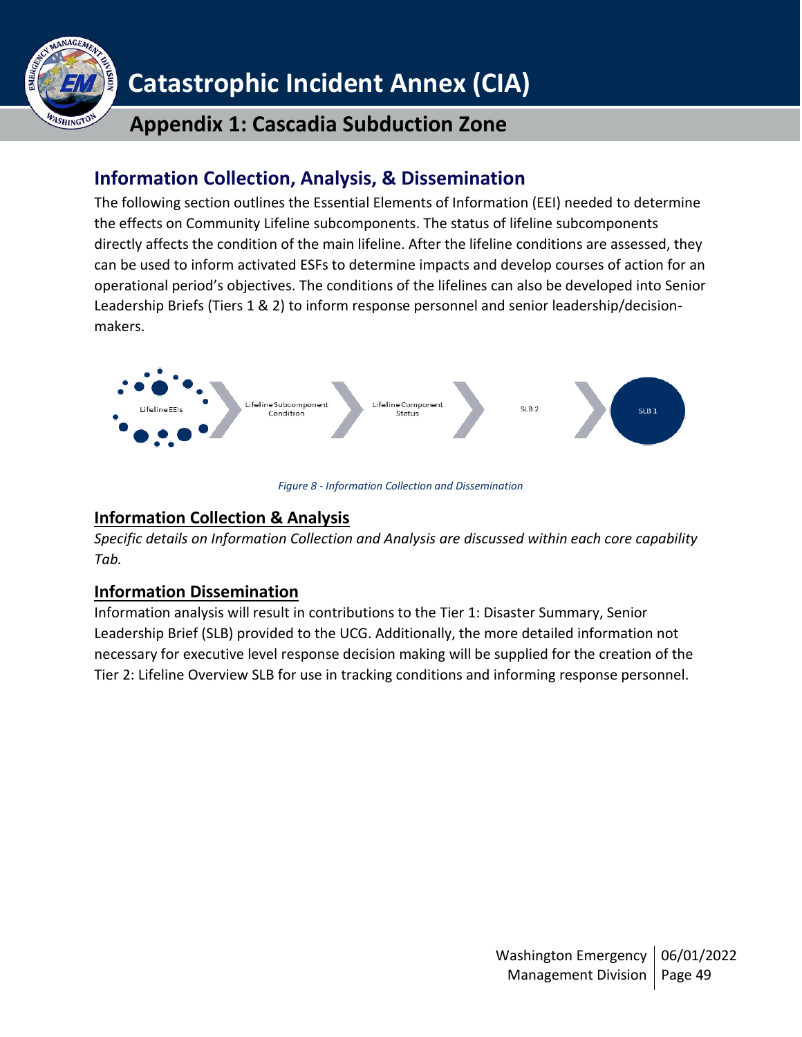## Information Collection, Analysis, & Dissemination

The following section outlines the Essential Elements of Information (EEI) needed to determine the effects on Community Lifeline subcomponents. The status of lifeline subcomponents directly affects the condition of the main lifeline. After the lifeline conditions are assessed, they can be used to inform activated ESFs to determine impacts and develop courses of action for an operational period's objectives. The conditions of the lifelines can also be developed into Senior Leadership Briefs (Tiers 1 & 2) to inform response personnel and senior leadership/decision-makers.

Lifeline EEIs → Lifeline Subcomponent Condition → Lifeline Component Status → SLB 2 → SLB 1

*Figure 8 - Information Collection and Dissemination*

### Information Collection & Analysis

*Specific details on Information Collection and Analysis are discussed within each core capability Tab.*

### Information Dissemination

Information analysis will result in contributions to the Tier 1: Disaster Summary, Senior Leadership Brief (SLB) provided to the UCG. Additionally, the more detailed information not necessary for executive level response decision making will be supplied for the creation of the Tier 2: Lifeline Overview SLB for use in tracking conditions and informing response personnel.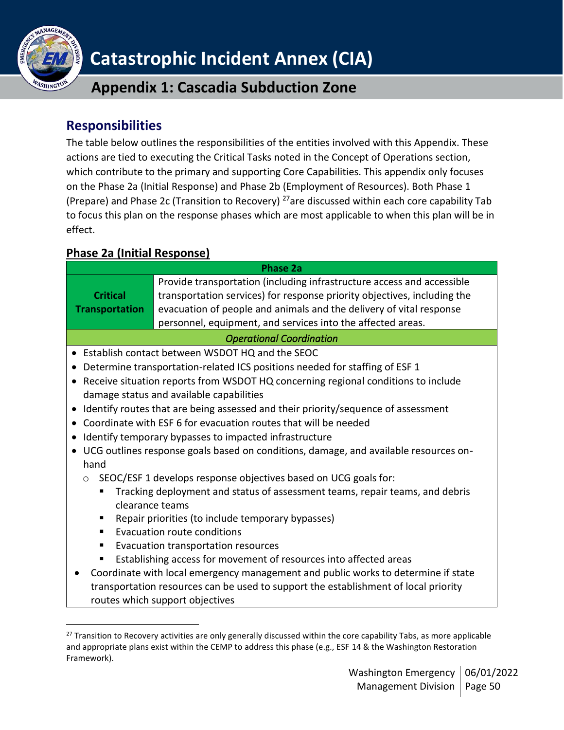## Responsibilities

The table below outlines the responsibilities of the entities involved with this Appendix. These actions are tied to executing the Critical Tasks noted in the Concept of Operations section, which contribute to the primary and supporting Core Capabilities. This appendix only focuses on the Phase 2a (Initial Response) and Phase 2b (Employment of Resources). Both Phase 1 (Prepare) and Phase 2c (Transition to Recovery) [27] are discussed within each core capability Tab to focus this plan on the response phases which are most applicable to when this plan will be in effect.

### Phase 2a (Initial Response)

| Phase 2a | |
|---|---|
| **Critical Transportation** | Provide transportation (including infrastructure access and accessible transportation services) for response priority objectives, including the evacuation of people and animals and the delivery of vital response personnel, equipment, and services into the affected areas. |

*Operational Coordination*

- Establish contact between WSDOT HQ and the SEOC
- Determine transportation-related ICS positions needed for staffing of ESF 1
- Receive situation reports from WSDOT HQ concerning regional conditions to include damage status and available capabilities
- Identify routes that are being assessed and their priority/sequence of assessment
- Coordinate with ESF 6 for evacuation routes that will be needed
- Identify temporary bypasses to impacted infrastructure
- UCG outlines response goals based on conditions, damage, and available resources on-hand
  - SEOC/ESF 1 develops response objectives based on UCG goals for:
    - Tracking deployment and status of assessment teams, repair teams, and debris clearance teams
    - Repair priorities (to include temporary bypasses)
    - Evacuation route conditions
    - Evacuation transportation resources
    - Establishing access for movement of resources into affected areas
- Coordinate with local emergency management and public works to determine if state transportation resources can be used to support the establishment of local priority routes which support objectives

[27] Transition to Recovery activities are only generally discussed within the core capability Tabs, as more applicable and appropriate plans exist within the CEMP to address this phase (e.g., ESF 14 & the Washington Restoration Framework).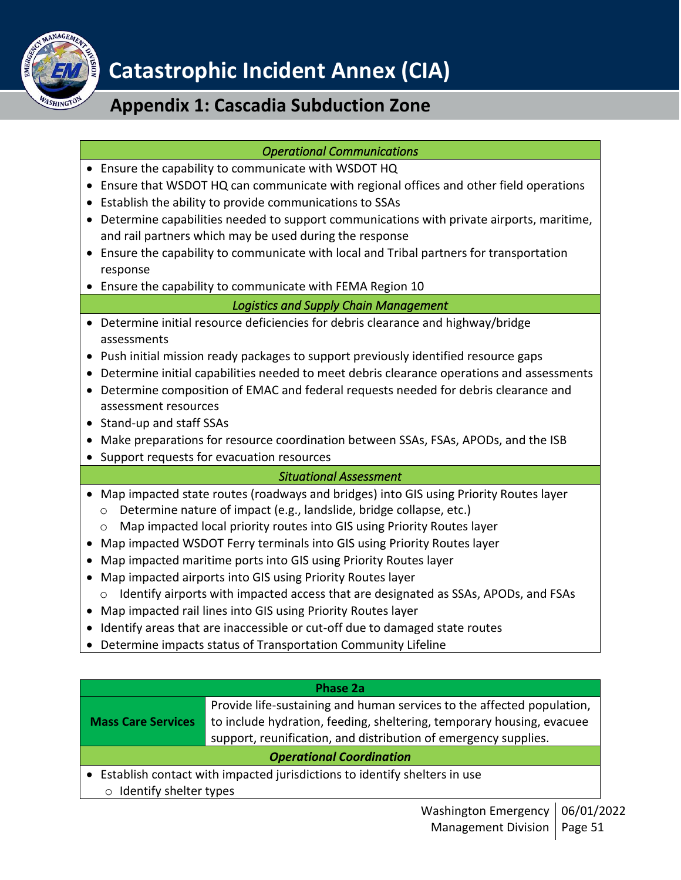*Operational Communications*

- Ensure the capability to communicate with WSDOT HQ
- Ensure that WSDOT HQ can communicate with regional offices and other field operations
- Establish the ability to provide communications to SSAs
- Determine capabilities needed to support communications with private airports, maritime, and rail partners which may be used during the response
- Ensure the capability to communicate with local and Tribal partners for transportation response
- Ensure the capability to communicate with FEMA Region 10

*Logistics and Supply Chain Management*

- Determine initial resource deficiencies for debris clearance and highway/bridge assessments
- Push initial mission ready packages to support previously identified resource gaps
- Determine initial capabilities needed to meet debris clearance operations and assessments
- Determine composition of EMAC and federal requests needed for debris clearance and assessment resources
- Stand-up and staff SSAs
- Make preparations for resource coordination between SSAs, FSAs, APODs, and the ISB
- Support requests for evacuation resources

*Situational Assessment*

- Map impacted state routes (roadways and bridges) into GIS using Priority Routes layer
  - Determine nature of impact (e.g., landslide, bridge collapse, etc.)
  - Map impacted local priority routes into GIS using Priority Routes layer
- Map impacted WSDOT Ferry terminals into GIS using Priority Routes layer
- Map impacted maritime ports into GIS using Priority Routes layer
- Map impacted airports into GIS using Priority Routes layer
  - Identify airports with impacted access that are designated as SSAs, APODs, and FSAs
- Map impacted rail lines into GIS using Priority Routes layer
- Identify areas that are inaccessible or cut-off due to damaged state routes
- Determine impacts status of Transportation Community Lifeline

| Phase 2a | |
|---|---|
| **Mass Care Services** | Provide life-sustaining and human services to the affected population, to include hydration, feeding, sheltering, temporary housing, evacuee support, reunification, and distribution of emergency supplies. |

***Operational Coordination***

- Establish contact with impacted jurisdictions to identify shelters in use
  - Identify shelter types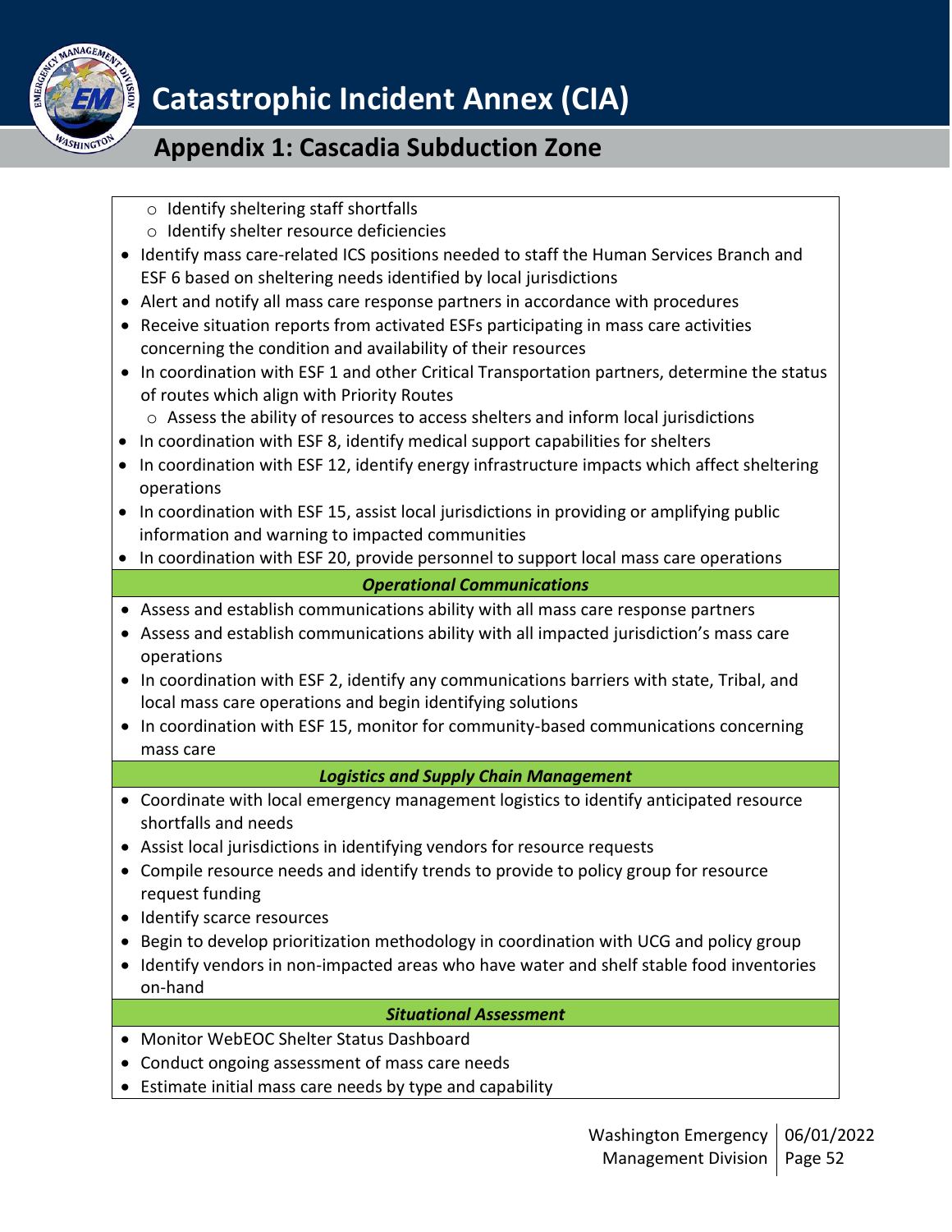- Identify sheltering staff shortfalls
- Identify shelter resource deficiencies

- Identify mass care-related ICS positions needed to staff the Human Services Branch and ESF 6 based on sheltering needs identified by local jurisdictions
- Alert and notify all mass care response partners in accordance with procedures
- Receive situation reports from activated ESFs participating in mass care activities concerning the condition and availability of their resources
- In coordination with ESF 1 and other Critical Transportation partners, determine the status of routes which align with Priority Routes
  - Assess the ability of resources to access shelters and inform local jurisdictions
- In coordination with ESF 8, identify medical support capabilities for shelters
- In coordination with ESF 12, identify energy infrastructure impacts which affect sheltering operations
- In coordination with ESF 15, assist local jurisdictions in providing or amplifying public information and warning to impacted communities
- In coordination with ESF 20, provide personnel to support local mass care operations

***Operational Communications***

- Assess and establish communications ability with all mass care response partners
- Assess and establish communications ability with all impacted jurisdiction's mass care operations
- In coordination with ESF 2, identify any communications barriers with state, Tribal, and local mass care operations and begin identifying solutions
- In coordination with ESF 15, monitor for community-based communications concerning mass care

***Logistics and Supply Chain Management***

- Coordinate with local emergency management logistics to identify anticipated resource shortfalls and needs
- Assist local jurisdictions in identifying vendors for resource requests
- Compile resource needs and identify trends to provide to policy group for resource request funding
- Identify scarce resources
- Begin to develop prioritization methodology in coordination with UCG and policy group
- Identify vendors in non-impacted areas who have water and shelf stable food inventories on-hand

***Situational Assessment***

- Monitor WebEOC Shelter Status Dashboard
- Conduct ongoing assessment of mass care needs
- Estimate initial mass care needs by type and capability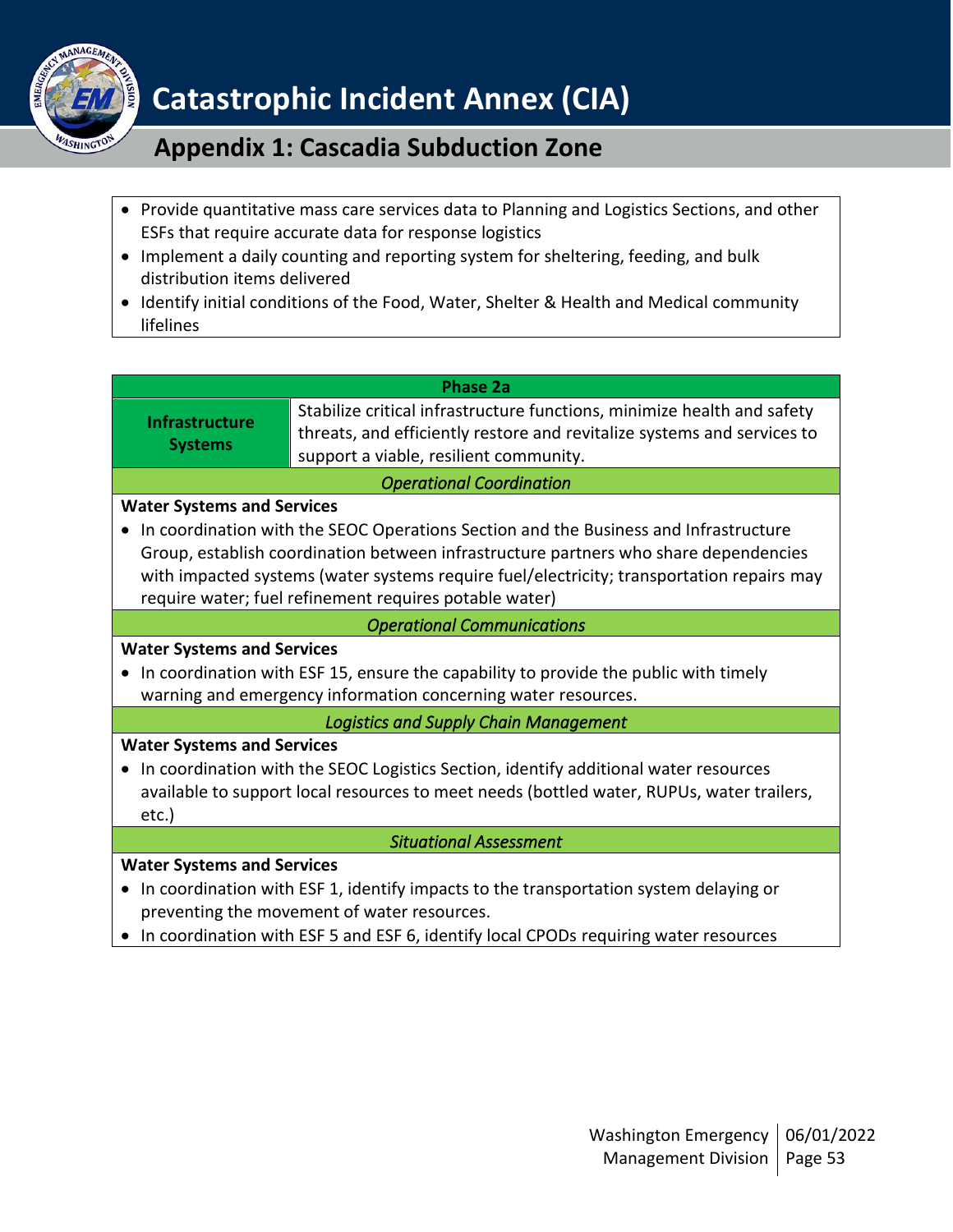- Provide quantitative mass care services data to Planning and Logistics Sections, and other ESFs that require accurate data for response logistics
- Implement a daily counting and reporting system for sheltering, feeding, and bulk distribution items delivered
- Identify initial conditions of the Food, Water, Shelter & Health and Medical community lifelines

| Phase 2a | |
|---|---|
| **Infrastructure Systems** | Stabilize critical infrastructure functions, minimize health and safety threats, and efficiently restore and revitalize systems and services to support a viable, resilient community. |
| *Operational Coordination* | |
| **Water Systems and Services**<br>• In coordination with the SEOC Operations Section and the Business and Infrastructure Group, establish coordination between infrastructure partners who share dependencies with impacted systems (water systems require fuel/electricity; transportation repairs may require water; fuel refinement requires potable water) | |
| *Operational Communications* | |
| **Water Systems and Services**<br>• In coordination with ESF 15, ensure the capability to provide the public with timely warning and emergency information concerning water resources. | |
| *Logistics and Supply Chain Management* | |
| **Water Systems and Services**<br>• In coordination with the SEOC Logistics Section, identify additional water resources available to support local resources to meet needs (bottled water, RUPUs, water trailers, etc.) | |
| *Situational Assessment* | |
| **Water Systems and Services**<br>• In coordination with ESF 1, identify impacts to the transportation system delaying or preventing the movement of water resources.<br>• In coordination with ESF 5 and ESF 6, identify local CPODs requiring water resources | |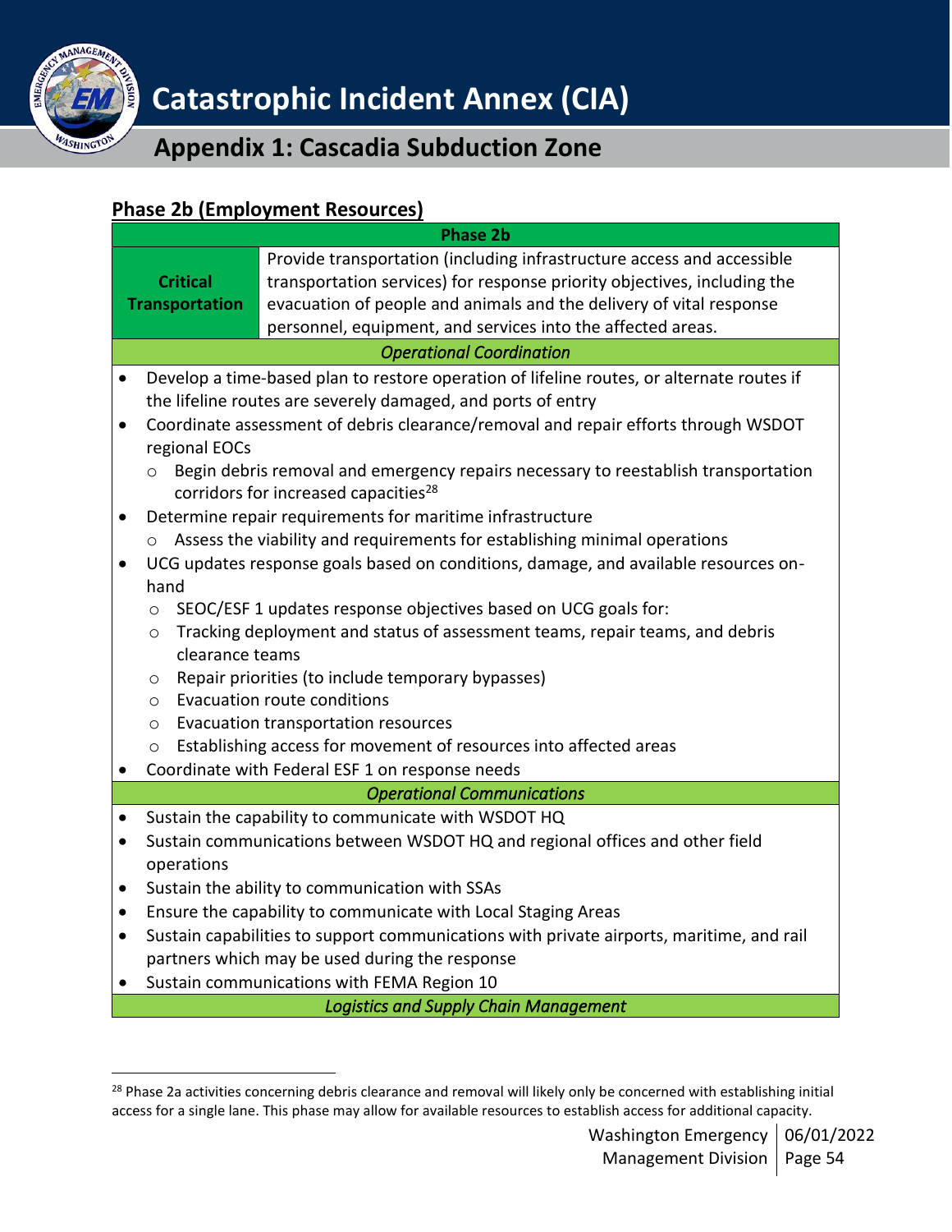## Phase 2b (Employment Resources)

| Phase 2b | |
|---|---|
| **Critical Transportation** | Provide transportation (including infrastructure access and accessible transportation services) for response priority objectives, including the evacuation of people and animals and the delivery of vital response personnel, equipment, and services into the affected areas. |

*Operational Coordination*

- Develop a time-based plan to restore operation of lifeline routes, or alternate routes if the lifeline routes are severely damaged, and ports of entry
- Coordinate assessment of debris clearance/removal and repair efforts through WSDOT regional EOCs
  - Begin debris removal and emergency repairs necessary to reestablish transportation corridors for increased capacities[28]
- Determine repair requirements for maritime infrastructure
  - Assess the viability and requirements for establishing minimal operations
- UCG updates response goals based on conditions, damage, and available resources on-hand
  - SEOC/ESF 1 updates response objectives based on UCG goals for:
  - Tracking deployment and status of assessment teams, repair teams, and debris clearance teams
  - Repair priorities (to include temporary bypasses)
  - Evacuation route conditions
  - Evacuation transportation resources
  - Establishing access for movement of resources into affected areas
- Coordinate with Federal ESF 1 on response needs

*Operational Communications*

- Sustain the capability to communicate with WSDOT HQ
- Sustain communications between WSDOT HQ and regional offices and other field operations
- Sustain the ability to communication with SSAs
- Ensure the capability to communicate with Local Staging Areas
- Sustain capabilities to support communications with private airports, maritime, and rail partners which may be used during the response
- Sustain communications with FEMA Region 10

*Logistics and Supply Chain Management*

[28] Phase 2a activities concerning debris clearance and removal will likely only be concerned with establishing initial access for a single lane. This phase may allow for available resources to establish access for additional capacity.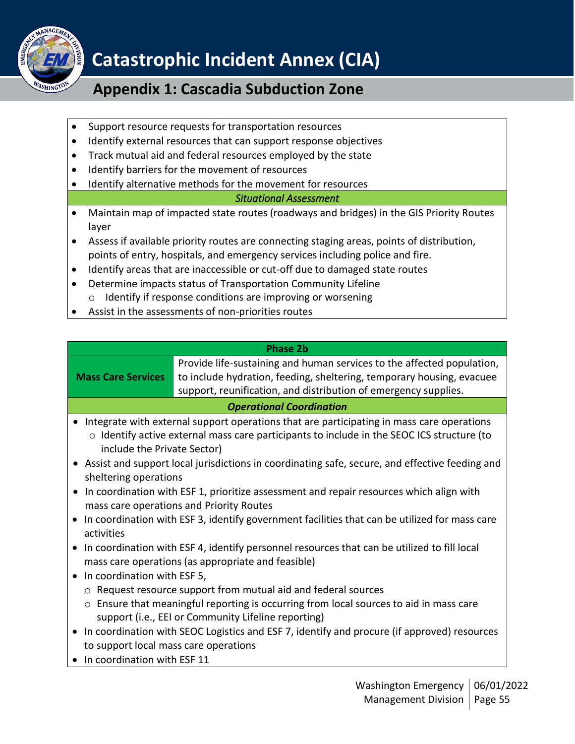- Support resource requests for transportation resources
- Identify external resources that can support response objectives
- Track mutual aid and federal resources employed by the state
- Identify barriers for the movement of resources
- Identify alternative methods for the movement for resources

*Situational Assessment*

- Maintain map of impacted state routes (roadways and bridges) in the GIS Priority Routes layer
- Assess if available priority routes are connecting staging areas, points of distribution, points of entry, hospitals, and emergency services including police and fire.
- Identify areas that are inaccessible or cut-off due to damaged state routes
- Determine impacts status of Transportation Community Lifeline
  - Identify if response conditions are improving or worsening
- Assist in the assessments of non-priorities routes

| Phase 2b | |
|---|---|
| **Mass Care Services** | Provide life-sustaining and human services to the affected population, to include hydration, feeding, sheltering, temporary housing, evacuee support, reunification, and distribution of emergency supplies. |

***Operational Coordination***

- Integrate with external support operations that are participating in mass care operations
  - Identify active external mass care participants to include in the SEOC ICS structure (to include the Private Sector)
- Assist and support local jurisdictions in coordinating safe, secure, and effective feeding and sheltering operations
- In coordination with ESF 1, prioritize assessment and repair resources which align with mass care operations and Priority Routes
- In coordination with ESF 3, identify government facilities that can be utilized for mass care activities
- In coordination with ESF 4, identify personnel resources that can be utilized to fill local mass care operations (as appropriate and feasible)
- In coordination with ESF 5,
  - Request resource support from mutual aid and federal sources
  - Ensure that meaningful reporting is occurring from local sources to aid in mass care support (i.e., EEI or Community Lifeline reporting)
- In coordination with SEOC Logistics and ESF 7, identify and procure (if approved) resources to support local mass care operations
- In coordination with ESF 11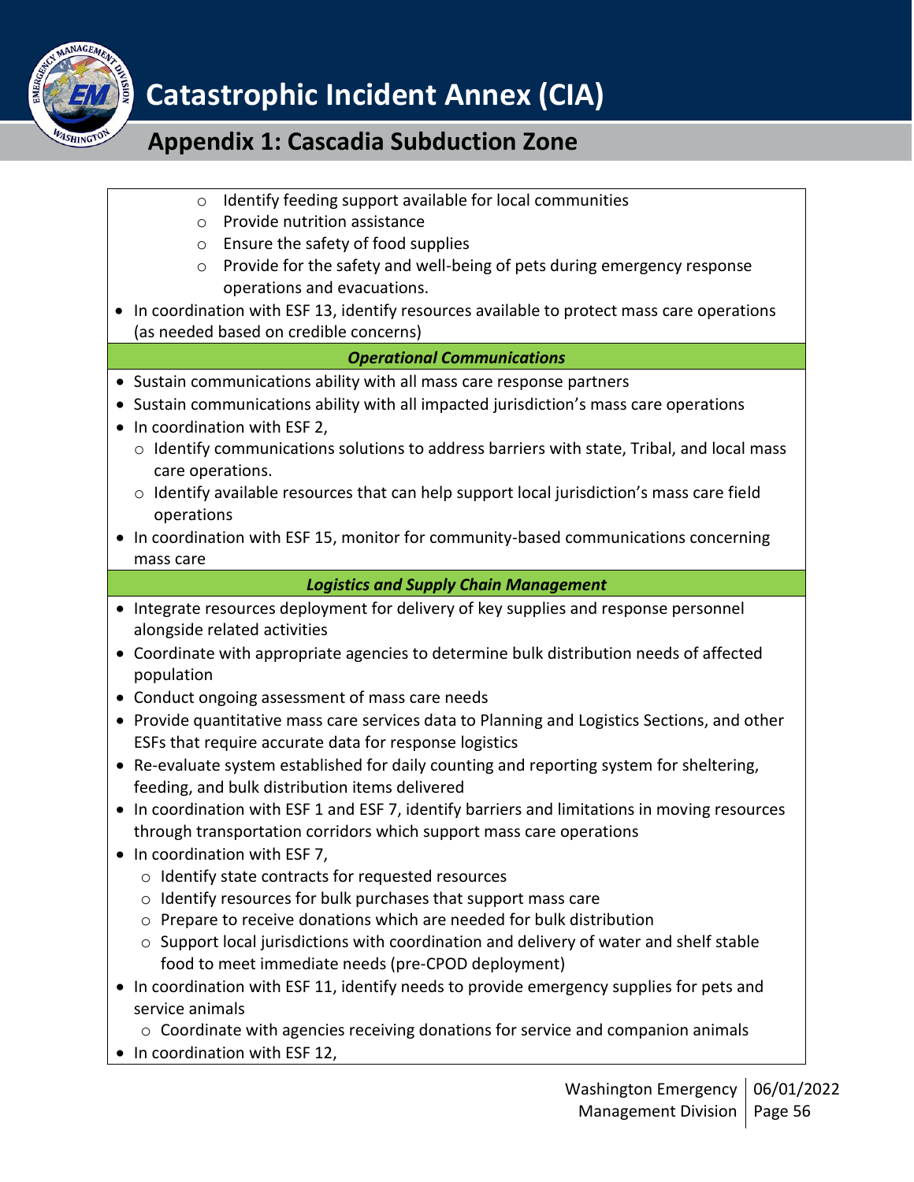- Identify feeding support available for local communities
  - Provide nutrition assistance
  - Ensure the safety of food supplies
  - Provide for the safety and well-being of pets during emergency response operations and evacuations.
- In coordination with ESF 13, identify resources available to protect mass care operations (as needed based on credible concerns)

***Operational Communications***

- Sustain communications ability with all mass care response partners
- Sustain communications ability with all impacted jurisdiction's mass care operations
- In coordination with ESF 2,
  - Identify communications solutions to address barriers with state, Tribal, and local mass care operations.
  - Identify available resources that can help support local jurisdiction's mass care field operations
- In coordination with ESF 15, monitor for community-based communications concerning mass care

***Logistics and Supply Chain Management***

- Integrate resources deployment for delivery of key supplies and response personnel alongside related activities
- Coordinate with appropriate agencies to determine bulk distribution needs of affected population
- Conduct ongoing assessment of mass care needs
- Provide quantitative mass care services data to Planning and Logistics Sections, and other ESFs that require accurate data for response logistics
- Re-evaluate system established for daily counting and reporting system for sheltering, feeding, and bulk distribution items delivered
- In coordination with ESF 1 and ESF 7, identify barriers and limitations in moving resources through transportation corridors which support mass care operations
- In coordination with ESF 7,
  - Identify state contracts for requested resources
  - Identify resources for bulk purchases that support mass care
  - Prepare to receive donations which are needed for bulk distribution
  - Support local jurisdictions with coordination and delivery of water and shelf stable food to meet immediate needs (pre-CPOD deployment)
- In coordination with ESF 11, identify needs to provide emergency supplies for pets and service animals
  - Coordinate with agencies receiving donations for service and companion animals
- In coordination with ESF 12,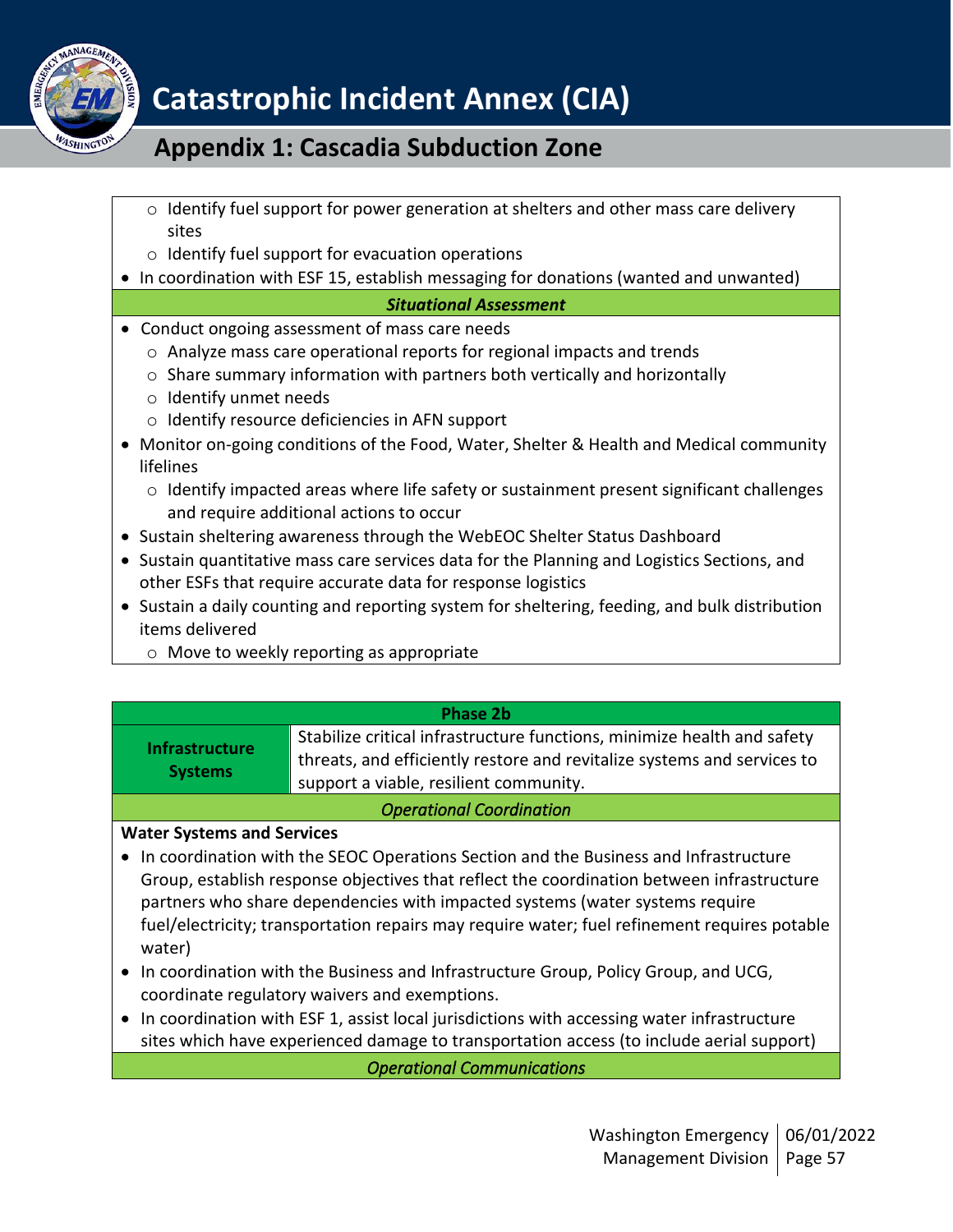- Identify fuel support for power generation at shelters and other mass care delivery sites
    - Identify fuel support for evacuation operations
- In coordination with ESF 15, establish messaging for donations (wanted and unwanted)

***Situational Assessment***

- Conduct ongoing assessment of mass care needs
    - Analyze mass care operational reports for regional impacts and trends
    - Share summary information with partners both vertically and horizontally
    - Identify unmet needs
    - Identify resource deficiencies in AFN support
- Monitor on-going conditions of the Food, Water, Shelter & Health and Medical community lifelines
    - Identify impacted areas where life safety or sustainment present significant challenges and require additional actions to occur
- Sustain sheltering awareness through the WebEOC Shelter Status Dashboard
- Sustain quantitative mass care services data for the Planning and Logistics Sections, and other ESFs that require accurate data for response logistics
- Sustain a daily counting and reporting system for sheltering, feeding, and bulk distribution items delivered
    - Move to weekly reporting as appropriate

| Phase 2b | |
|---|---|
| **Infrastructure Systems** | Stabilize critical infrastructure functions, minimize health and safety threats, and efficiently restore and revitalize systems and services to support a viable, resilient community. |

***Operational Coordination***

**Water Systems and Services**

- In coordination with the SEOC Operations Section and the Business and Infrastructure Group, establish response objectives that reflect the coordination between infrastructure partners who share dependencies with impacted systems (water systems require fuel/electricity; transportation repairs may require water; fuel refinement requires potable water)
- In coordination with the Business and Infrastructure Group, Policy Group, and UCG, coordinate regulatory waivers and exemptions.
- In coordination with ESF 1, assist local jurisdictions with accessing water infrastructure sites which have experienced damage to transportation access (to include aerial support)

***Operational Communications***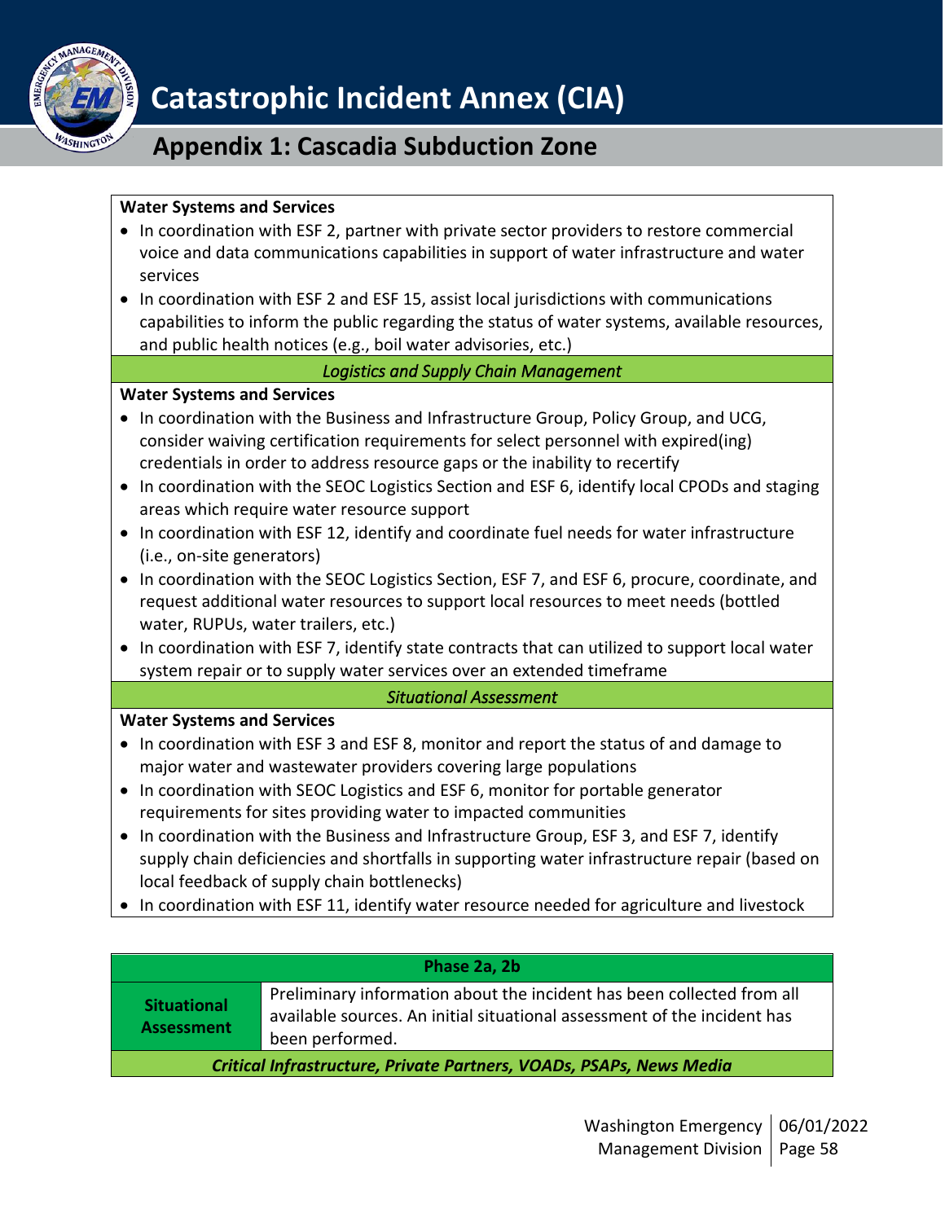**Water Systems and Services**

- In coordination with ESF 2, partner with private sector providers to restore commercial voice and data communications capabilities in support of water infrastructure and water services
- In coordination with ESF 2 and ESF 15, assist local jurisdictions with communications capabilities to inform the public regarding the status of water systems, available resources, and public health notices (e.g., boil water advisories, etc.)

*Logistics and Supply Chain Management*

**Water Systems and Services**

- In coordination with the Business and Infrastructure Group, Policy Group, and UCG, consider waiving certification requirements for select personnel with expired(ing) credentials in order to address resource gaps or the inability to recertify
- In coordination with the SEOC Logistics Section and ESF 6, identify local CPODs and staging areas which require water resource support
- In coordination with ESF 12, identify and coordinate fuel needs for water infrastructure (i.e., on-site generators)
- In coordination with the SEOC Logistics Section, ESF 7, and ESF 6, procure, coordinate, and request additional water resources to support local resources to meet needs (bottled water, RUPUs, water trailers, etc.)
- In coordination with ESF 7, identify state contracts that can utilized to support local water system repair or to supply water services over an extended timeframe

*Situational Assessment*

**Water Systems and Services**

- In coordination with ESF 3 and ESF 8, monitor and report the status of and damage to major water and wastewater providers covering large populations
- In coordination with SEOC Logistics and ESF 6, monitor for portable generator requirements for sites providing water to impacted communities
- In coordination with the Business and Infrastructure Group, ESF 3, and ESF 7, identify supply chain deficiencies and shortfalls in supporting water infrastructure repair (based on local feedback of supply chain bottlenecks)
- In coordination with ESF 11, identify water resource needed for agriculture and livestock

| Phase 2a, 2b | |
|---|---|
| **Situational Assessment** | Preliminary information about the incident has been collected from all available sources. An initial situational assessment of the incident has been performed. |
| ***Critical Infrastructure, Private Partners, VOADs, PSAPs, News Media*** | |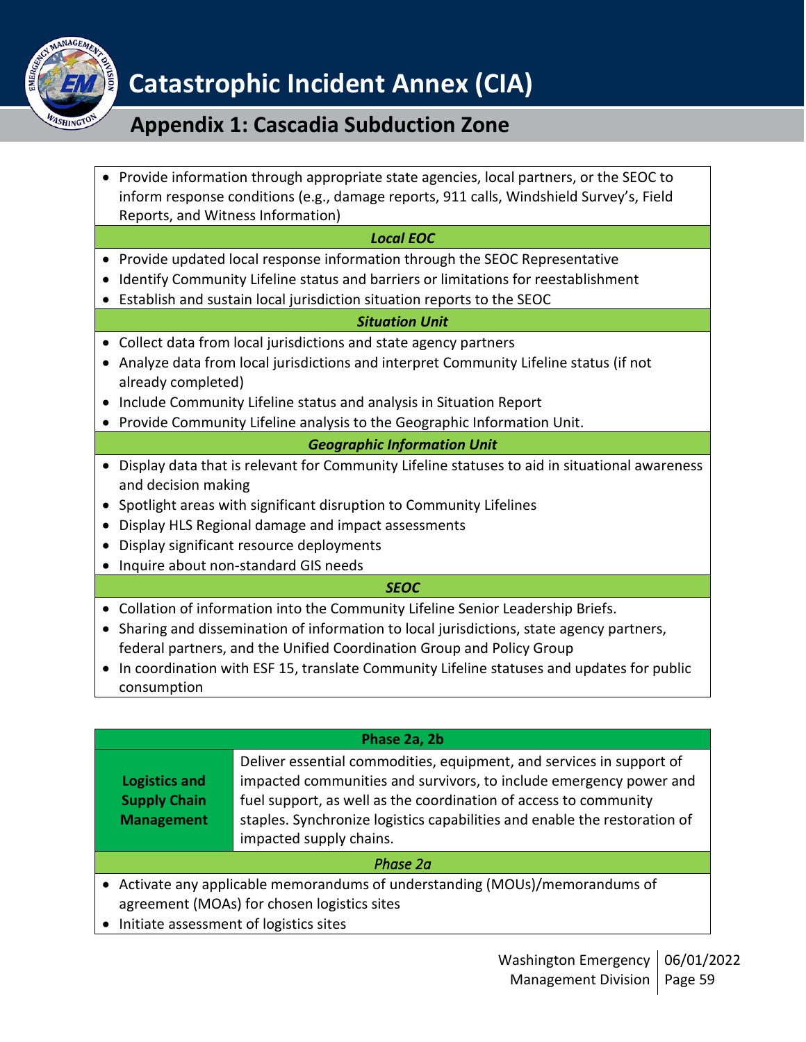- Provide information through appropriate state agencies, local partners, or the SEOC to inform response conditions (e.g., damage reports, 911 calls, Windshield Survey's, Field Reports, and Witness Information)

***Local EOC***

- Provide updated local response information through the SEOC Representative
- Identify Community Lifeline status and barriers or limitations for reestablishment
- Establish and sustain local jurisdiction situation reports to the SEOC

***Situation Unit***

- Collect data from local jurisdictions and state agency partners
- Analyze data from local jurisdictions and interpret Community Lifeline status (if not already completed)
- Include Community Lifeline status and analysis in Situation Report
- Provide Community Lifeline analysis to the Geographic Information Unit.

***Geographic Information Unit***

- Display data that is relevant for Community Lifeline statuses to aid in situational awareness and decision making
- Spotlight areas with significant disruption to Community Lifelines
- Display HLS Regional damage and impact assessments
- Display significant resource deployments
- Inquire about non-standard GIS needs

***SEOC***

- Collation of information into the Community Lifeline Senior Leadership Briefs.
- Sharing and dissemination of information to local jurisdictions, state agency partners, federal partners, and the Unified Coordination Group and Policy Group
- In coordination with ESF 15, translate Community Lifeline statuses and updates for public consumption

**Phase 2a, 2b**

| **Logistics and Supply Chain Management** | Deliver essential commodities, equipment, and services in support of impacted communities and survivors, to include emergency power and fuel support, as well as the coordination of access to community staples. Synchronize logistics capabilities and enable the restoration of impacted supply chains. |
|---|---|

*Phase 2a*

- Activate any applicable memorandums of understanding (MOUs)/memorandums of agreement (MOAs) for chosen logistics sites
- Initiate assessment of logistics sites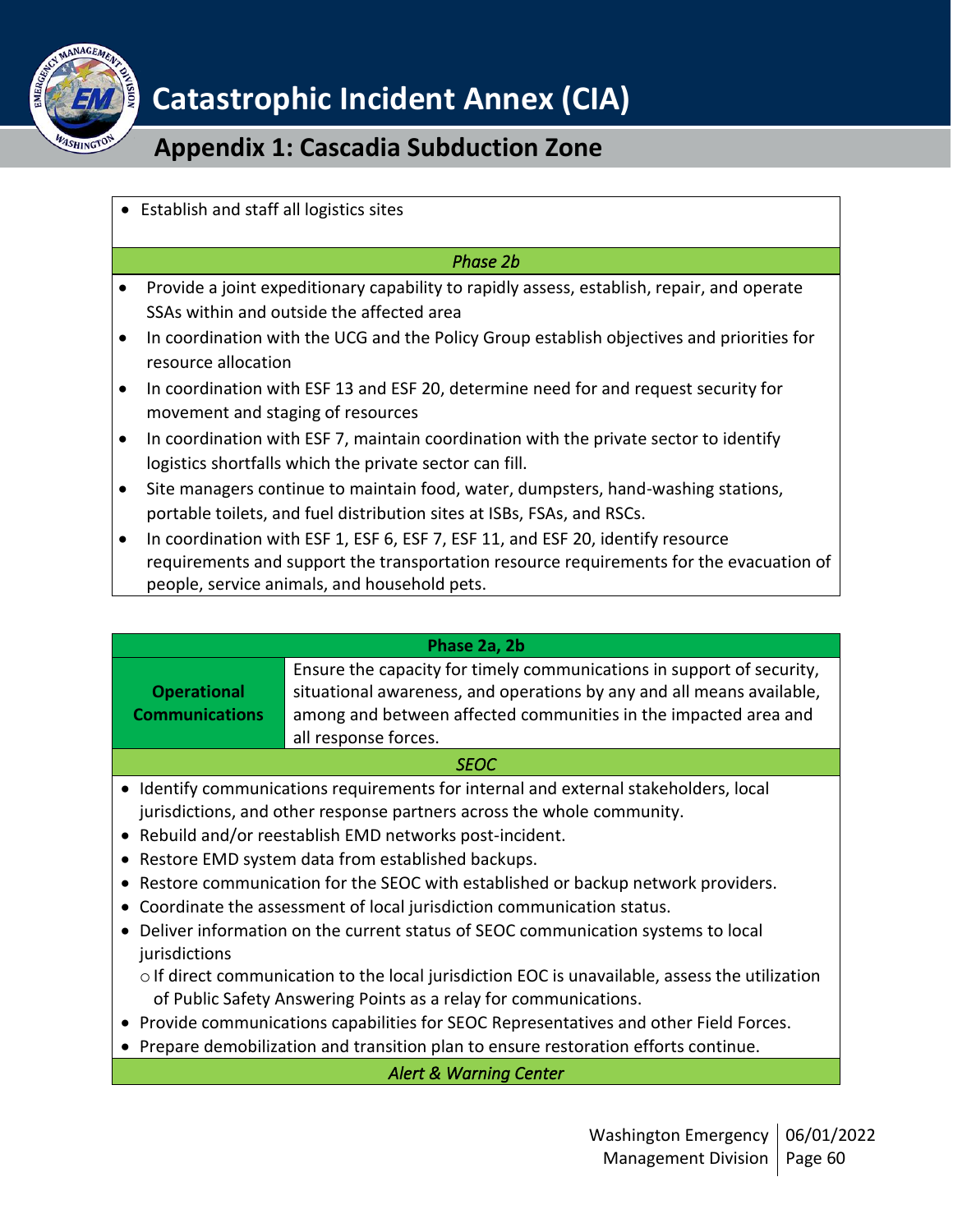- Establish and staff all logistics sites

*Phase 2b*

- Provide a joint expeditionary capability to rapidly assess, establish, repair, and operate SSAs within and outside the affected area
- In coordination with the UCG and the Policy Group establish objectives and priorities for resource allocation
- In coordination with ESF 13 and ESF 20, determine need for and request security for movement and staging of resources
- In coordination with ESF 7, maintain coordination with the private sector to identify logistics shortfalls which the private sector can fill.
- Site managers continue to maintain food, water, dumpsters, hand-washing stations, portable toilets, and fuel distribution sites at ISBs, FSAs, and RSCs.
- In coordination with ESF 1, ESF 6, ESF 7, ESF 11, and ESF 20, identify resource requirements and support the transportation resource requirements for the evacuation of people, service animals, and household pets.

| Phase 2a, 2b | |
|---|---|
| **Operational Communications** | Ensure the capacity for timely communications in support of security, situational awareness, and operations by any and all means available, among and between affected communities in the impacted area and all response forces. |

*SEOC*

- Identify communications requirements for internal and external stakeholders, local jurisdictions, and other response partners across the whole community.
- Rebuild and/or reestablish EMD networks post-incident.
- Restore EMD system data from established backups.
- Restore communication for the SEOC with established or backup network providers.
- Coordinate the assessment of local jurisdiction communication status.
- Deliver information on the current status of SEOC communication systems to local jurisdictions
  - If direct communication to the local jurisdiction EOC is unavailable, assess the utilization of Public Safety Answering Points as a relay for communications.
- Provide communications capabilities for SEOC Representatives and other Field Forces.
- Prepare demobilization and transition plan to ensure restoration efforts continue.

*Alert & Warning Center*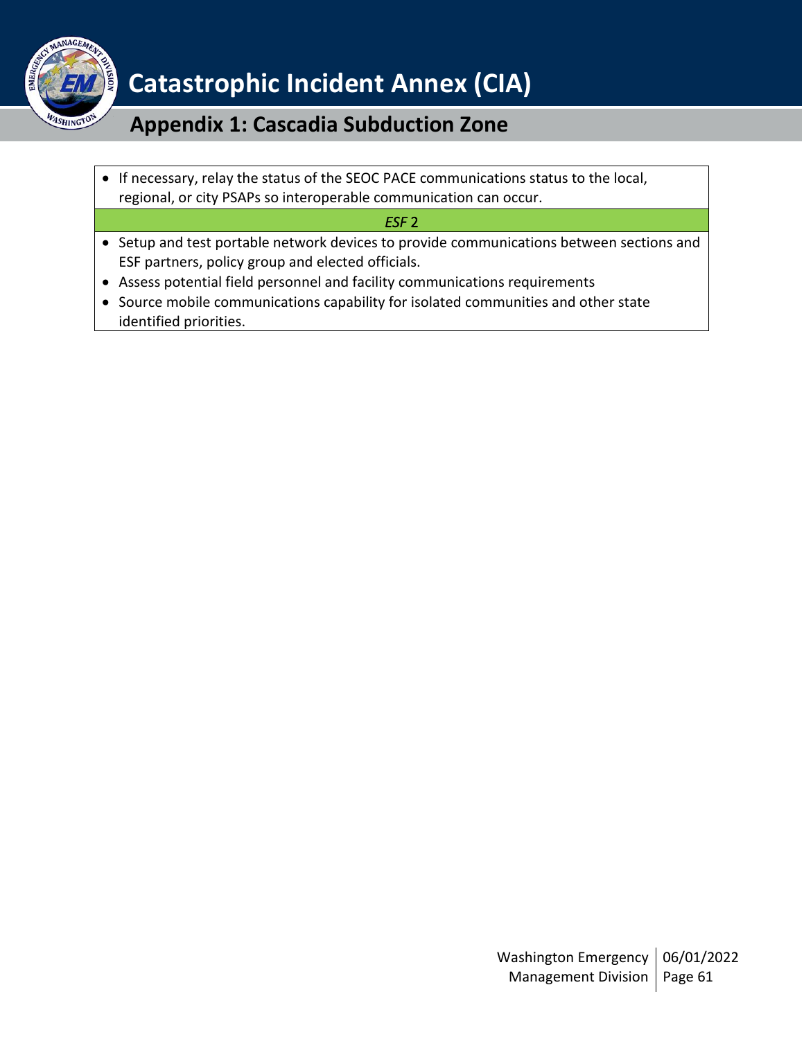| |
|---|
| • If necessary, relay the status of the SEOC PACE communications status to the local, regional, or city PSAPs so interoperable communication can occur. |
| *ESF* 2 |
| • Setup and test portable network devices to provide communications between sections and ESF partners, policy group and elected officials.<br>• Assess potential field personnel and facility communications requirements<br>• Source mobile communications capability for isolated communities and other state identified priorities. |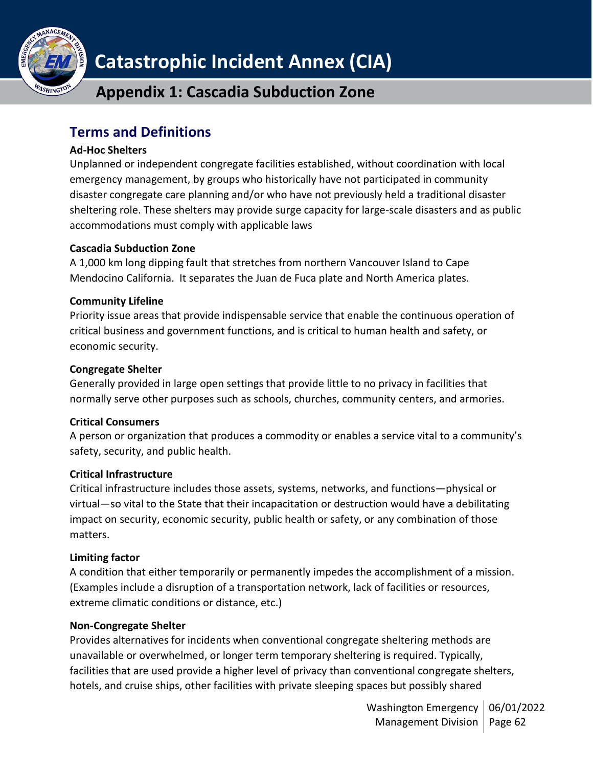## Terms and Definitions

**Ad-Hoc Shelters**

Unplanned or independent congregate facilities established, without coordination with local emergency management, by groups who historically have not participated in community disaster congregate care planning and/or who have not previously held a traditional disaster sheltering role. These shelters may provide surge capacity for large-scale disasters and as public accommodations must comply with applicable laws

**Cascadia Subduction Zone**

A 1,000 km long dipping fault that stretches from northern Vancouver Island to Cape Mendocino California. It separates the Juan de Fuca plate and North America plates.

**Community Lifeline**

Priority issue areas that provide indispensable service that enable the continuous operation of critical business and government functions, and is critical to human health and safety, or economic security.

**Congregate Shelter**

Generally provided in large open settings that provide little to no privacy in facilities that normally serve other purposes such as schools, churches, community centers, and armories.

**Critical Consumers**

A person or organization that produces a commodity or enables a service vital to a community's safety, security, and public health.

**Critical Infrastructure**

Critical infrastructure includes those assets, systems, networks, and functions—physical or virtual—so vital to the State that their incapacitation or destruction would have a debilitating impact on security, economic security, public health or safety, or any combination of those matters.

**Limiting factor**

A condition that either temporarily or permanently impedes the accomplishment of a mission. (Examples include a disruption of a transportation network, lack of facilities or resources, extreme climatic conditions or distance, etc.)

**Non-Congregate Shelter**

Provides alternatives for incidents when conventional congregate sheltering methods are unavailable or overwhelmed, or longer term temporary sheltering is required. Typically, facilities that are used provide a higher level of privacy than conventional congregate shelters, hotels, and cruise ships, other facilities with private sleeping spaces but possibly shared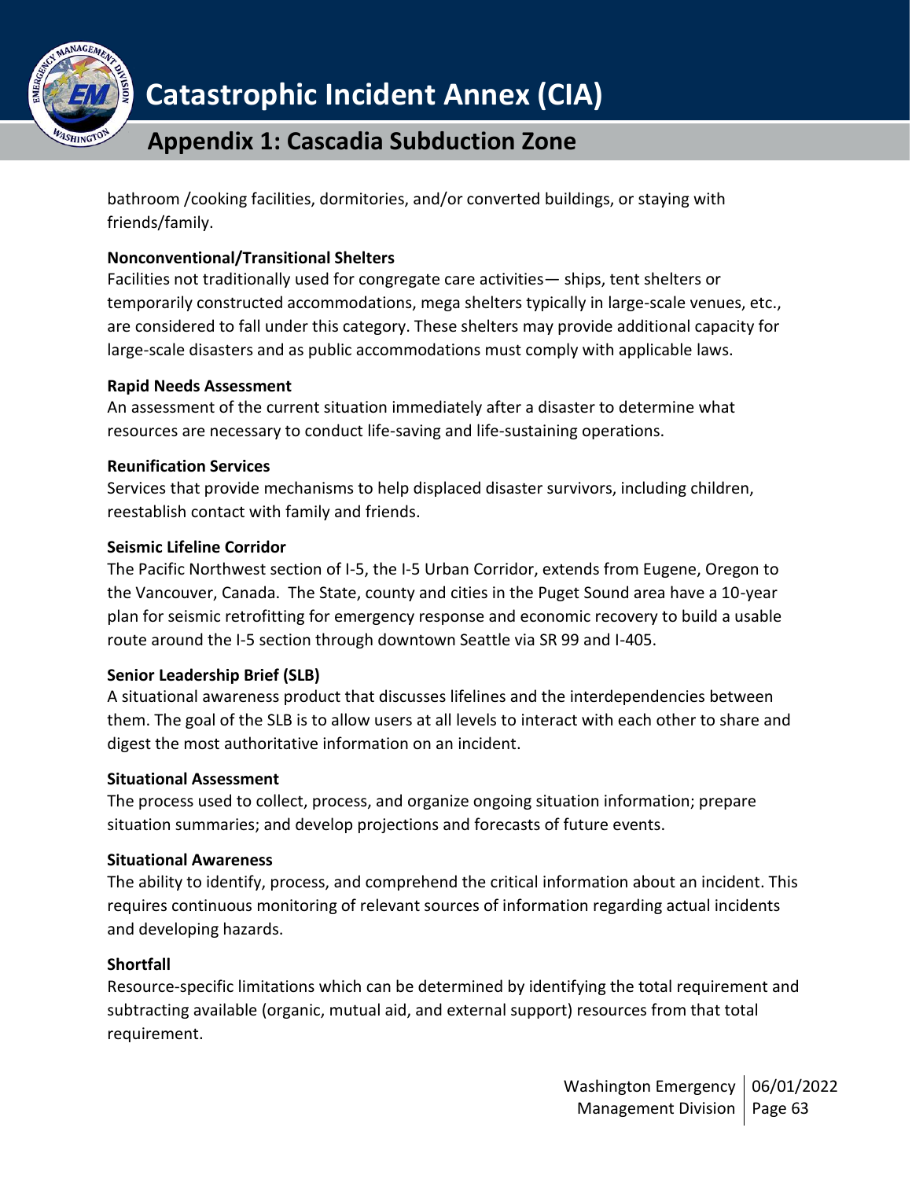bathroom /cooking facilities, dormitories, and/or converted buildings, or staying with friends/family.

**Nonconventional/Transitional Shelters**

Facilities not traditionally used for congregate care activities— ships, tent shelters or temporarily constructed accommodations, mega shelters typically in large-scale venues, etc., are considered to fall under this category. These shelters may provide additional capacity for large-scale disasters and as public accommodations must comply with applicable laws.

**Rapid Needs Assessment**

An assessment of the current situation immediately after a disaster to determine what resources are necessary to conduct life-saving and life-sustaining operations.

**Reunification Services**

Services that provide mechanisms to help displaced disaster survivors, including children, reestablish contact with family and friends.

**Seismic Lifeline Corridor**

The Pacific Northwest section of I-5, the I-5 Urban Corridor, extends from Eugene, Oregon to the Vancouver, Canada. The State, county and cities in the Puget Sound area have a 10-year plan for seismic retrofitting for emergency response and economic recovery to build a usable route around the I-5 section through downtown Seattle via SR 99 and I-405.

**Senior Leadership Brief (SLB)**

A situational awareness product that discusses lifelines and the interdependencies between them. The goal of the SLB is to allow users at all levels to interact with each other to share and digest the most authoritative information on an incident.

**Situational Assessment**

The process used to collect, process, and organize ongoing situation information; prepare situation summaries; and develop projections and forecasts of future events.

**Situational Awareness**

The ability to identify, process, and comprehend the critical information about an incident. This requires continuous monitoring of relevant sources of information regarding actual incidents and developing hazards.

**Shortfall**

Resource-specific limitations which can be determined by identifying the total requirement and subtracting available (organic, mutual aid, and external support) resources from that total requirement.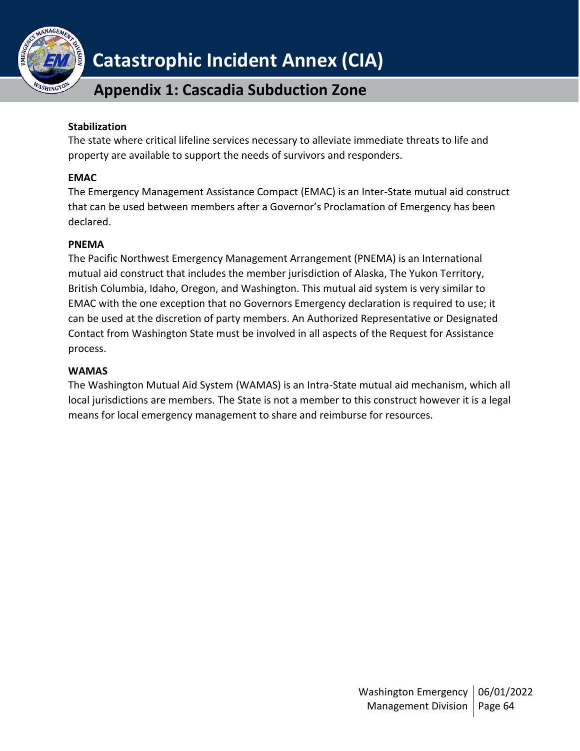**Stabilization**

The state where critical lifeline services necessary to alleviate immediate threats to life and property are available to support the needs of survivors and responders.

**EMAC**

The Emergency Management Assistance Compact (EMAC) is an Inter-State mutual aid construct that can be used between members after a Governor's Proclamation of Emergency has been declared.

**PNEMA**

The Pacific Northwest Emergency Management Arrangement (PNEMA) is an International mutual aid construct that includes the member jurisdiction of Alaska, The Yukon Territory, British Columbia, Idaho, Oregon, and Washington. This mutual aid system is very similar to EMAC with the one exception that no Governors Emergency declaration is required to use; it can be used at the discretion of party members. An Authorized Representative or Designated Contact from Washington State must be involved in all aspects of the Request for Assistance process.

**WAMAS**

The Washington Mutual Aid System (WAMAS) is an Intra-State mutual aid mechanism, which all local jurisdictions are members. The State is not a member to this construct however it is a legal means for local emergency management to share and reimburse for resources.